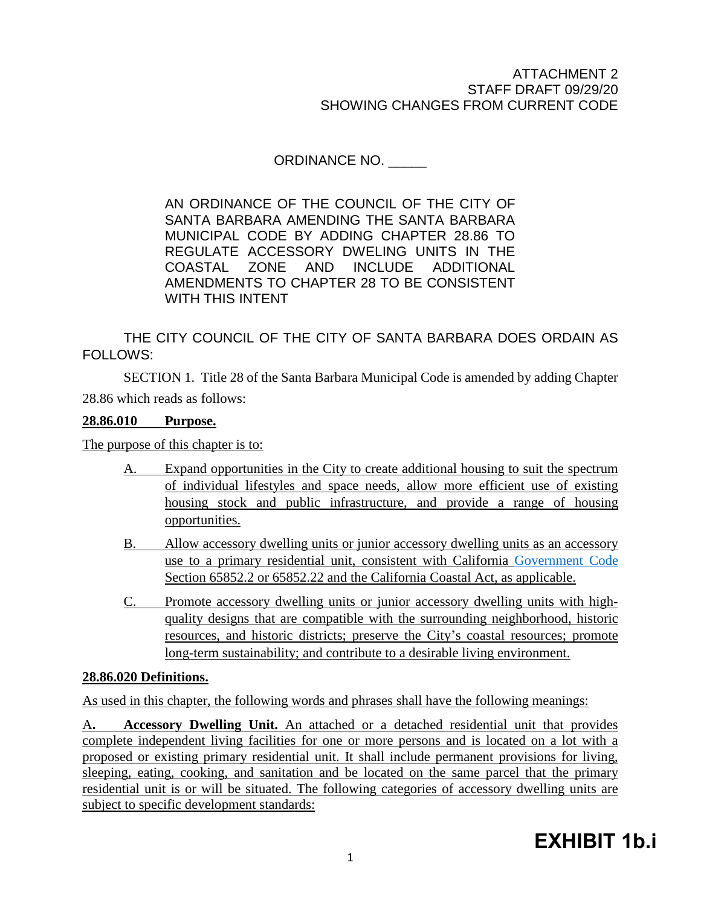ATTACHMENT 2
STAFF DRAFT 09/29/20
SHOWING CHANGES FROM CURRENT CODE

ORDINANCE NO. _____

AN ORDINANCE OF THE COUNCIL OF THE CITY OF SANTA BARBARA AMENDING THE SANTA BARBARA MUNICIPAL CODE BY ADDING CHAPTER 28.86 TO REGULATE ACCESSORY DWELLING UNITS IN THE COASTAL ZONE AND INCLUDE ADDITIONAL AMENDMENTS TO CHAPTER 28 TO BE CONSISTENT WITH THIS INTENT

THE CITY COUNCIL OF THE CITY OF SANTA BARBARA DOES ORDAIN AS FOLLOWS:

SECTION 1. Title 28 of the Santa Barbara Municipal Code is amended by adding Chapter 28.86 which reads as follows:

**28.86.010 Purpose.**

The purpose of this chapter is to:

A. Expand opportunities in the City to create additional housing to suit the spectrum of individual lifestyles and space needs, allow more efficient use of existing housing stock and public infrastructure, and provide a range of housing opportunities.

B. Allow accessory dwelling units or junior accessory dwelling units as an accessory use to a primary residential unit, consistent with California Government Code Section 65852.2 or 65852.22 and the California Coastal Act, as applicable.

C. Promote accessory dwelling units or junior accessory dwelling units with high-quality designs that are compatible with the surrounding neighborhood, historic resources, and historic districts; preserve the City's coastal resources; promote long-term sustainability; and contribute to a desirable living environment.

**28.86.020 Definitions.**

As used in this chapter, the following words and phrases shall have the following meanings:

A. **Accessory Dwelling Unit.** An attached or a detached residential unit that provides complete independent living facilities for one or more persons and is located on a lot with a proposed or existing primary residential unit. It shall include permanent provisions for living, sleeping, eating, cooking, and sanitation and be located on the same parcel that the primary residential unit is or will be situated. The following categories of accessory dwelling units are subject to specific development standards:

EXHIBIT 1b.i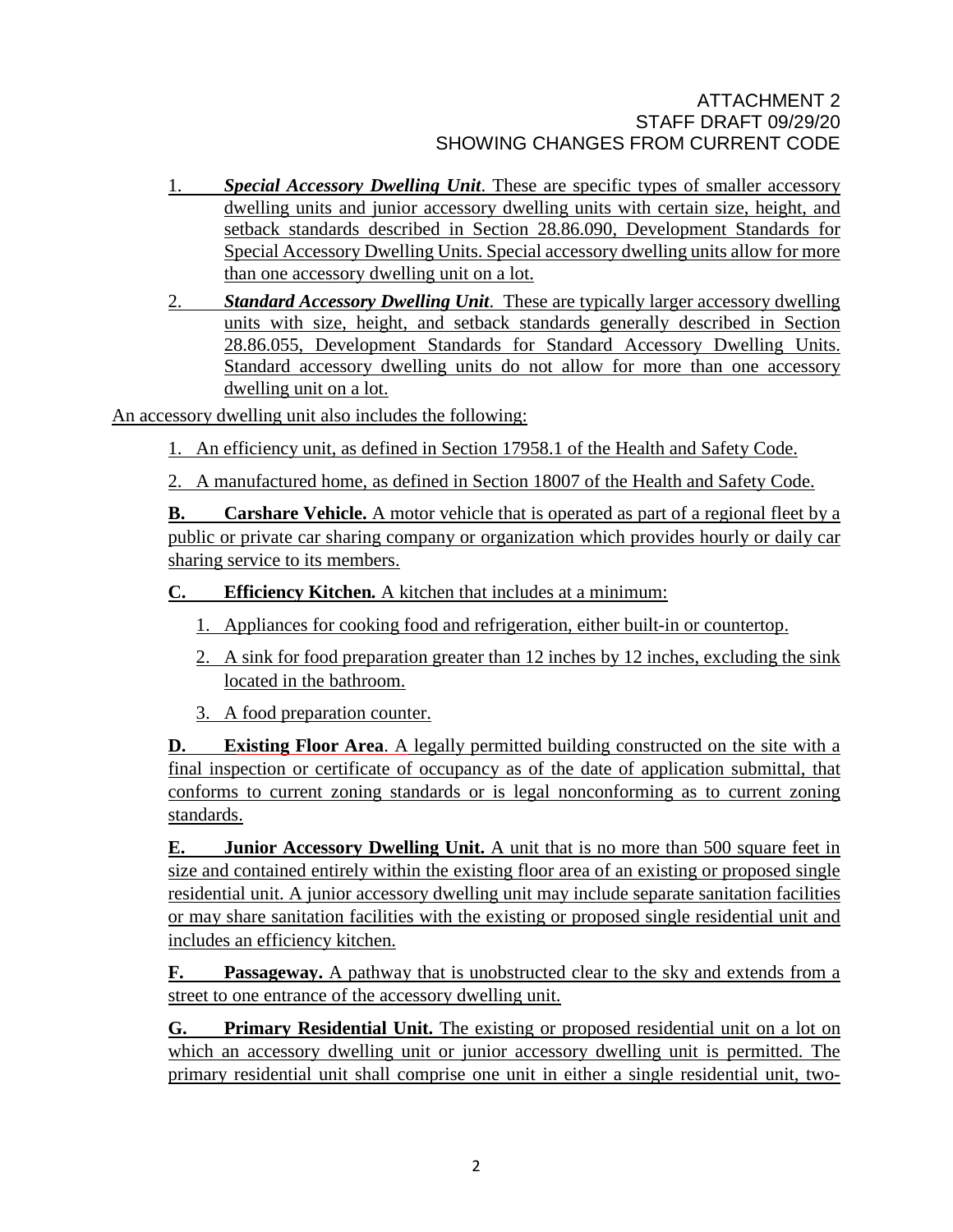1. ***Special Accessory Dwelling Unit***. These are specific types of smaller accessory dwelling units and junior accessory dwelling units with certain size, height, and setback standards described in Section 28.86.090, Development Standards for Special Accessory Dwelling Units. Special accessory dwelling units allow for more than one accessory dwelling unit on a lot.
2. ***Standard Accessory Dwelling Unit***. These are typically larger accessory dwelling units with size, height, and setback standards generally described in Section 28.86.055, Development Standards for Standard Accessory Dwelling Units. Standard accessory dwelling units do not allow for more than one accessory dwelling unit on a lot.

An accessory dwelling unit also includes the following:

1. An efficiency unit, as defined in Section 17958.1 of the Health and Safety Code.
2. A manufactured home, as defined in Section 18007 of the Health and Safety Code.

**B. Carshare Vehicle.** A motor vehicle that is operated as part of a regional fleet by a public or private car sharing company or organization which provides hourly or daily car sharing service to its members.

**C. Efficiency Kitchen***.* A kitchen that includes at a minimum:

1. Appliances for cooking food and refrigeration, either built-in or countertop.
2. A sink for food preparation greater than 12 inches by 12 inches, excluding the sink located in the bathroom.
3. A food preparation counter.

**D. Existing Floor Area**. A legally permitted building constructed on the site with a final inspection or certificate of occupancy as of the date of application submittal, that conforms to current zoning standards or is legal nonconforming as to current zoning standards.

**E. Junior Accessory Dwelling Unit.** A unit that is no more than 500 square feet in size and contained entirely within the existing floor area of an existing or proposed single residential unit. A junior accessory dwelling unit may include separate sanitation facilities or may share sanitation facilities with the existing or proposed single residential unit and includes an efficiency kitchen.

**F. Passageway.** A pathway that is unobstructed clear to the sky and extends from a street to one entrance of the accessory dwelling unit.

**G. Primary Residential Unit.** The existing or proposed residential unit on a lot on which an accessory dwelling unit or junior accessory dwelling unit is permitted. The primary residential unit shall comprise one unit in either a single residential unit, two-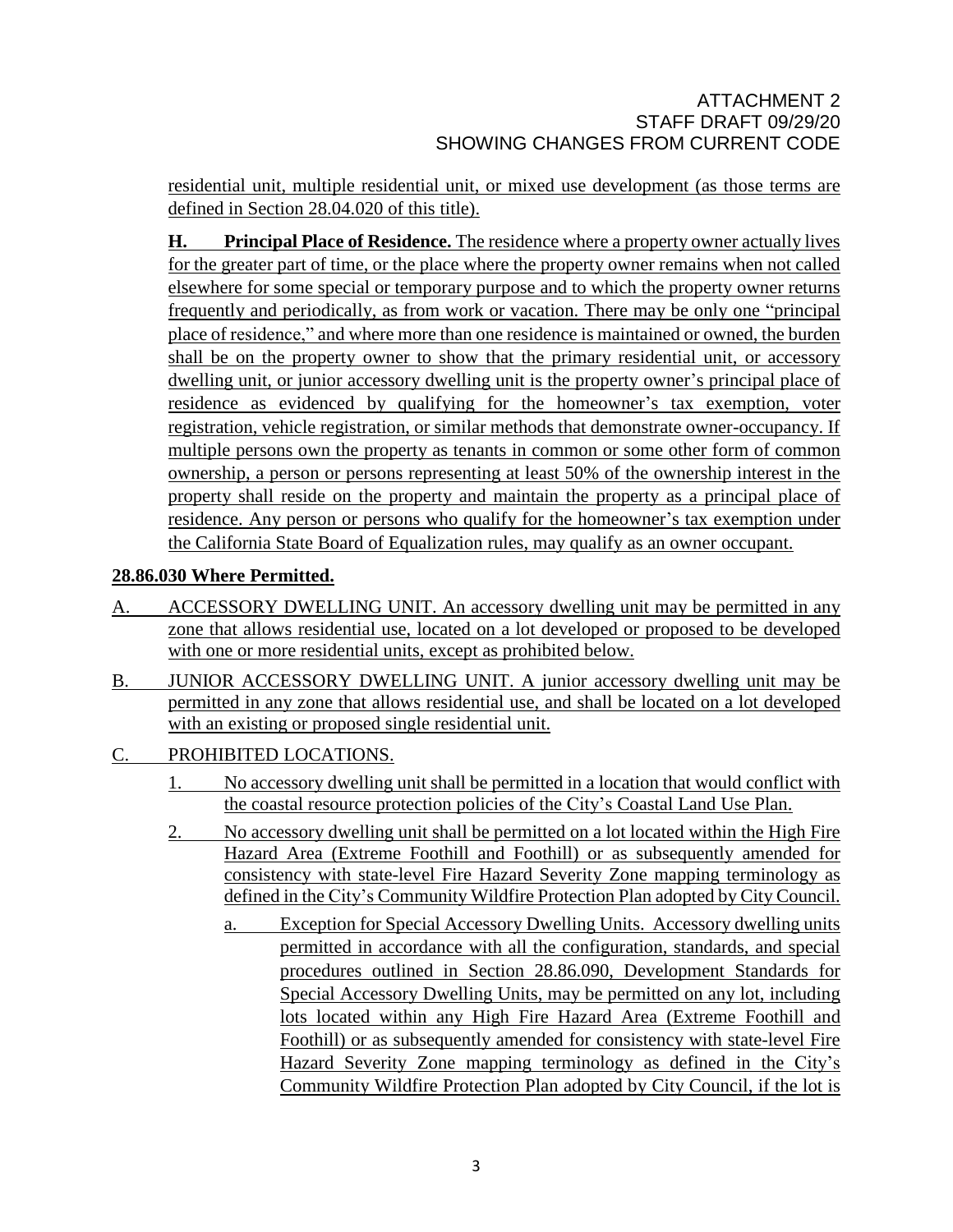residential unit, multiple residential unit, or mixed use development (as those terms are defined in Section 28.04.020 of this title).

**H. Principal Place of Residence.** The residence where a property owner actually lives for the greater part of time, or the place where the property owner remains when not called elsewhere for some special or temporary purpose and to which the property owner returns frequently and periodically, as from work or vacation. There may be only one "principal place of residence," and where more than one residence is maintained or owned, the burden shall be on the property owner to show that the primary residential unit, or accessory dwelling unit, or junior accessory dwelling unit is the property owner's principal place of residence as evidenced by qualifying for the homeowner's tax exemption, voter registration, vehicle registration, or similar methods that demonstrate owner-occupancy. If multiple persons own the property as tenants in common or some other form of common ownership, a person or persons representing at least 50% of the ownership interest in the property shall reside on the property and maintain the property as a principal place of residence. Any person or persons who qualify for the homeowner's tax exemption under the California State Board of Equalization rules, may qualify as an owner occupant.

**28.86.030 Where Permitted.**

A. ACCESSORY DWELLING UNIT. An accessory dwelling unit may be permitted in any zone that allows residential use, located on a lot developed or proposed to be developed with one or more residential units, except as prohibited below.

B. JUNIOR ACCESSORY DWELLING UNIT. A junior accessory dwelling unit may be permitted in any zone that allows residential use, and shall be located on a lot developed with an existing or proposed single residential unit.

C. PROHIBITED LOCATIONS.

1. No accessory dwelling unit shall be permitted in a location that would conflict with the coastal resource protection policies of the City's Coastal Land Use Plan.

2. No accessory dwelling unit shall be permitted on a lot located within the High Fire Hazard Area (Extreme Foothill and Foothill) or as subsequently amended for consistency with state-level Fire Hazard Severity Zone mapping terminology as defined in the City's Community Wildfire Protection Plan adopted by City Council.

   a. Exception for Special Accessory Dwelling Units. Accessory dwelling units permitted in accordance with all the configuration, standards, and special procedures outlined in Section 28.86.090, Development Standards for Special Accessory Dwelling Units, may be permitted on any lot, including lots located within any High Fire Hazard Area (Extreme Foothill and Foothill) or as subsequently amended for consistency with state-level Fire Hazard Severity Zone mapping terminology as defined in the City's Community Wildfire Protection Plan adopted by City Council, if the lot is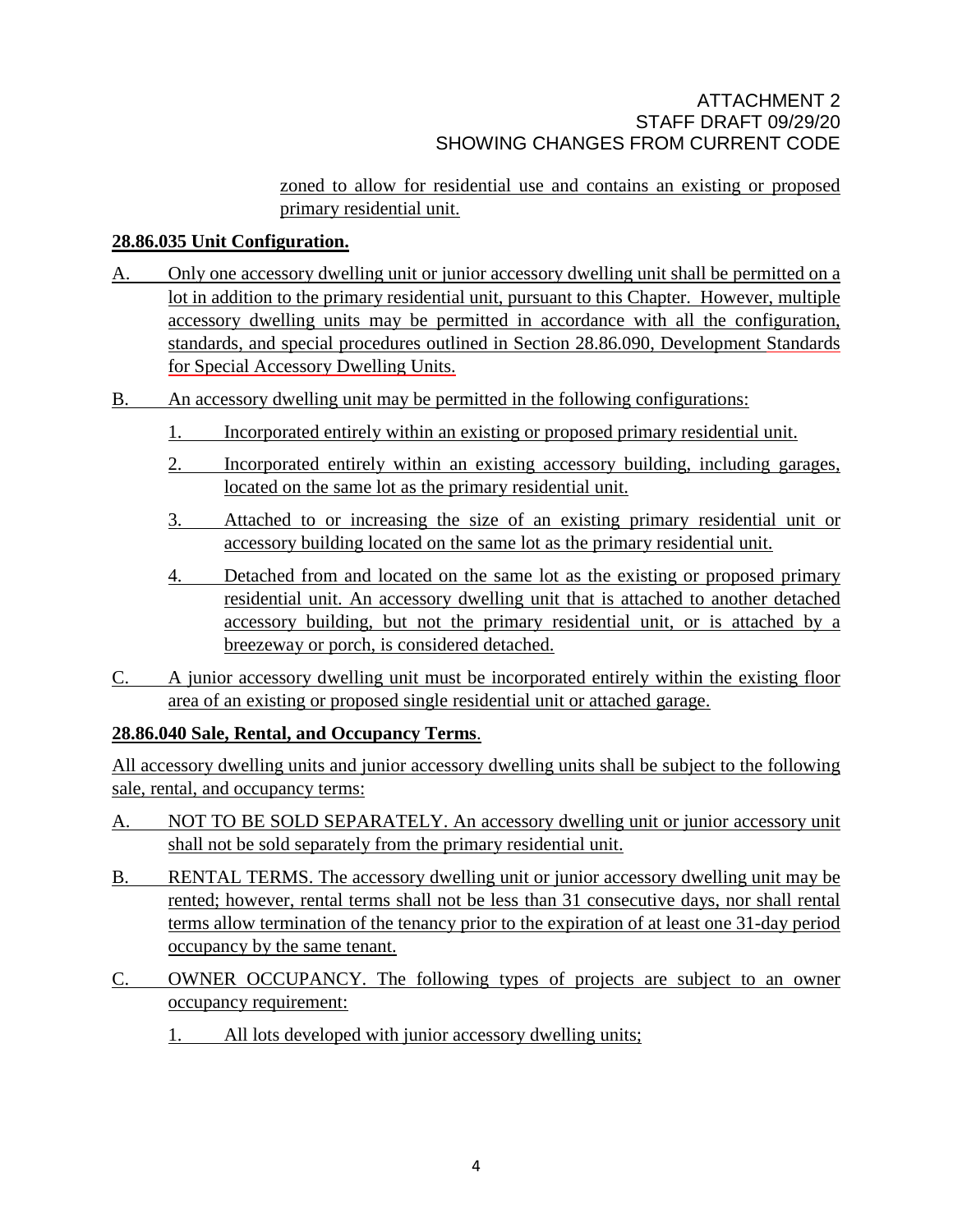zoned to allow for residential use and contains an existing or proposed primary residential unit.

**28.86.035 Unit Configuration.**

A. Only one accessory dwelling unit or junior accessory dwelling unit shall be permitted on a lot in addition to the primary residential unit, pursuant to this Chapter. However, multiple accessory dwelling units may be permitted in accordance with all the configuration, standards, and special procedures outlined in Section 28.86.090, Development Standards for Special Accessory Dwelling Units.

B. An accessory dwelling unit may be permitted in the following configurations:

   1. Incorporated entirely within an existing or proposed primary residential unit.

   2. Incorporated entirely within an existing accessory building, including garages, located on the same lot as the primary residential unit.

   3. Attached to or increasing the size of an existing primary residential unit or accessory building located on the same lot as the primary residential unit.

   4. Detached from and located on the same lot as the existing or proposed primary residential unit. An accessory dwelling unit that is attached to another detached accessory building, but not the primary residential unit, or is attached by a breezeway or porch, is considered detached.

C. A junior accessory dwelling unit must be incorporated entirely within the existing floor area of an existing or proposed single residential unit or attached garage.

**28.86.040 Sale, Rental, and Occupancy Terms.**

All accessory dwelling units and junior accessory dwelling units shall be subject to the following sale, rental, and occupancy terms:

A. NOT TO BE SOLD SEPARATELY. An accessory dwelling unit or junior accessory unit shall not be sold separately from the primary residential unit.

B. RENTAL TERMS. The accessory dwelling unit or junior accessory dwelling unit may be rented; however, rental terms shall not be less than 31 consecutive days, nor shall rental terms allow termination of the tenancy prior to the expiration of at least one 31-day period occupancy by the same tenant.

C. OWNER OCCUPANCY. The following types of projects are subject to an owner occupancy requirement:

   1. All lots developed with junior accessory dwelling units;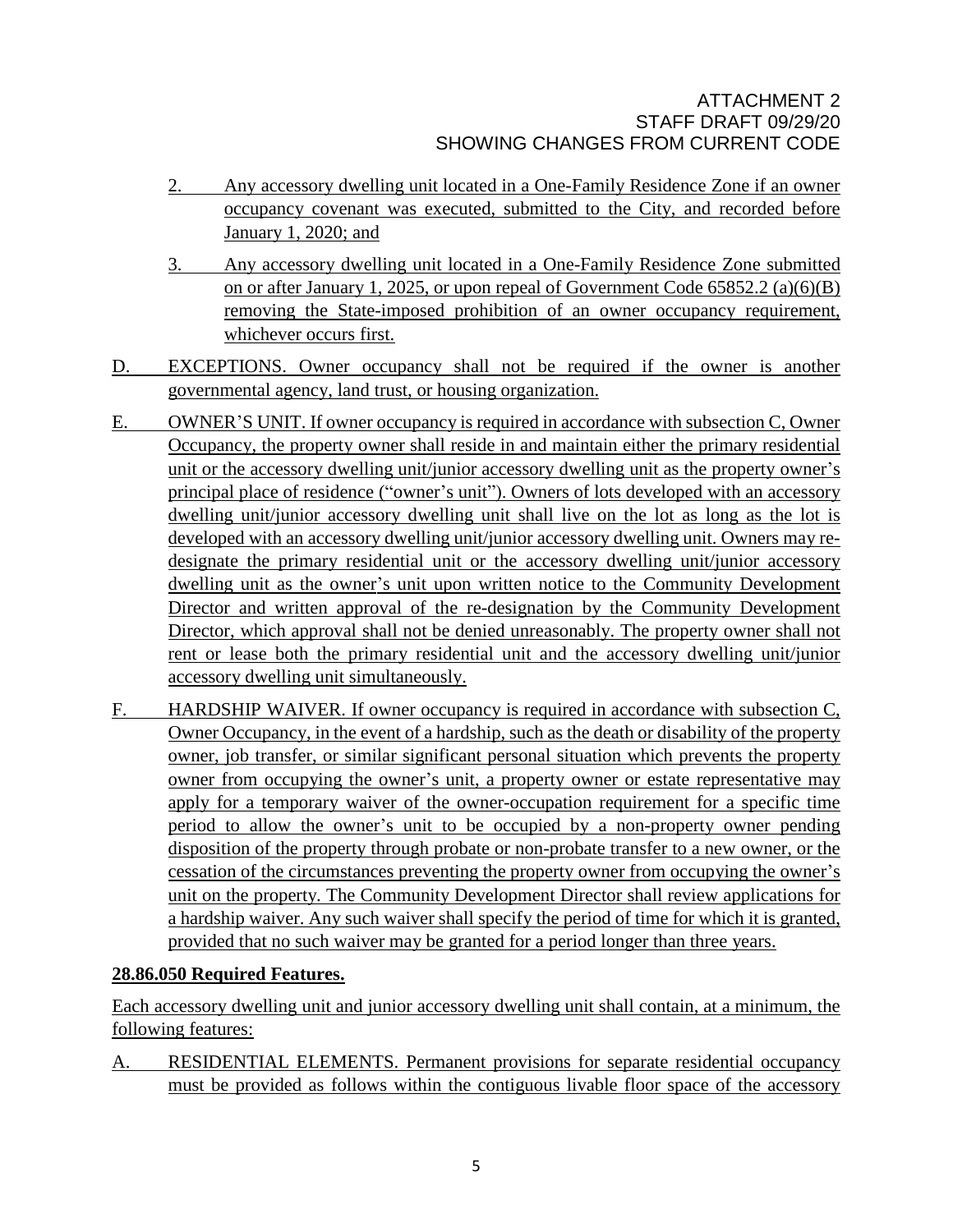2. Any accessory dwelling unit located in a One-Family Residence Zone if an owner occupancy covenant was executed, submitted to the City, and recorded before January 1, 2020; and

3. Any accessory dwelling unit located in a One-Family Residence Zone submitted on or after January 1, 2025, or upon repeal of Government Code 65852.2 (a)(6)(B) removing the State-imposed prohibition of an owner occupancy requirement, whichever occurs first.

D. EXCEPTIONS. Owner occupancy shall not be required if the owner is another governmental agency, land trust, or housing organization.

E. OWNER'S UNIT. If owner occupancy is required in accordance with subsection C, Owner Occupancy, the property owner shall reside in and maintain either the primary residential unit or the accessory dwelling unit/junior accessory dwelling unit as the property owner's principal place of residence ("owner's unit"). Owners of lots developed with an accessory dwelling unit/junior accessory dwelling unit shall live on the lot as long as the lot is developed with an accessory dwelling unit/junior accessory dwelling unit. Owners may re-designate the primary residential unit or the accessory dwelling unit/junior accessory dwelling unit as the owner's unit upon written notice to the Community Development Director and written approval of the re-designation by the Community Development Director, which approval shall not be denied unreasonably. The property owner shall not rent or lease both the primary residential unit and the accessory dwelling unit/junior accessory dwelling unit simultaneously.

F. HARDSHIP WAIVER. If owner occupancy is required in accordance with subsection C, Owner Occupancy, in the event of a hardship, such as the death or disability of the property owner, job transfer, or similar significant personal situation which prevents the property owner from occupying the owner's unit, a property owner or estate representative may apply for a temporary waiver of the owner-occupation requirement for a specific time period to allow the owner's unit to be occupied by a non-property owner pending disposition of the property through probate or non-probate transfer to a new owner, or the cessation of the circumstances preventing the property owner from occupying the owner's unit on the property. The Community Development Director shall review applications for a hardship waiver. Any such waiver shall specify the period of time for which it is granted, provided that no such waiver may be granted for a period longer than three years.

**28.86.050 Required Features.**

Each accessory dwelling unit and junior accessory dwelling unit shall contain, at a minimum, the following features:

A. RESIDENTIAL ELEMENTS. Permanent provisions for separate residential occupancy must be provided as follows within the contiguous livable floor space of the accessory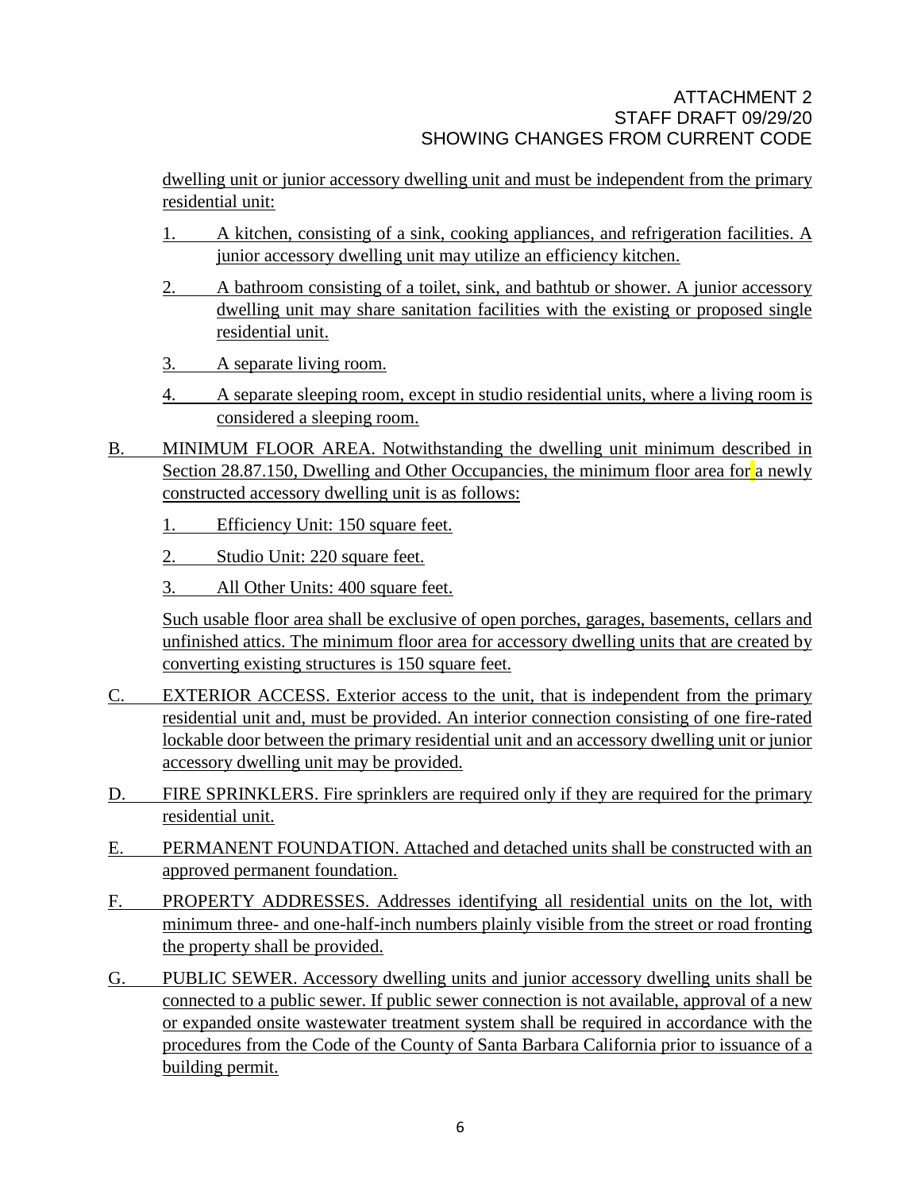dwelling unit or junior accessory dwelling unit and must be independent from the primary residential unit:

1. A kitchen, consisting of a sink, cooking appliances, and refrigeration facilities. A junior accessory dwelling unit may utilize an efficiency kitchen.
2. A bathroom consisting of a toilet, sink, and bathtub or shower. A junior accessory dwelling unit may share sanitation facilities with the existing or proposed single residential unit.
3. A separate living room.
4. A separate sleeping room, except in studio residential units, where a living room is considered a sleeping room.

B. MINIMUM FLOOR AREA. Notwithstanding the dwelling unit minimum described in Section 28.87.150, Dwelling and Other Occupancies, the minimum floor area for a newly constructed accessory dwelling unit is as follows:

1. Efficiency Unit: 150 square feet.
2. Studio Unit: 220 square feet.
3. All Other Units: 400 square feet.

Such usable floor area shall be exclusive of open porches, garages, basements, cellars and unfinished attics. The minimum floor area for accessory dwelling units that are created by converting existing structures is 150 square feet.

C. EXTERIOR ACCESS. Exterior access to the unit, that is independent from the primary residential unit and, must be provided. An interior connection consisting of one fire-rated lockable door between the primary residential unit and an accessory dwelling unit or junior accessory dwelling unit may be provided.

D. FIRE SPRINKLERS. Fire sprinklers are required only if they are required for the primary residential unit.

E. PERMANENT FOUNDATION. Attached and detached units shall be constructed with an approved permanent foundation.

F. PROPERTY ADDRESSES. Addresses identifying all residential units on the lot, with minimum three- and one-half-inch numbers plainly visible from the street or road fronting the property shall be provided.

G. PUBLIC SEWER. Accessory dwelling units and junior accessory dwelling units shall be connected to a public sewer. If public sewer connection is not available, approval of a new or expanded onsite wastewater treatment system shall be required in accordance with the procedures from the Code of the County of Santa Barbara California prior to issuance of a building permit.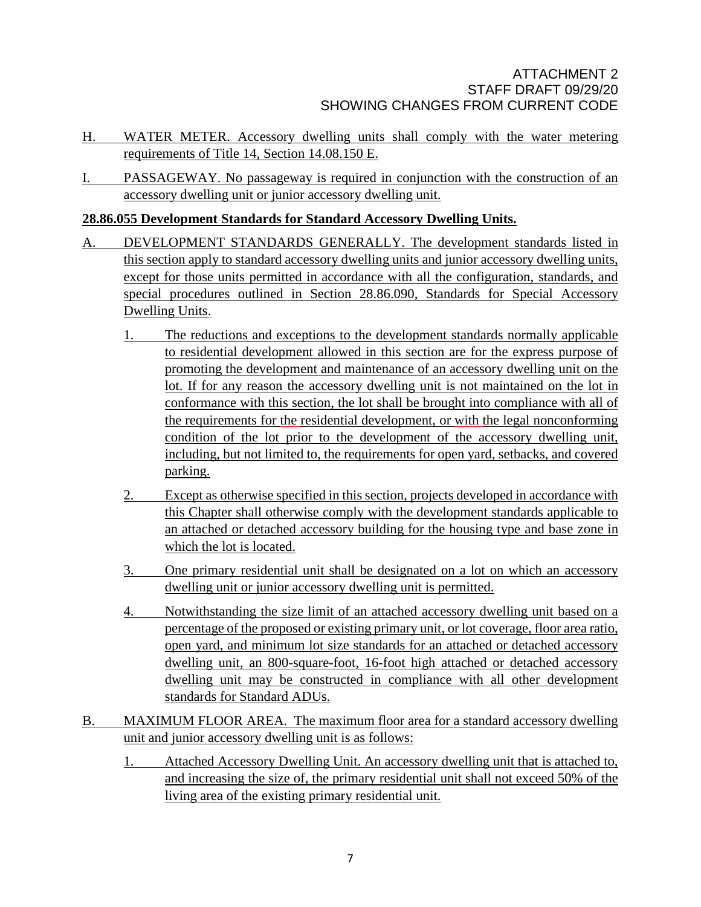ATTACHMENT 2
STAFF DRAFT 09/29/20
SHOWING CHANGES FROM CURRENT CODE

H. WATER METER. Accessory dwelling units shall comply with the water metering requirements of Title 14, Section 14.08.150 E.

I. PASSAGEWAY. No passageway is required in conjunction with the construction of an accessory dwelling unit or junior accessory dwelling unit.

**28.86.055 Development Standards for Standard Accessory Dwelling Units.**

A. DEVELOPMENT STANDARDS GENERALLY. The development standards listed in this section apply to standard accessory dwelling units and junior accessory dwelling units, except for those units permitted in accordance with all the configuration, standards, and special procedures outlined in Section 28.86.090, Standards for Special Accessory Dwelling Units.

1. The reductions and exceptions to the development standards normally applicable to residential development allowed in this section are for the express purpose of promoting the development and maintenance of an accessory dwelling unit on the lot. If for any reason the accessory dwelling unit is not maintained on the lot in conformance with this section, the lot shall be brought into compliance with all of the requirements for the residential development, or with the legal nonconforming condition of the lot prior to the development of the accessory dwelling unit, including, but not limited to, the requirements for open yard, setbacks, and covered parking.

2. Except as otherwise specified in this section, projects developed in accordance with this Chapter shall otherwise comply with the development standards applicable to an attached or detached accessory building for the housing type and base zone in which the lot is located.

3. One primary residential unit shall be designated on a lot on which an accessory dwelling unit or junior accessory dwelling unit is permitted.

4. Notwithstanding the size limit of an attached accessory dwelling unit based on a percentage of the proposed or existing primary unit, or lot coverage, floor area ratio, open yard, and minimum lot size standards for an attached or detached accessory dwelling unit, an 800-square-foot, 16-foot high attached or detached accessory dwelling unit may be constructed in compliance with all other development standards for Standard ADUs.

B. MAXIMUM FLOOR AREA. The maximum floor area for a standard accessory dwelling unit and junior accessory dwelling unit is as follows:

1. Attached Accessory Dwelling Unit. An accessory dwelling unit that is attached to, and increasing the size of, the primary residential unit shall not exceed 50% of the living area of the existing primary residential unit.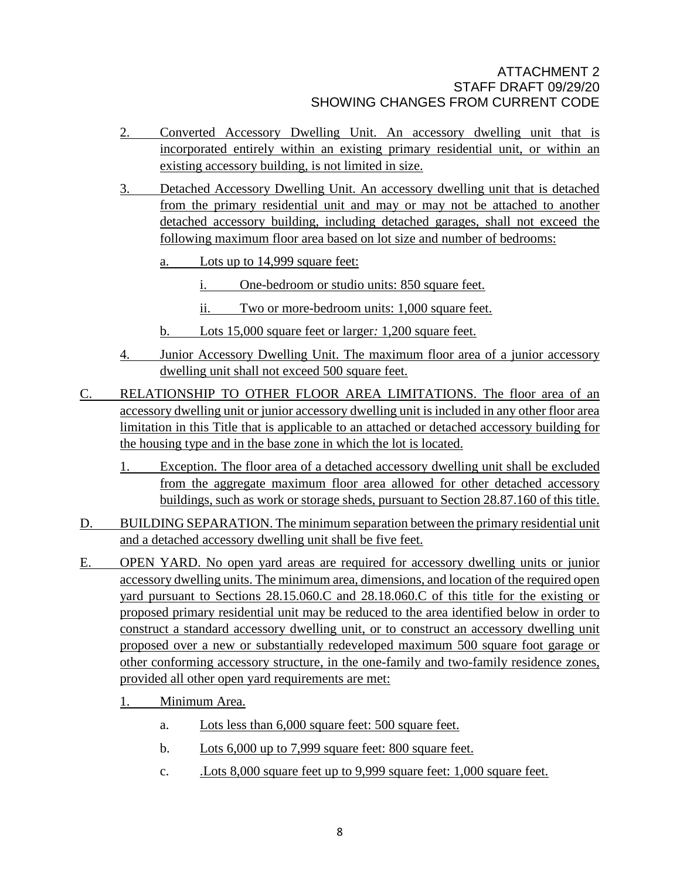ATTACHMENT 2
STAFF DRAFT 09/29/20
SHOWING CHANGES FROM CURRENT CODE

2. Converted Accessory Dwelling Unit. An accessory dwelling unit that is incorporated entirely within an existing primary residential unit, or within an existing accessory building, is not limited in size.

3. Detached Accessory Dwelling Unit. An accessory dwelling unit that is detached from the primary residential unit and may or may not be attached to another detached accessory building, including detached garages, shall not exceed the following maximum floor area based on lot size and number of bedrooms:

   a. Lots up to 14,999 square feet:

      i. One-bedroom or studio units: 850 square feet.

      ii. Two or more-bedroom units: 1,000 square feet.

   b. Lots 15,000 square feet or larger*:* 1,200 square feet.

4. Junior Accessory Dwelling Unit. The maximum floor area of a junior accessory dwelling unit shall not exceed 500 square feet.

C. RELATIONSHIP TO OTHER FLOOR AREA LIMITATIONS. The floor area of an accessory dwelling unit or junior accessory dwelling unit is included in any other floor area limitation in this Title that is applicable to an attached or detached accessory building for the housing type and in the base zone in which the lot is located.

   1. Exception. The floor area of a detached accessory dwelling unit shall be excluded from the aggregate maximum floor area allowed for other detached accessory buildings, such as work or storage sheds, pursuant to Section 28.87.160 of this title.

D. BUILDING SEPARATION. The minimum separation between the primary residential unit and a detached accessory dwelling unit shall be five feet.

E. OPEN YARD. No open yard areas are required for accessory dwelling units or junior accessory dwelling units. The minimum area, dimensions, and location of the required open yard pursuant to Sections 28.15.060.C and 28.18.060.C of this title for the existing or proposed primary residential unit may be reduced to the area identified below in order to construct a standard accessory dwelling unit, or to construct an accessory dwelling unit proposed over a new or substantially redeveloped maximum 500 square foot garage or other conforming accessory structure, in the one-family and two-family residence zones, provided all other open yard requirements are met:

   1. Minimum Area.

      a. Lots less than 6,000 square feet: 500 square feet.

      b. Lots 6,000 up to 7,999 square feet: 800 square feet.

      c. .Lots 8,000 square feet up to 9,999 square feet: 1,000 square feet.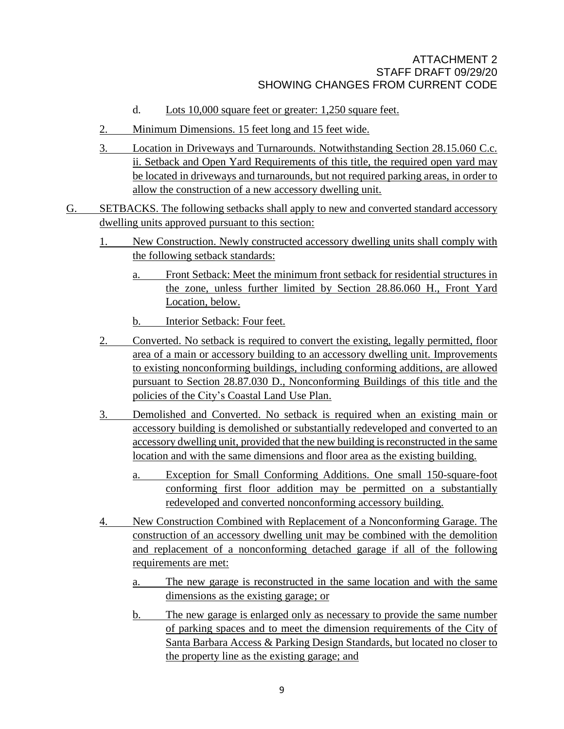d. Lots 10,000 square feet or greater: 1,250 square feet.

2. Minimum Dimensions. 15 feet long and 15 feet wide.

3. Location in Driveways and Turnarounds. Notwithstanding Section 28.15.060 C.c. ii. Setback and Open Yard Requirements of this title, the required open yard may be located in driveways and turnarounds, but not required parking areas, in order to allow the construction of a new accessory dwelling unit.

G. SETBACKS. The following setbacks shall apply to new and converted standard accessory dwelling units approved pursuant to this section:

1. New Construction. Newly constructed accessory dwelling units shall comply with the following setback standards:

   a. Front Setback: Meet the minimum front setback for residential structures in the zone, unless further limited by Section 28.86.060 H., Front Yard Location, below.

   b. Interior Setback: Four feet.

2. Converted. No setback is required to convert the existing, legally permitted, floor area of a main or accessory building to an accessory dwelling unit. Improvements to existing nonconforming buildings, including conforming additions, are allowed pursuant to Section 28.87.030 D., Nonconforming Buildings of this title and the policies of the City's Coastal Land Use Plan.

3. Demolished and Converted. No setback is required when an existing main or accessory building is demolished or substantially redeveloped and converted to an accessory dwelling unit, provided that the new building is reconstructed in the same location and with the same dimensions and floor area as the existing building.

   a. Exception for Small Conforming Additions. One small 150-square-foot conforming first floor addition may be permitted on a substantially redeveloped and converted nonconforming accessory building.

4. New Construction Combined with Replacement of a Nonconforming Garage. The construction of an accessory dwelling unit may be combined with the demolition and replacement of a nonconforming detached garage if all of the following requirements are met:

   a. The new garage is reconstructed in the same location and with the same dimensions as the existing garage; or

   b. The new garage is enlarged only as necessary to provide the same number of parking spaces and to meet the dimension requirements of the City of Santa Barbara Access & Parking Design Standards, but located no closer to the property line as the existing garage; and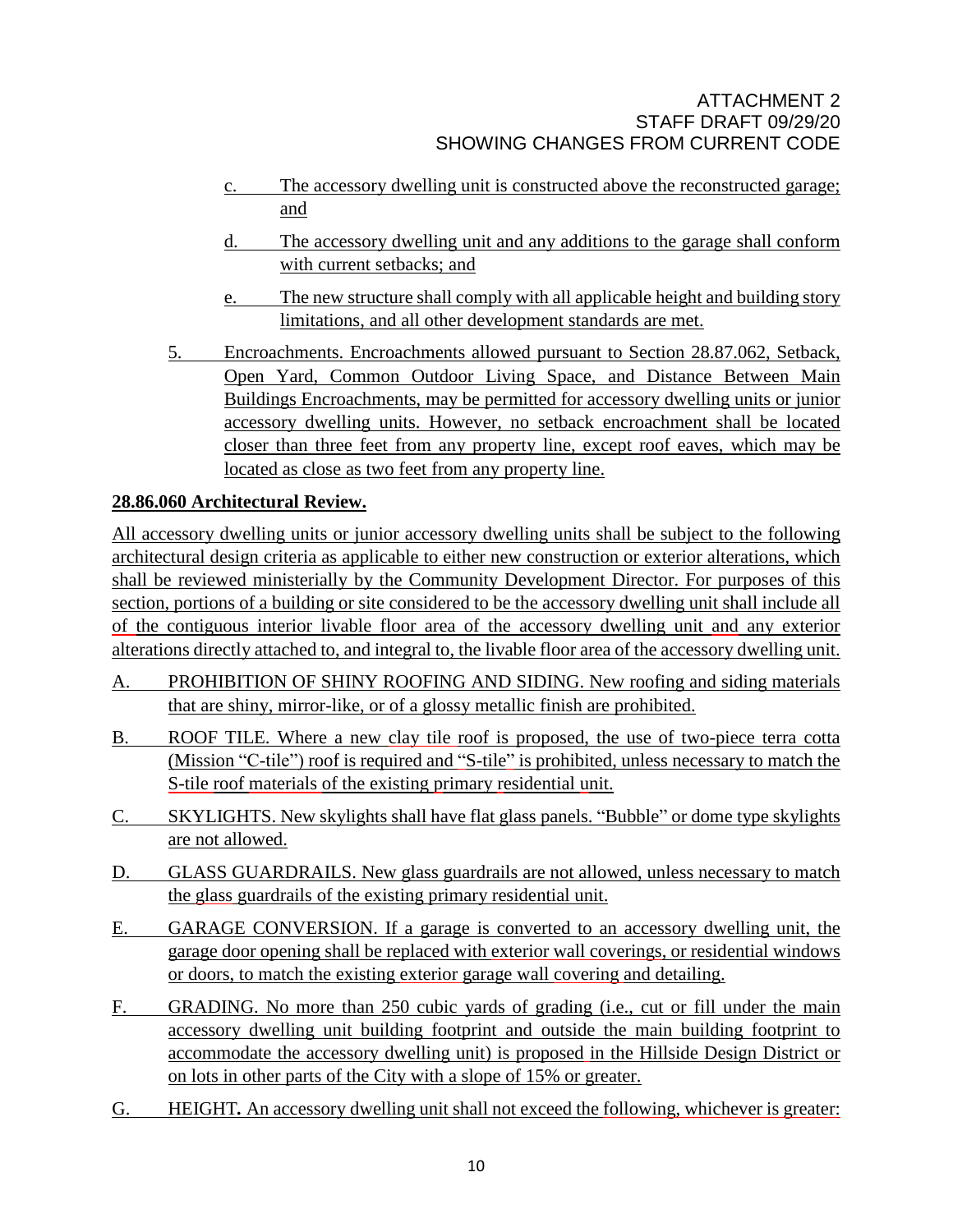c. The accessory dwelling unit is constructed above the reconstructed garage; and

d. The accessory dwelling unit and any additions to the garage shall conform with current setbacks; and

e. The new structure shall comply with all applicable height and building story limitations, and all other development standards are met.

5. Encroachments. Encroachments allowed pursuant to Section 28.87.062, Setback, Open Yard, Common Outdoor Living Space, and Distance Between Main Buildings Encroachments, may be permitted for accessory dwelling units or junior accessory dwelling units. However, no setback encroachment shall be located closer than three feet from any property line, except roof eaves, which may be located as close as two feet from any property line.

**28.86.060 Architectural Review.**

All accessory dwelling units or junior accessory dwelling units shall be subject to the following architectural design criteria as applicable to either new construction or exterior alterations, which shall be reviewed ministerially by the Community Development Director. For purposes of this section, portions of a building or site considered to be the accessory dwelling unit shall include all of the contiguous interior livable floor area of the accessory dwelling unit and any exterior alterations directly attached to, and integral to, the livable floor area of the accessory dwelling unit.

A. PROHIBITION OF SHINY ROOFING AND SIDING. New roofing and siding materials that are shiny, mirror-like, or of a glossy metallic finish are prohibited.

B. ROOF TILE. Where a new clay tile roof is proposed, the use of two-piece terra cotta (Mission "C-tile") roof is required and "S-tile" is prohibited, unless necessary to match the S-tile roof materials of the existing primary residential unit.

C. SKYLIGHTS. New skylights shall have flat glass panels. "Bubble" or dome type skylights are not allowed.

D. GLASS GUARDRAILS. New glass guardrails are not allowed, unless necessary to match the glass guardrails of the existing primary residential unit.

E. GARAGE CONVERSION. If a garage is converted to an accessory dwelling unit, the garage door opening shall be replaced with exterior wall coverings, or residential windows or doors, to match the existing exterior garage wall covering and detailing.

F. GRADING. No more than 250 cubic yards of grading (i.e., cut or fill under the main accessory dwelling unit building footprint and outside the main building footprint to accommodate the accessory dwelling unit) is proposed in the Hillside Design District or on lots in other parts of the City with a slope of 15% or greater.

G. HEIGHT**.** An accessory dwelling unit shall not exceed the following, whichever is greater: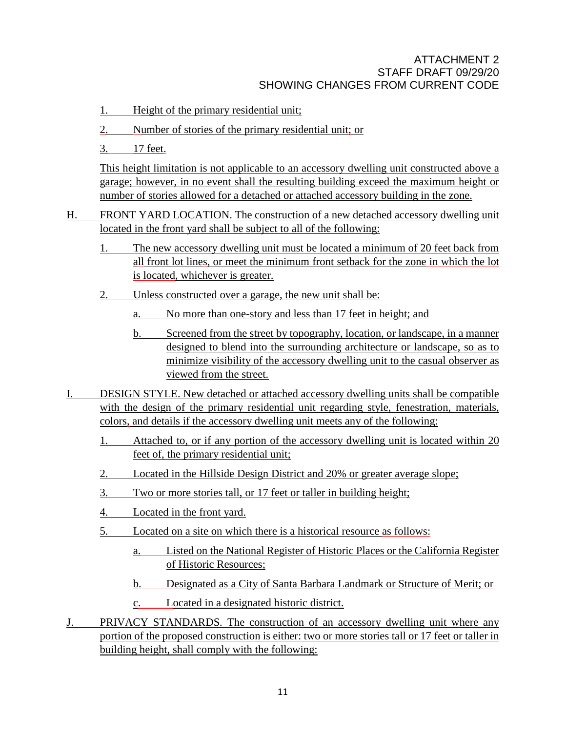1. Height of the primary residential unit;

2. Number of stories of the primary residential unit; or

3. 17 feet.

This height limitation is not applicable to an accessory dwelling unit constructed above a garage; however, in no event shall the resulting building exceed the maximum height or number of stories allowed for a detached or attached accessory building in the zone.

H. FRONT YARD LOCATION. The construction of a new detached accessory dwelling unit located in the front yard shall be subject to all of the following:

1. The new accessory dwelling unit must be located a minimum of 20 feet back from all front lot lines, or meet the minimum front setback for the zone in which the lot is located, whichever is greater.

2. Unless constructed over a garage, the new unit shall be:

   a. No more than one-story and less than 17 feet in height; and

   b. Screened from the street by topography, location, or landscape, in a manner designed to blend into the surrounding architecture or landscape, so as to minimize visibility of the accessory dwelling unit to the casual observer as viewed from the street.

I. DESIGN STYLE. New detached or attached accessory dwelling units shall be compatible with the design of the primary residential unit regarding style, fenestration, materials, colors, and details if the accessory dwelling unit meets any of the following:

1. Attached to, or if any portion of the accessory dwelling unit is located within 20 feet of, the primary residential unit;

2. Located in the Hillside Design District and 20% or greater average slope;

3. Two or more stories tall, or 17 feet or taller in building height;

4. Located in the front yard.

5. Located on a site on which there is a historical resource as follows:

   a. Listed on the National Register of Historic Places or the California Register of Historic Resources;

   b. Designated as a City of Santa Barbara Landmark or Structure of Merit; or

   c. Located in a designated historic district.

J. PRIVACY STANDARDS. The construction of an accessory dwelling unit where any portion of the proposed construction is either: two or more stories tall or 17 feet or taller in building height, shall comply with the following: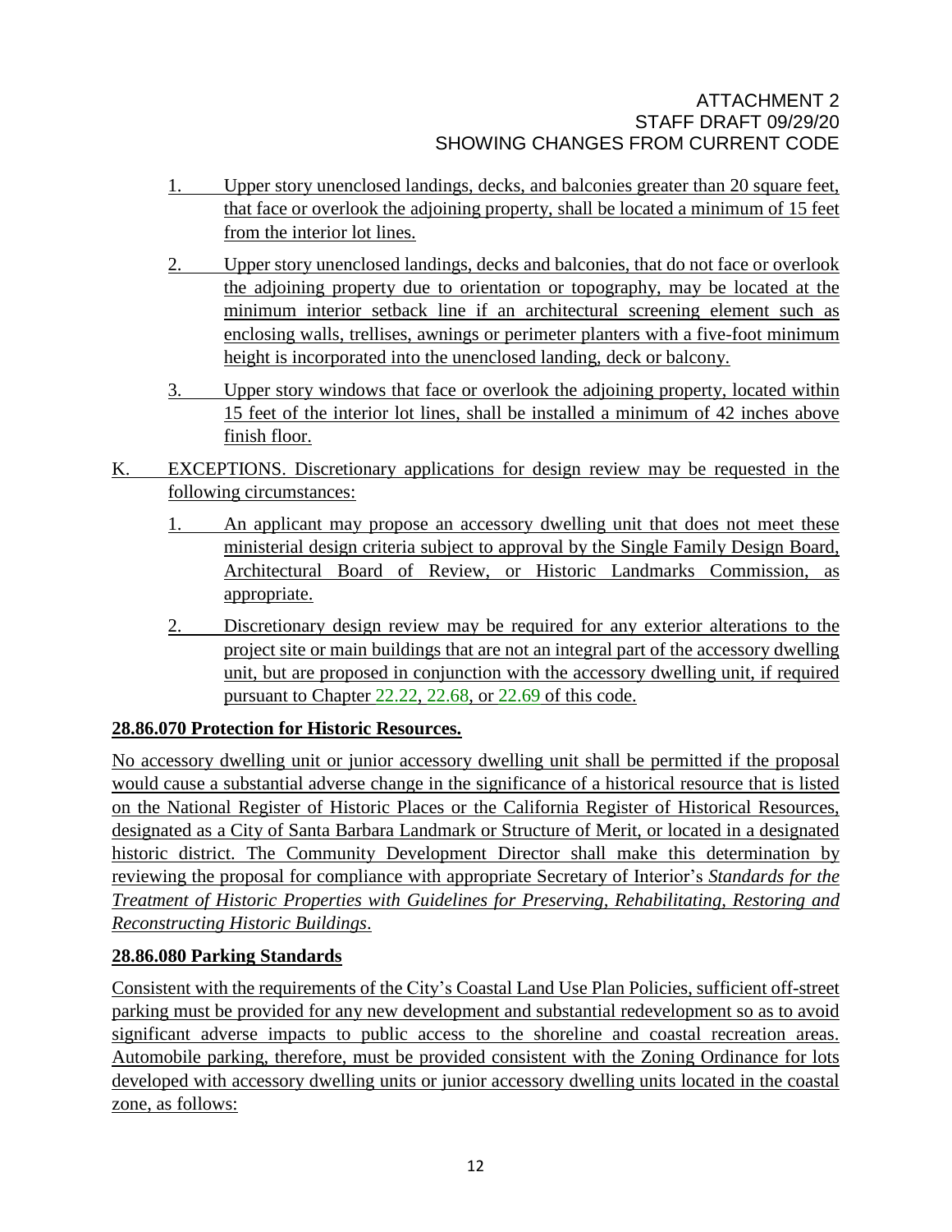1. Upper story unenclosed landings, decks, and balconies greater than 20 square feet, that face or overlook the adjoining property, shall be located a minimum of 15 feet from the interior lot lines.

2. Upper story unenclosed landings, decks and balconies, that do not face or overlook the adjoining property due to orientation or topography, may be located at the minimum interior setback line if an architectural screening element such as enclosing walls, trellises, awnings or perimeter planters with a five-foot minimum height is incorporated into the unenclosed landing, deck or balcony.

3. Upper story windows that face or overlook the adjoining property, located within 15 feet of the interior lot lines, shall be installed a minimum of 42 inches above finish floor.

K. EXCEPTIONS. Discretionary applications for design review may be requested in the following circumstances:

1. An applicant may propose an accessory dwelling unit that does not meet these ministerial design criteria subject to approval by the Single Family Design Board, Architectural Board of Review, or Historic Landmarks Commission, as appropriate.

2. Discretionary design review may be required for any exterior alterations to the project site or main buildings that are not an integral part of the accessory dwelling unit, but are proposed in conjunction with the accessory dwelling unit, if required pursuant to Chapter 22.22, 22.68, or 22.69 of this code.

**28.86.070 Protection for Historic Resources.**

No accessory dwelling unit or junior accessory dwelling unit shall be permitted if the proposal would cause a substantial adverse change in the significance of a historical resource that is listed on the National Register of Historic Places or the California Register of Historical Resources, designated as a City of Santa Barbara Landmark or Structure of Merit, or located in a designated historic district. The Community Development Director shall make this determination by reviewing the proposal for compliance with appropriate Secretary of Interior's *Standards for the Treatment of Historic Properties with Guidelines for Preserving, Rehabilitating, Restoring and Reconstructing Historic Buildings*.

**28.86.080 Parking Standards**

Consistent with the requirements of the City's Coastal Land Use Plan Policies, sufficient off-street parking must be provided for any new development and substantial redevelopment so as to avoid significant adverse impacts to public access to the shoreline and coastal recreation areas. Automobile parking, therefore, must be provided consistent with the Zoning Ordinance for lots developed with accessory dwelling units or junior accessory dwelling units located in the coastal zone, as follows: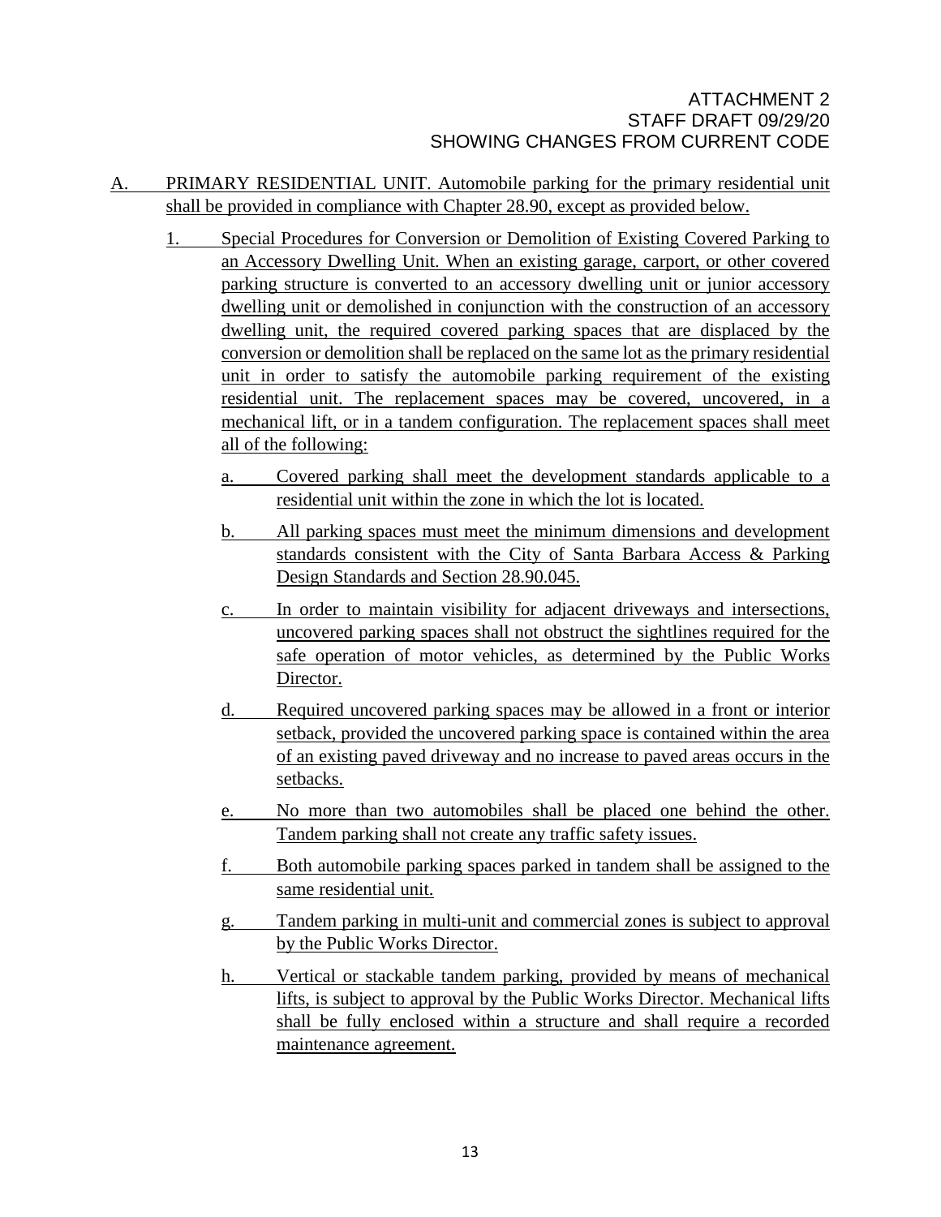ATTACHMENT 2
STAFF DRAFT 09/29/20
SHOWING CHANGES FROM CURRENT CODE

A. PRIMARY RESIDENTIAL UNIT. Automobile parking for the primary residential unit shall be provided in compliance with Chapter 28.90, except as provided below.

   1. Special Procedures for Conversion or Demolition of Existing Covered Parking to an Accessory Dwelling Unit. When an existing garage, carport, or other covered parking structure is converted to an accessory dwelling unit or junior accessory dwelling unit or demolished in conjunction with the construction of an accessory dwelling unit, the required covered parking spaces that are displaced by the conversion or demolition shall be replaced on the same lot as the primary residential unit in order to satisfy the automobile parking requirement of the existing residential unit. The replacement spaces may be covered, uncovered, in a mechanical lift, or in a tandem configuration. The replacement spaces shall meet all of the following:

      a. Covered parking shall meet the development standards applicable to a residential unit within the zone in which the lot is located.

      b. All parking spaces must meet the minimum dimensions and development standards consistent with the City of Santa Barbara Access & Parking Design Standards and Section 28.90.045.

      c. In order to maintain visibility for adjacent driveways and intersections, uncovered parking spaces shall not obstruct the sightlines required for the safe operation of motor vehicles, as determined by the Public Works Director.

      d. Required uncovered parking spaces may be allowed in a front or interior setback, provided the uncovered parking space is contained within the area of an existing paved driveway and no increase to paved areas occurs in the setbacks.

      e. No more than two automobiles shall be placed one behind the other. Tandem parking shall not create any traffic safety issues.

      f. Both automobile parking spaces parked in tandem shall be assigned to the same residential unit.

      g. Tandem parking in multi-unit and commercial zones is subject to approval by the Public Works Director.

      h. Vertical or stackable tandem parking, provided by means of mechanical lifts, is subject to approval by the Public Works Director. Mechanical lifts shall be fully enclosed within a structure and shall require a recorded maintenance agreement.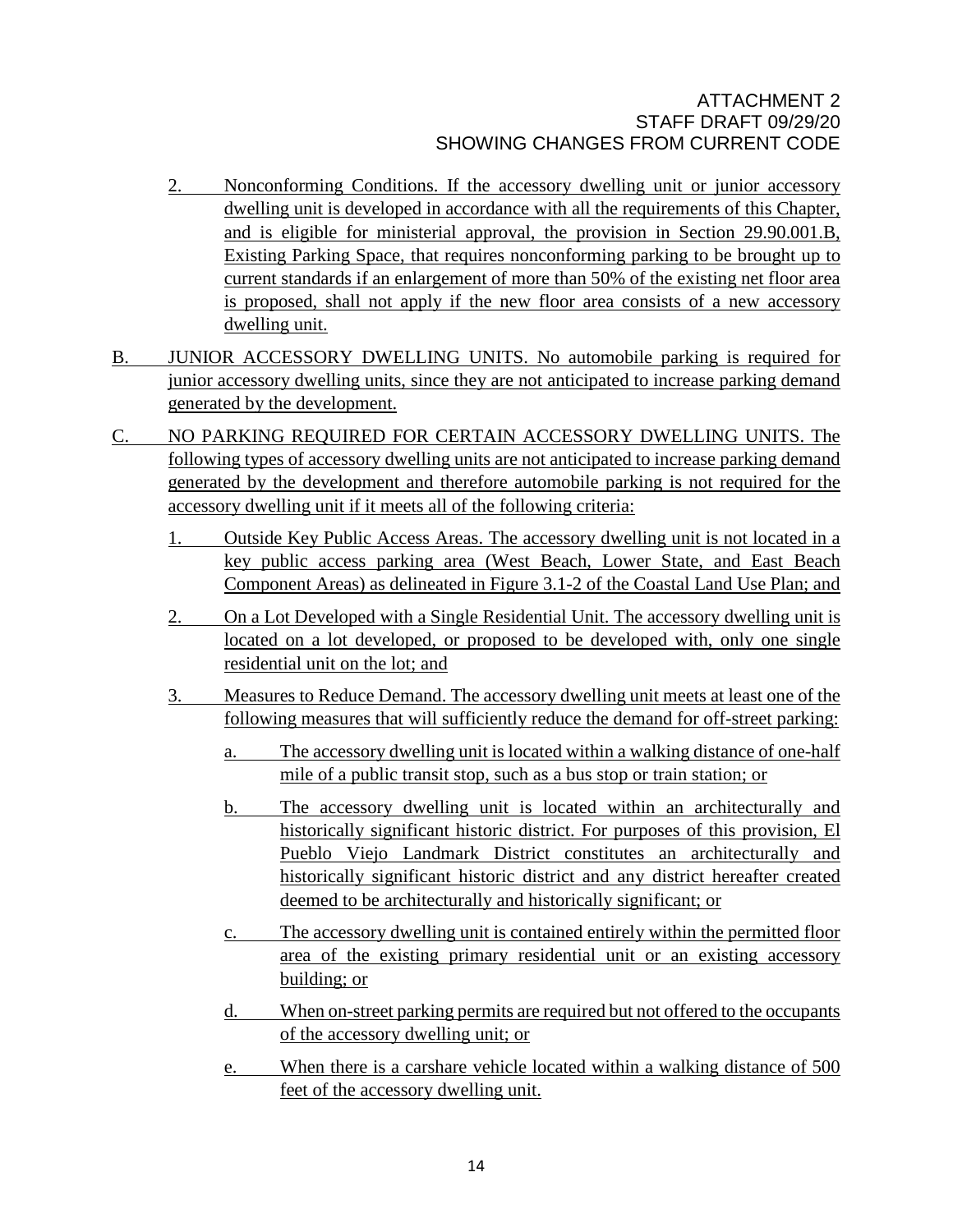2. Nonconforming Conditions. If the accessory dwelling unit or junior accessory dwelling unit is developed in accordance with all the requirements of this Chapter, and is eligible for ministerial approval, the provision in Section 29.90.001.B, Existing Parking Space, that requires nonconforming parking to be brought up to current standards if an enlargement of more than 50% of the existing net floor area is proposed, shall not apply if the new floor area consists of a new accessory dwelling unit.

B. JUNIOR ACCESSORY DWELLING UNITS. No automobile parking is required for junior accessory dwelling units, since they are not anticipated to increase parking demand generated by the development.

C. NO PARKING REQUIRED FOR CERTAIN ACCESSORY DWELLING UNITS. The following types of accessory dwelling units are not anticipated to increase parking demand generated by the development and therefore automobile parking is not required for the accessory dwelling unit if it meets all of the following criteria:

1. Outside Key Public Access Areas. The accessory dwelling unit is not located in a key public access parking area (West Beach, Lower State, and East Beach Component Areas) as delineated in Figure 3.1-2 of the Coastal Land Use Plan; and

2. On a Lot Developed with a Single Residential Unit. The accessory dwelling unit is located on a lot developed, or proposed to be developed with, only one single residential unit on the lot; and

3. Measures to Reduce Demand. The accessory dwelling unit meets at least one of the following measures that will sufficiently reduce the demand for off-street parking:

   a. The accessory dwelling unit is located within a walking distance of one-half mile of a public transit stop, such as a bus stop or train station; or

   b. The accessory dwelling unit is located within an architecturally and historically significant historic district. For purposes of this provision, El Pueblo Viejo Landmark District constitutes an architecturally and historically significant historic district and any district hereafter created deemed to be architecturally and historically significant; or

   c. The accessory dwelling unit is contained entirely within the permitted floor area of the existing primary residential unit or an existing accessory building; or

   d. When on-street parking permits are required but not offered to the occupants of the accessory dwelling unit; or

   e. When there is a carshare vehicle located within a walking distance of 500 feet of the accessory dwelling unit.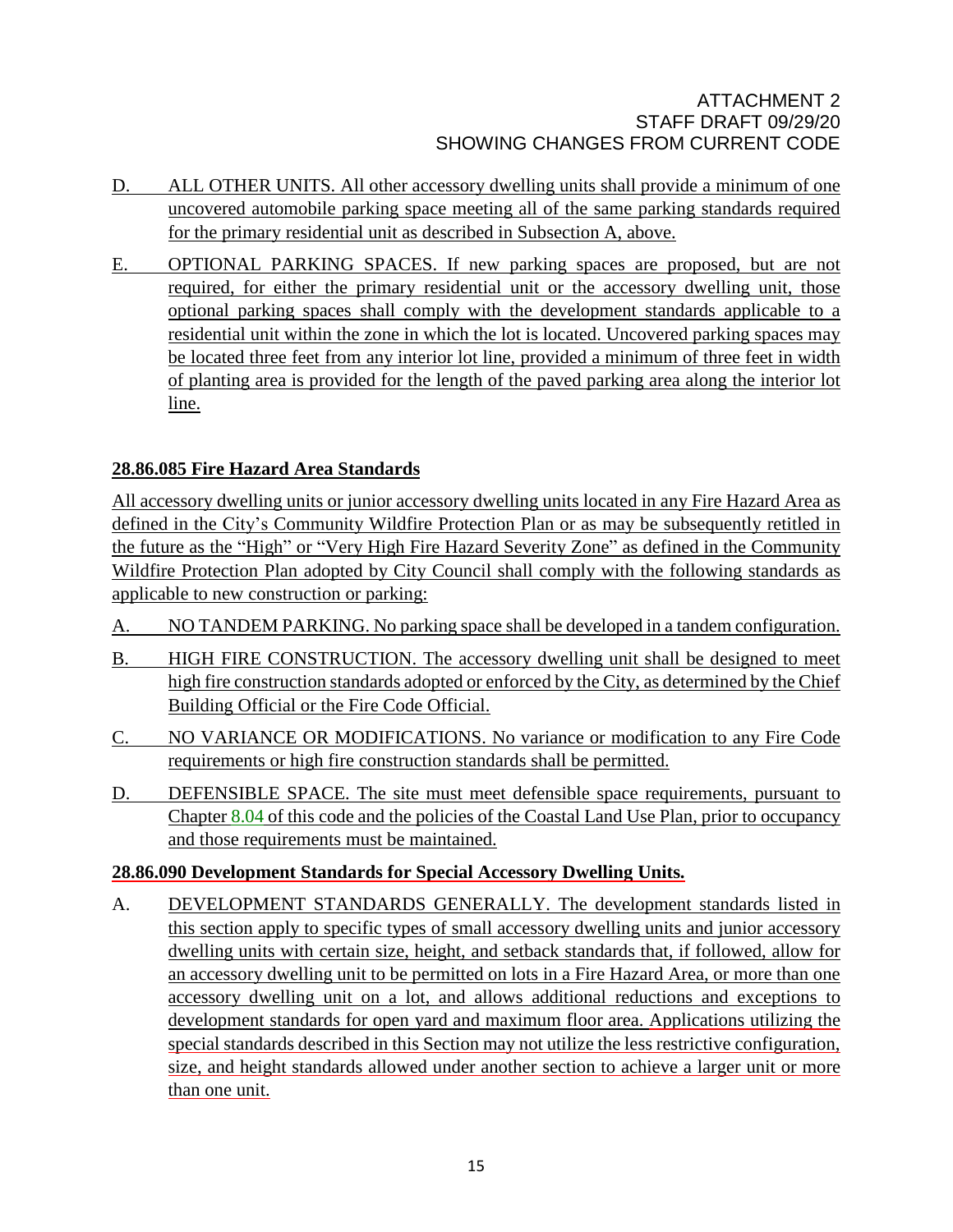D. ALL OTHER UNITS. All other accessory dwelling units shall provide a minimum of one uncovered automobile parking space meeting all of the same parking standards required for the primary residential unit as described in Subsection A, above.

E. OPTIONAL PARKING SPACES. If new parking spaces are proposed, but are not required, for either the primary residential unit or the accessory dwelling unit, those optional parking spaces shall comply with the development standards applicable to a residential unit within the zone in which the lot is located. Uncovered parking spaces may be located three feet from any interior lot line, provided a minimum of three feet in width of planting area is provided for the length of the paved parking area along the interior lot line.

**28.86.085 Fire Hazard Area Standards**

All accessory dwelling units or junior accessory dwelling units located in any Fire Hazard Area as defined in the City's Community Wildfire Protection Plan or as may be subsequently retitled in the future as the "High" or "Very High Fire Hazard Severity Zone" as defined in the Community Wildfire Protection Plan adopted by City Council shall comply with the following standards as applicable to new construction or parking:

A. NO TANDEM PARKING. No parking space shall be developed in a tandem configuration.

B. HIGH FIRE CONSTRUCTION. The accessory dwelling unit shall be designed to meet high fire construction standards adopted or enforced by the City, as determined by the Chief Building Official or the Fire Code Official.

C. NO VARIANCE OR MODIFICATIONS. No variance or modification to any Fire Code requirements or high fire construction standards shall be permitted.

D. DEFENSIBLE SPACE. The site must meet defensible space requirements, pursuant to Chapter 8.04 of this code and the policies of the Coastal Land Use Plan, prior to occupancy and those requirements must be maintained.

**28.86.090 Development Standards for Special Accessory Dwelling Units.**

A. DEVELOPMENT STANDARDS GENERALLY. The development standards listed in this section apply to specific types of small accessory dwelling units and junior accessory dwelling units with certain size, height, and setback standards that, if followed, allow for an accessory dwelling unit to be permitted on lots in a Fire Hazard Area, or more than one accessory dwelling unit on a lot, and allows additional reductions and exceptions to development standards for open yard and maximum floor area. Applications utilizing the special standards described in this Section may not utilize the less restrictive configuration, size, and height standards allowed under another section to achieve a larger unit or more than one unit.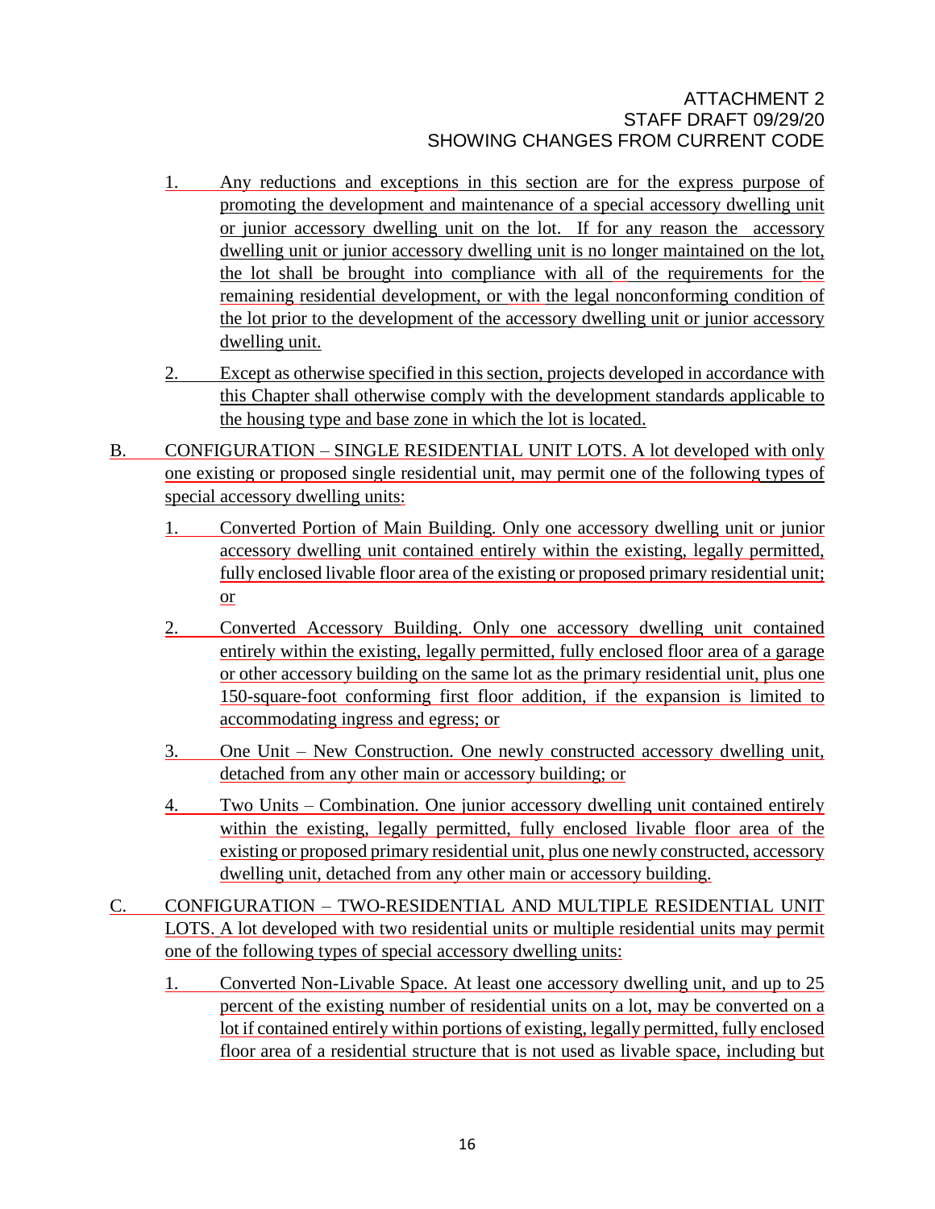1. Any reductions and exceptions in this section are for the express purpose of promoting the development and maintenance of a special accessory dwelling unit or junior accessory dwelling unit on the lot. If for any reason the accessory dwelling unit or junior accessory dwelling unit is no longer maintained on the lot, the lot shall be brought into compliance with all of the requirements for the remaining residential development, or with the legal nonconforming condition of the lot prior to the development of the accessory dwelling unit or junior accessory dwelling unit.

2. Except as otherwise specified in this section, projects developed in accordance with this Chapter shall otherwise comply with the development standards applicable to the housing type and base zone in which the lot is located.

B. CONFIGURATION – SINGLE RESIDENTIAL UNIT LOTS. A lot developed with only one existing or proposed single residential unit, may permit one of the following types of special accessory dwelling units:

   1. Converted Portion of Main Building. Only one accessory dwelling unit or junior accessory dwelling unit contained entirely within the existing, legally permitted, fully enclosed livable floor area of the existing or proposed primary residential unit; or

   2. Converted Accessory Building. Only one accessory dwelling unit contained entirely within the existing, legally permitted, fully enclosed floor area of a garage or other accessory building on the same lot as the primary residential unit, plus one 150-square-foot conforming first floor addition, if the expansion is limited to accommodating ingress and egress; or

   3. One Unit – New Construction. One newly constructed accessory dwelling unit, detached from any other main or accessory building; or

   4. Two Units – Combination. One junior accessory dwelling unit contained entirely within the existing, legally permitted, fully enclosed livable floor area of the existing or proposed primary residential unit, plus one newly constructed, accessory dwelling unit, detached from any other main or accessory building.

C. CONFIGURATION – TWO-RESIDENTIAL AND MULTIPLE RESIDENTIAL UNIT LOTS. A lot developed with two residential units or multiple residential units may permit one of the following types of special accessory dwelling units:

   1. Converted Non-Livable Space. At least one accessory dwelling unit, and up to 25 percent of the existing number of residential units on a lot, may be converted on a lot if contained entirely within portions of existing, legally permitted, fully enclosed floor area of a residential structure that is not used as livable space, including but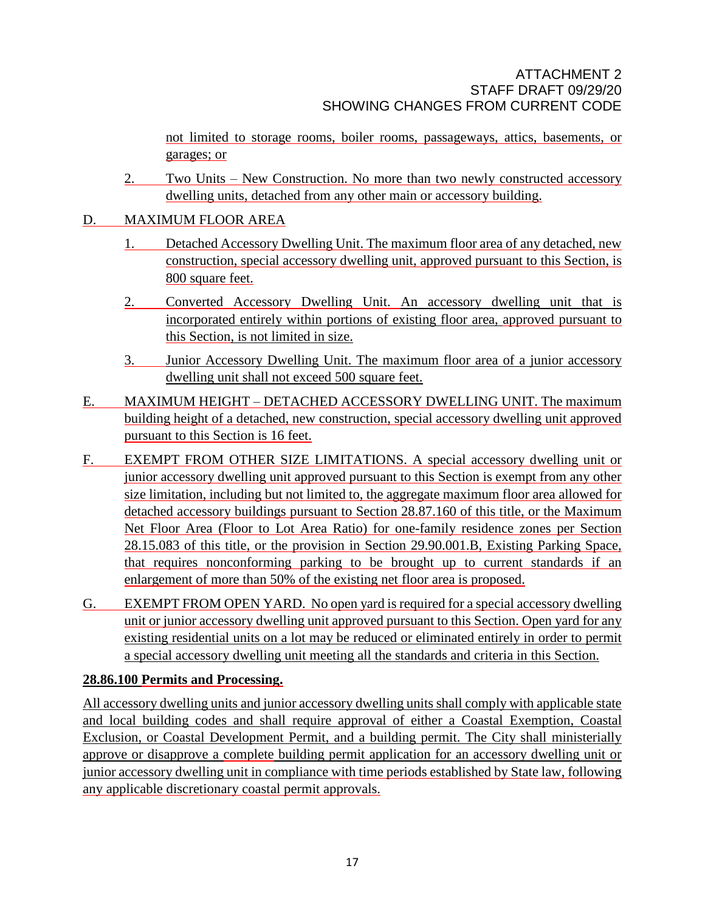not limited to storage rooms, boiler rooms, passageways, attics, basements, or garages; or

2. Two Units – New Construction. No more than two newly constructed accessory dwelling units, detached from any other main or accessory building.

D. MAXIMUM FLOOR AREA

1. Detached Accessory Dwelling Unit. The maximum floor area of any detached, new construction, special accessory dwelling unit, approved pursuant to this Section, is 800 square feet.

2. Converted Accessory Dwelling Unit. An accessory dwelling unit that is incorporated entirely within portions of existing floor area, approved pursuant to this Section, is not limited in size.

3. Junior Accessory Dwelling Unit. The maximum floor area of a junior accessory dwelling unit shall not exceed 500 square feet.

E. MAXIMUM HEIGHT – DETACHED ACCESSORY DWELLING UNIT. The maximum building height of a detached, new construction, special accessory dwelling unit approved pursuant to this Section is 16 feet.

F. EXEMPT FROM OTHER SIZE LIMITATIONS. A special accessory dwelling unit or junior accessory dwelling unit approved pursuant to this Section is exempt from any other size limitation, including but not limited to, the aggregate maximum floor area allowed for detached accessory buildings pursuant to Section 28.87.160 of this title, or the Maximum Net Floor Area (Floor to Lot Area Ratio) for one-family residence zones per Section 28.15.083 of this title, or the provision in Section 29.90.001.B, Existing Parking Space, that requires nonconforming parking to be brought up to current standards if an enlargement of more than 50% of the existing net floor area is proposed.

G. EXEMPT FROM OPEN YARD. No open yard is required for a special accessory dwelling unit or junior accessory dwelling unit approved pursuant to this Section. Open yard for any existing residential units on a lot may be reduced or eliminated entirely in order to permit a special accessory dwelling unit meeting all the standards and criteria in this Section.

**28.86.100 Permits and Processing.**

All accessory dwelling units and junior accessory dwelling units shall comply with applicable state and local building codes and shall require approval of either a Coastal Exemption, Coastal Exclusion, or Coastal Development Permit, and a building permit. The City shall ministerially approve or disapprove a complete building permit application for an accessory dwelling unit or junior accessory dwelling unit in compliance with time periods established by State law, following any applicable discretionary coastal permit approvals.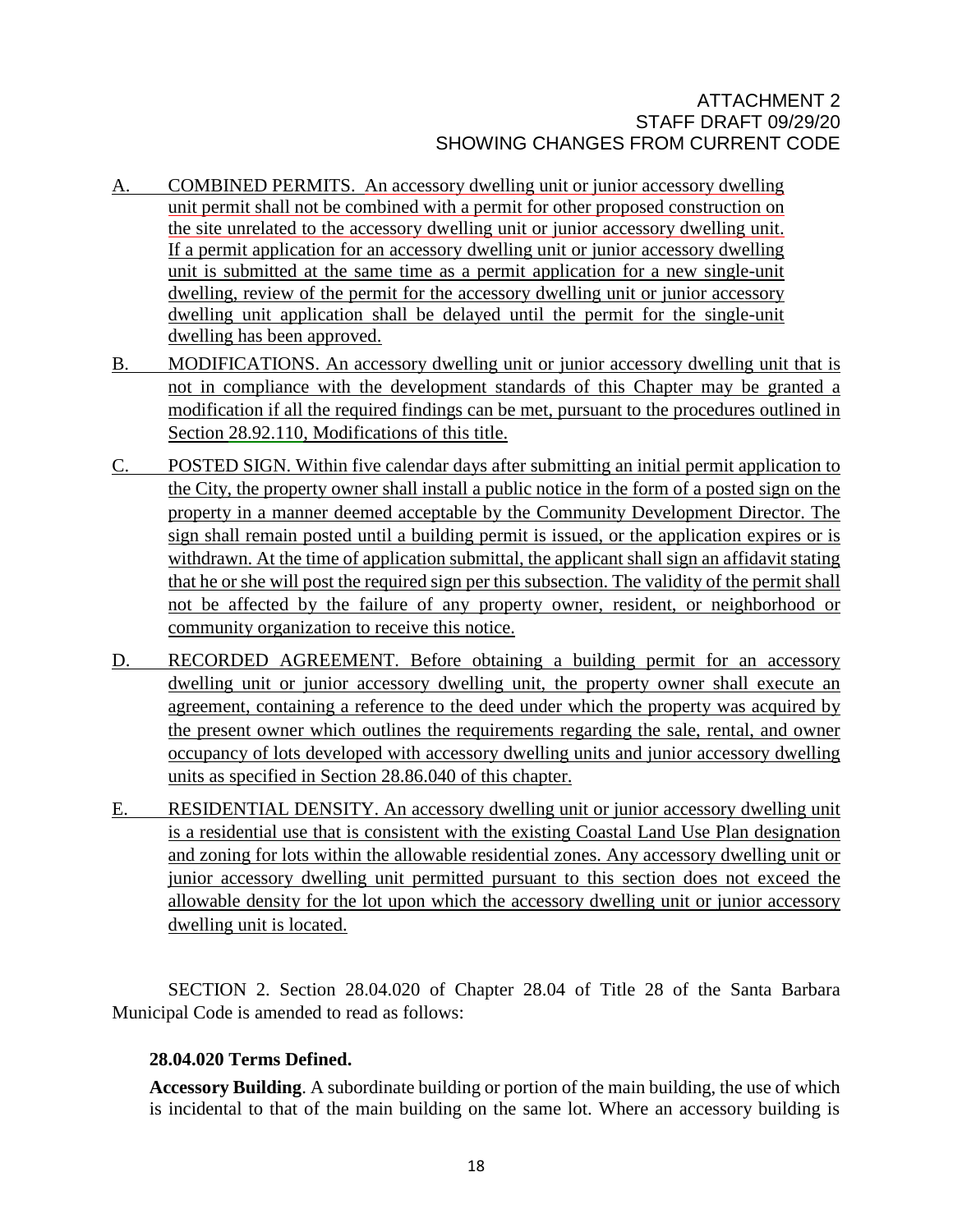ATTACHMENT 2
STAFF DRAFT 09/29/20
SHOWING CHANGES FROM CURRENT CODE

A. COMBINED PERMITS. An accessory dwelling unit or junior accessory dwelling unit permit shall not be combined with a permit for other proposed construction on the site unrelated to the accessory dwelling unit or junior accessory dwelling unit. If a permit application for an accessory dwelling unit or junior accessory dwelling unit is submitted at the same time as a permit application for a new single-unit dwelling, review of the permit for the accessory dwelling unit or junior accessory dwelling unit application shall be delayed until the permit for the single-unit dwelling has been approved.

B. MODIFICATIONS. An accessory dwelling unit or junior accessory dwelling unit that is not in compliance with the development standards of this Chapter may be granted a modification if all the required findings can be met, pursuant to the procedures outlined in Section 28.92.110, Modifications of this title.

C. POSTED SIGN. Within five calendar days after submitting an initial permit application to the City, the property owner shall install a public notice in the form of a posted sign on the property in a manner deemed acceptable by the Community Development Director. The sign shall remain posted until a building permit is issued, or the application expires or is withdrawn. At the time of application submittal, the applicant shall sign an affidavit stating that he or she will post the required sign per this subsection. The validity of the permit shall not be affected by the failure of any property owner, resident, or neighborhood or community organization to receive this notice.

D. RECORDED AGREEMENT. Before obtaining a building permit for an accessory dwelling unit or junior accessory dwelling unit, the property owner shall execute an agreement, containing a reference to the deed under which the property was acquired by the present owner which outlines the requirements regarding the sale, rental, and owner occupancy of lots developed with accessory dwelling units and junior accessory dwelling units as specified in Section 28.86.040 of this chapter.

E. RESIDENTIAL DENSITY. An accessory dwelling unit or junior accessory dwelling unit is a residential use that is consistent with the existing Coastal Land Use Plan designation and zoning for lots within the allowable residential zones. Any accessory dwelling unit or junior accessory dwelling unit permitted pursuant to this section does not exceed the allowable density for the lot upon which the accessory dwelling unit or junior accessory dwelling unit is located.

SECTION 2. Section 28.04.020 of Chapter 28.04 of Title 28 of the Santa Barbara Municipal Code is amended to read as follows:

**28.04.020 Terms Defined.**

**Accessory Building**. A subordinate building or portion of the main building, the use of which is incidental to that of the main building on the same lot. Where an accessory building is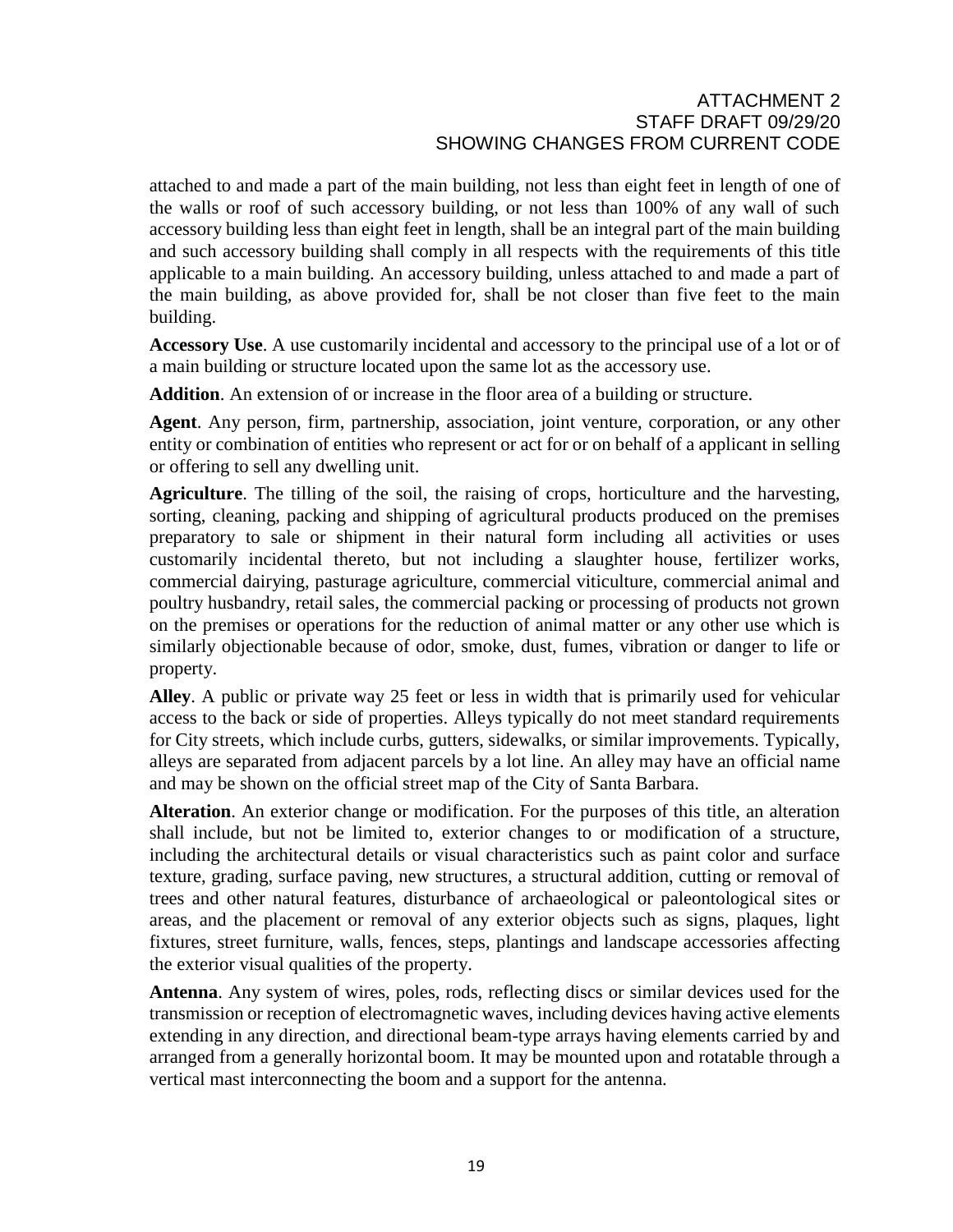attached to and made a part of the main building, not less than eight feet in length of one of the walls or roof of such accessory building, or not less than 100% of any wall of such accessory building less than eight feet in length, shall be an integral part of the main building and such accessory building shall comply in all respects with the requirements of this title applicable to a main building. An accessory building, unless attached to and made a part of the main building, as above provided for, shall be not closer than five feet to the main building.

**Accessory Use**. A use customarily incidental and accessory to the principal use of a lot or of a main building or structure located upon the same lot as the accessory use.

**Addition**. An extension of or increase in the floor area of a building or structure.

**Agent**. Any person, firm, partnership, association, joint venture, corporation, or any other entity or combination of entities who represent or act for or on behalf of a applicant in selling or offering to sell any dwelling unit.

**Agriculture**. The tilling of the soil, the raising of crops, horticulture and the harvesting, sorting, cleaning, packing and shipping of agricultural products produced on the premises preparatory to sale or shipment in their natural form including all activities or uses customarily incidental thereto, but not including a slaughter house, fertilizer works, commercial dairying, pasturage agriculture, commercial viticulture, commercial animal and poultry husbandry, retail sales, the commercial packing or processing of products not grown on the premises or operations for the reduction of animal matter or any other use which is similarly objectionable because of odor, smoke, dust, fumes, vibration or danger to life or property.

**Alley**. A public or private way 25 feet or less in width that is primarily used for vehicular access to the back or side of properties. Alleys typically do not meet standard requirements for City streets, which include curbs, gutters, sidewalks, or similar improvements. Typically, alleys are separated from adjacent parcels by a lot line. An alley may have an official name and may be shown on the official street map of the City of Santa Barbara.

**Alteration**. An exterior change or modification. For the purposes of this title, an alteration shall include, but not be limited to, exterior changes to or modification of a structure, including the architectural details or visual characteristics such as paint color and surface texture, grading, surface paving, new structures, a structural addition, cutting or removal of trees and other natural features, disturbance of archaeological or paleontological sites or areas, and the placement or removal of any exterior objects such as signs, plaques, light fixtures, street furniture, walls, fences, steps, plantings and landscape accessories affecting the exterior visual qualities of the property.

**Antenna**. Any system of wires, poles, rods, reflecting discs or similar devices used for the transmission or reception of electromagnetic waves, including devices having active elements extending in any direction, and directional beam-type arrays having elements carried by and arranged from a generally horizontal boom. It may be mounted upon and rotatable through a vertical mast interconnecting the boom and a support for the antenna.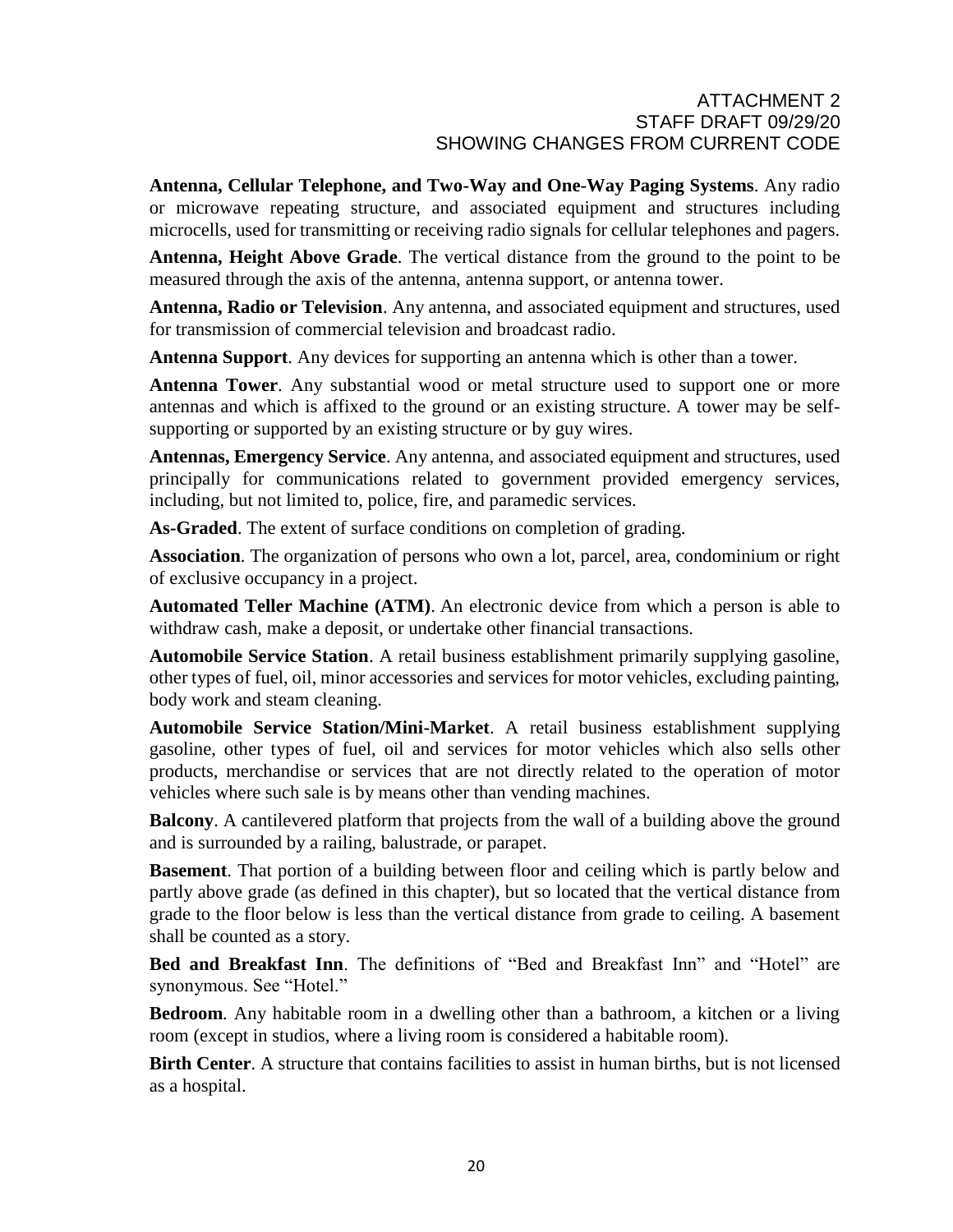**Antenna, Cellular Telephone, and Two-Way and One-Way Paging Systems**. Any radio or microwave repeating structure, and associated equipment and structures including microcells, used for transmitting or receiving radio signals for cellular telephones and pagers.

**Antenna, Height Above Grade**. The vertical distance from the ground to the point to be measured through the axis of the antenna, antenna support, or antenna tower.

**Antenna, Radio or Television**. Any antenna, and associated equipment and structures, used for transmission of commercial television and broadcast radio.

**Antenna Support**. Any devices for supporting an antenna which is other than a tower.

**Antenna Tower**. Any substantial wood or metal structure used to support one or more antennas and which is affixed to the ground or an existing structure. A tower may be self-supporting or supported by an existing structure or by guy wires.

**Antennas, Emergency Service**. Any antenna, and associated equipment and structures, used principally for communications related to government provided emergency services, including, but not limited to, police, fire, and paramedic services.

**As-Graded**. The extent of surface conditions on completion of grading.

**Association**. The organization of persons who own a lot, parcel, area, condominium or right of exclusive occupancy in a project.

**Automated Teller Machine (ATM)**. An electronic device from which a person is able to withdraw cash, make a deposit, or undertake other financial transactions.

**Automobile Service Station**. A retail business establishment primarily supplying gasoline, other types of fuel, oil, minor accessories and services for motor vehicles, excluding painting, body work and steam cleaning.

**Automobile Service Station/Mini-Market**. A retail business establishment supplying gasoline, other types of fuel, oil and services for motor vehicles which also sells other products, merchandise or services that are not directly related to the operation of motor vehicles where such sale is by means other than vending machines.

**Balcony**. A cantilevered platform that projects from the wall of a building above the ground and is surrounded by a railing, balustrade, or parapet.

**Basement**. That portion of a building between floor and ceiling which is partly below and partly above grade (as defined in this chapter), but so located that the vertical distance from grade to the floor below is less than the vertical distance from grade to ceiling. A basement shall be counted as a story.

**Bed and Breakfast Inn**. The definitions of "Bed and Breakfast Inn" and "Hotel" are synonymous. See "Hotel."

**Bedroom**. Any habitable room in a dwelling other than a bathroom, a kitchen or a living room (except in studios, where a living room is considered a habitable room).

**Birth Center**. A structure that contains facilities to assist in human births, but is not licensed as a hospital.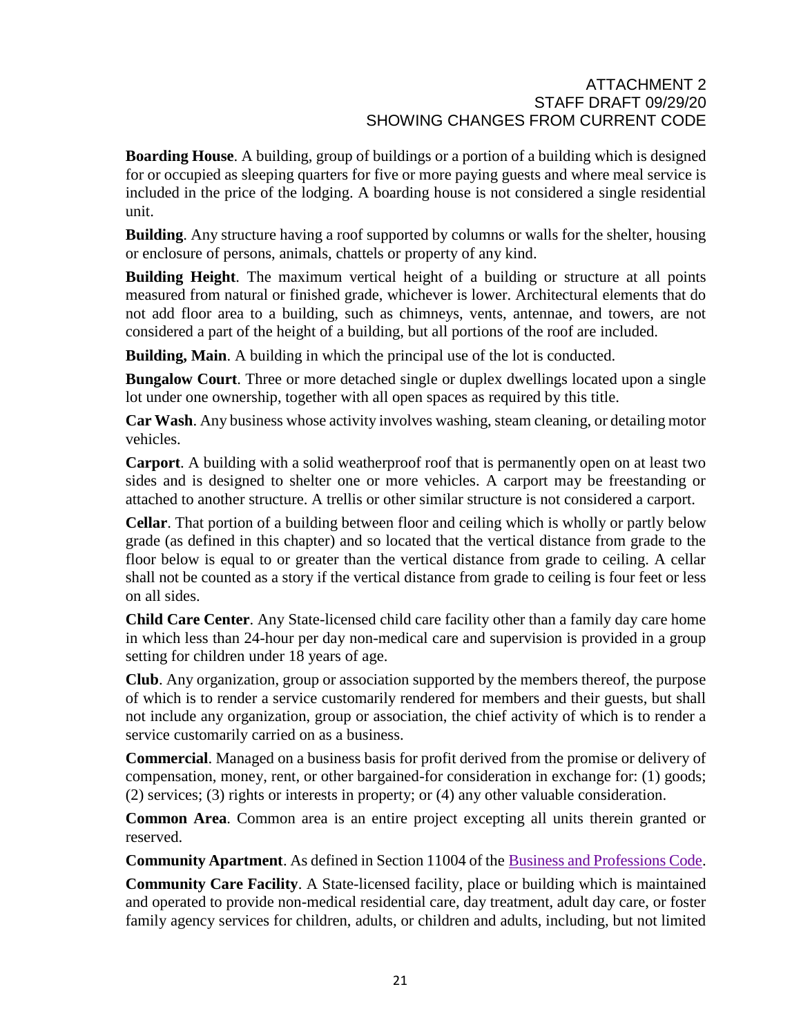**Boarding House**. A building, group of buildings or a portion of a building which is designed for or occupied as sleeping quarters for five or more paying guests and where meal service is included in the price of the lodging. A boarding house is not considered a single residential unit.

**Building**. Any structure having a roof supported by columns or walls for the shelter, housing or enclosure of persons, animals, chattels or property of any kind.

**Building Height**. The maximum vertical height of a building or structure at all points measured from natural or finished grade, whichever is lower. Architectural elements that do not add floor area to a building, such as chimneys, vents, antennae, and towers, are not considered a part of the height of a building, but all portions of the roof are included.

**Building, Main**. A building in which the principal use of the lot is conducted.

**Bungalow Court**. Three or more detached single or duplex dwellings located upon a single lot under one ownership, together with all open spaces as required by this title.

**Car Wash**. Any business whose activity involves washing, steam cleaning, or detailing motor vehicles.

**Carport**. A building with a solid weatherproof roof that is permanently open on at least two sides and is designed to shelter one or more vehicles. A carport may be freestanding or attached to another structure. A trellis or other similar structure is not considered a carport.

**Cellar**. That portion of a building between floor and ceiling which is wholly or partly below grade (as defined in this chapter) and so located that the vertical distance from grade to the floor below is equal to or greater than the vertical distance from grade to ceiling. A cellar shall not be counted as a story if the vertical distance from grade to ceiling is four feet or less on all sides.

**Child Care Center**. Any State-licensed child care facility other than a family day care home in which less than 24-hour per day non-medical care and supervision is provided in a group setting for children under 18 years of age.

**Club**. Any organization, group or association supported by the members thereof, the purpose of which is to render a service customarily rendered for members and their guests, but shall not include any organization, group or association, the chief activity of which is to render a service customarily carried on as a business.

**Commercial**. Managed on a business basis for profit derived from the promise or delivery of compensation, money, rent, or other bargained-for consideration in exchange for: (1) goods; (2) services; (3) rights or interests in property; or (4) any other valuable consideration.

**Common Area**. Common area is an entire project excepting all units therein granted or reserved.

**Community Apartment**. As defined in Section 11004 of the Business and Professions Code.

**Community Care Facility**. A State-licensed facility, place or building which is maintained and operated to provide non-medical residential care, day treatment, adult day care, or foster family agency services for children, adults, or children and adults, including, but not limited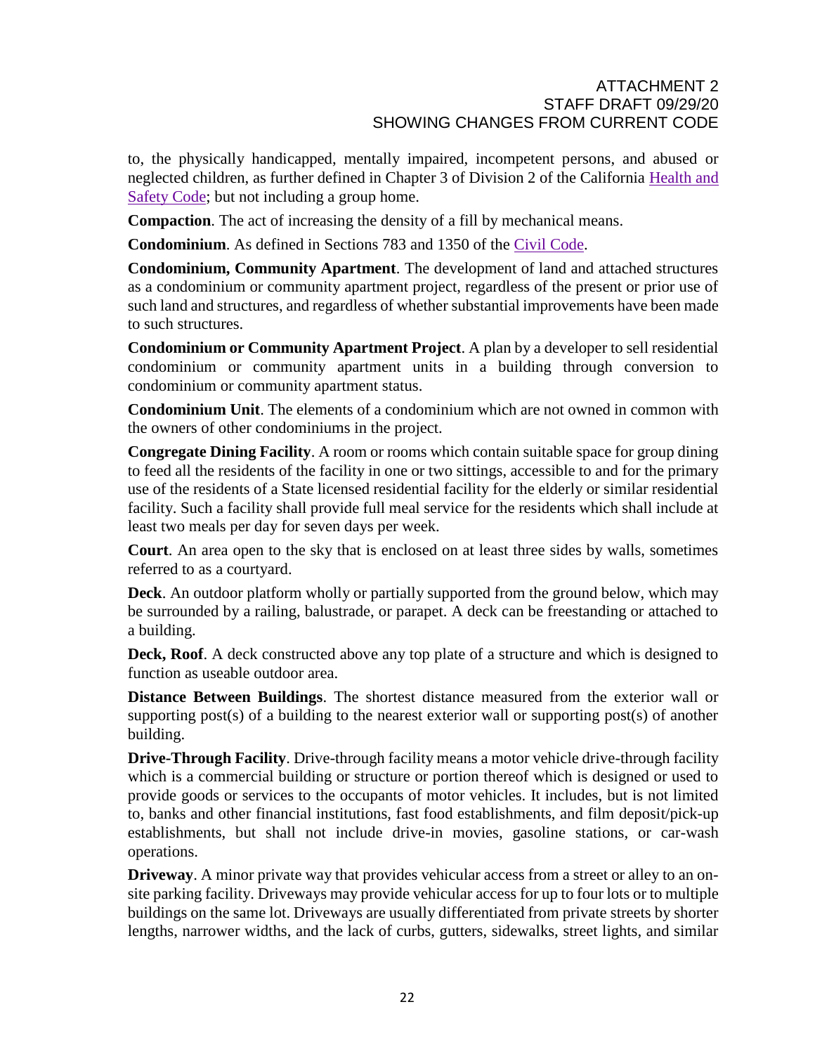to, the physically handicapped, mentally impaired, incompetent persons, and abused or neglected children, as further defined in Chapter 3 of Division 2 of the California Health and Safety Code; but not including a group home.

**Compaction**. The act of increasing the density of a fill by mechanical means.

**Condominium**. As defined in Sections 783 and 1350 of the Civil Code.

**Condominium, Community Apartment**. The development of land and attached structures as a condominium or community apartment project, regardless of the present or prior use of such land and structures, and regardless of whether substantial improvements have been made to such structures.

**Condominium or Community Apartment Project**. A plan by a developer to sell residential condominium or community apartment units in a building through conversion to condominium or community apartment status.

**Condominium Unit**. The elements of a condominium which are not owned in common with the owners of other condominiums in the project.

**Congregate Dining Facility**. A room or rooms which contain suitable space for group dining to feed all the residents of the facility in one or two sittings, accessible to and for the primary use of the residents of a State licensed residential facility for the elderly or similar residential facility. Such a facility shall provide full meal service for the residents which shall include at least two meals per day for seven days per week.

**Court**. An area open to the sky that is enclosed on at least three sides by walls, sometimes referred to as a courtyard.

**Deck**. An outdoor platform wholly or partially supported from the ground below, which may be surrounded by a railing, balustrade, or parapet. A deck can be freestanding or attached to a building.

**Deck, Roof**. A deck constructed above any top plate of a structure and which is designed to function as useable outdoor area.

**Distance Between Buildings**. The shortest distance measured from the exterior wall or supporting post(s) of a building to the nearest exterior wall or supporting post(s) of another building.

**Drive-Through Facility**. Drive-through facility means a motor vehicle drive-through facility which is a commercial building or structure or portion thereof which is designed or used to provide goods or services to the occupants of motor vehicles. It includes, but is not limited to, banks and other financial institutions, fast food establishments, and film deposit/pick-up establishments, but shall not include drive-in movies, gasoline stations, or car-wash operations.

**Driveway**. A minor private way that provides vehicular access from a street or alley to an on-site parking facility. Driveways may provide vehicular access for up to four lots or to multiple buildings on the same lot. Driveways are usually differentiated from private streets by shorter lengths, narrower widths, and the lack of curbs, gutters, sidewalks, street lights, and similar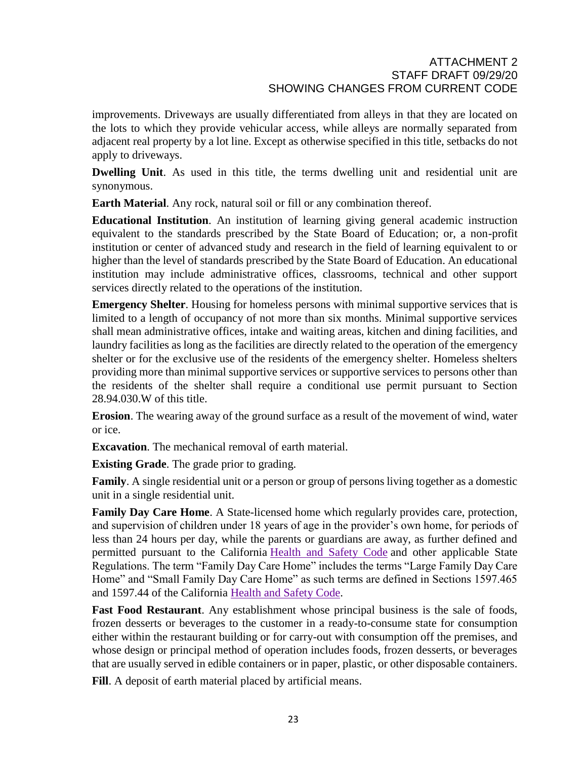improvements. Driveways are usually differentiated from alleys in that they are located on the lots to which they provide vehicular access, while alleys are normally separated from adjacent real property by a lot line. Except as otherwise specified in this title, setbacks do not apply to driveways.

**Dwelling Unit**. As used in this title, the terms dwelling unit and residential unit are synonymous.

**Earth Material**. Any rock, natural soil or fill or any combination thereof.

**Educational Institution**. An institution of learning giving general academic instruction equivalent to the standards prescribed by the State Board of Education; or, a non-profit institution or center of advanced study and research in the field of learning equivalent to or higher than the level of standards prescribed by the State Board of Education. An educational institution may include administrative offices, classrooms, technical and other support services directly related to the operations of the institution.

**Emergency Shelter**. Housing for homeless persons with minimal supportive services that is limited to a length of occupancy of not more than six months. Minimal supportive services shall mean administrative offices, intake and waiting areas, kitchen and dining facilities, and laundry facilities as long as the facilities are directly related to the operation of the emergency shelter or for the exclusive use of the residents of the emergency shelter. Homeless shelters providing more than minimal supportive services or supportive services to persons other than the residents of the shelter shall require a conditional use permit pursuant to Section 28.94.030.W of this title.

**Erosion**. The wearing away of the ground surface as a result of the movement of wind, water or ice.

**Excavation**. The mechanical removal of earth material.

**Existing Grade**. The grade prior to grading.

**Family**. A single residential unit or a person or group of persons living together as a domestic unit in a single residential unit.

**Family Day Care Home**. A State-licensed home which regularly provides care, protection, and supervision of children under 18 years of age in the provider's own home, for periods of less than 24 hours per day, while the parents or guardians are away, as further defined and permitted pursuant to the California Health and Safety Code and other applicable State Regulations. The term "Family Day Care Home" includes the terms "Large Family Day Care Home" and "Small Family Day Care Home" as such terms are defined in Sections 1597.465 and 1597.44 of the California Health and Safety Code.

**Fast Food Restaurant**. Any establishment whose principal business is the sale of foods, frozen desserts or beverages to the customer in a ready-to-consume state for consumption either within the restaurant building or for carry-out with consumption off the premises, and whose design or principal method of operation includes foods, frozen desserts, or beverages that are usually served in edible containers or in paper, plastic, or other disposable containers.

**Fill**. A deposit of earth material placed by artificial means.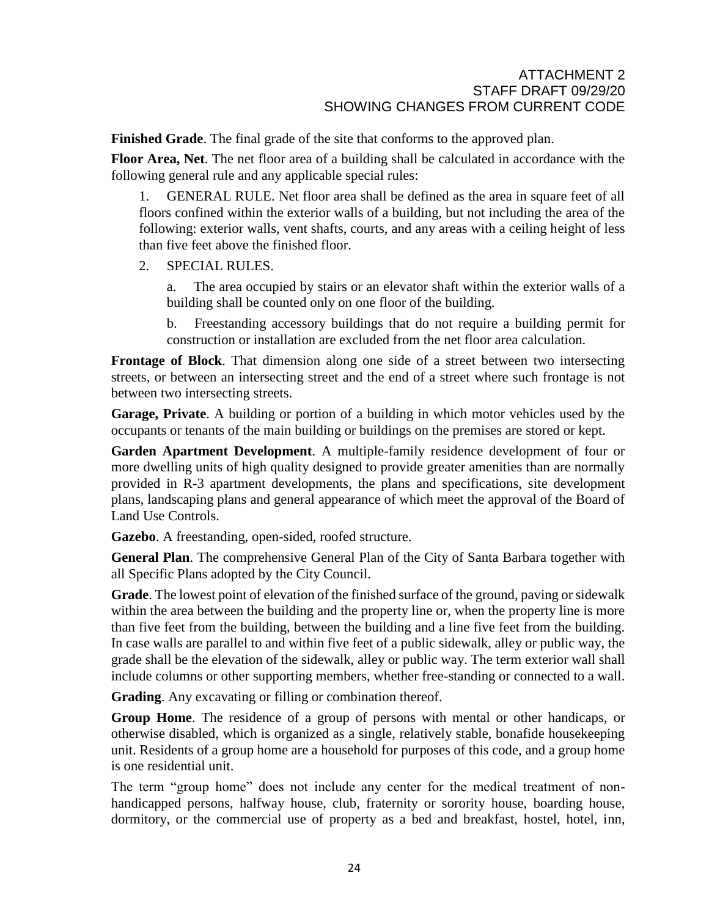**Finished Grade**. The final grade of the site that conforms to the approved plan.

**Floor Area, Net**. The net floor area of a building shall be calculated in accordance with the following general rule and any applicable special rules:

1. GENERAL RULE. Net floor area shall be defined as the area in square feet of all floors confined within the exterior walls of a building, but not including the area of the following: exterior walls, vent shafts, courts, and any areas with a ceiling height of less than five feet above the finished floor.

2. SPECIAL RULES.

   a. The area occupied by stairs or an elevator shaft within the exterior walls of a building shall be counted only on one floor of the building.

   b. Freestanding accessory buildings that do not require a building permit for construction or installation are excluded from the net floor area calculation.

**Frontage of Block**. That dimension along one side of a street between two intersecting streets, or between an intersecting street and the end of a street where such frontage is not between two intersecting streets.

**Garage, Private**. A building or portion of a building in which motor vehicles used by the occupants or tenants of the main building or buildings on the premises are stored or kept.

**Garden Apartment Development**. A multiple-family residence development of four or more dwelling units of high quality designed to provide greater amenities than are normally provided in R-3 apartment developments, the plans and specifications, site development plans, landscaping plans and general appearance of which meet the approval of the Board of Land Use Controls.

**Gazebo**. A freestanding, open-sided, roofed structure.

**General Plan**. The comprehensive General Plan of the City of Santa Barbara together with all Specific Plans adopted by the City Council.

**Grade**. The lowest point of elevation of the finished surface of the ground, paving or sidewalk within the area between the building and the property line or, when the property line is more than five feet from the building, between the building and a line five feet from the building. In case walls are parallel to and within five feet of a public sidewalk, alley or public way, the grade shall be the elevation of the sidewalk, alley or public way. The term exterior wall shall include columns or other supporting members, whether free-standing or connected to a wall.

**Grading**. Any excavating or filling or combination thereof.

**Group Home**. The residence of a group of persons with mental or other handicaps, or otherwise disabled, which is organized as a single, relatively stable, bonafide housekeeping unit. Residents of a group home are a household for purposes of this code, and a group home is one residential unit.

The term "group home" does not include any center for the medical treatment of non-handicapped persons, halfway house, club, fraternity or sorority house, boarding house, dormitory, or the commercial use of property as a bed and breakfast, hostel, hotel, inn,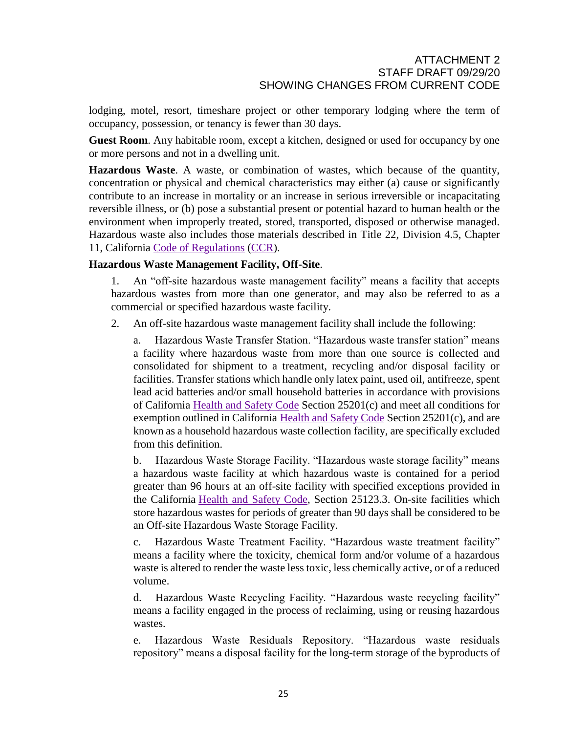lodging, motel, resort, timeshare project or other temporary lodging where the term of occupancy, possession, or tenancy is fewer than 30 days.

**Guest Room**. Any habitable room, except a kitchen, designed or used for occupancy by one or more persons and not in a dwelling unit.

**Hazardous Waste**. A waste, or combination of wastes, which because of the quantity, concentration or physical and chemical characteristics may either (a) cause or significantly contribute to an increase in mortality or an increase in serious irreversible or incapacitating reversible illness, or (b) pose a substantial present or potential hazard to human health or the environment when improperly treated, stored, transported, disposed or otherwise managed. Hazardous waste also includes those materials described in Title 22, Division 4.5, Chapter 11, California Code of Regulations (CCR).

**Hazardous Waste Management Facility, Off-Site**.

1. An "off-site hazardous waste management facility" means a facility that accepts hazardous wastes from more than one generator, and may also be referred to as a commercial or specified hazardous waste facility.

2. An off-site hazardous waste management facility shall include the following:

   a. Hazardous Waste Transfer Station. "Hazardous waste transfer station" means a facility where hazardous waste from more than one source is collected and consolidated for shipment to a treatment, recycling and/or disposal facility or facilities. Transfer stations which handle only latex paint, used oil, antifreeze, spent lead acid batteries and/or small household batteries in accordance with provisions of California Health and Safety Code Section 25201(c) and meet all conditions for exemption outlined in California Health and Safety Code Section 25201(c), and are known as a household hazardous waste collection facility, are specifically excluded from this definition.

   b. Hazardous Waste Storage Facility. "Hazardous waste storage facility" means a hazardous waste facility at which hazardous waste is contained for a period greater than 96 hours at an off-site facility with specified exceptions provided in the California Health and Safety Code, Section 25123.3. On-site facilities which store hazardous wastes for periods of greater than 90 days shall be considered to be an Off-site Hazardous Waste Storage Facility.

   c. Hazardous Waste Treatment Facility. "Hazardous waste treatment facility" means a facility where the toxicity, chemical form and/or volume of a hazardous waste is altered to render the waste less toxic, less chemically active, or of a reduced volume.

   d. Hazardous Waste Recycling Facility. "Hazardous waste recycling facility" means a facility engaged in the process of reclaiming, using or reusing hazardous wastes.

   e. Hazardous Waste Residuals Repository. "Hazardous waste residuals repository" means a disposal facility for the long-term storage of the byproducts of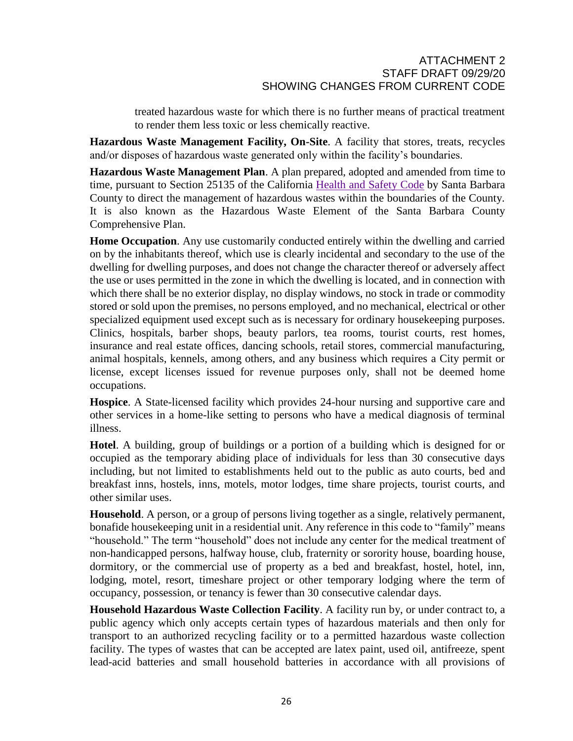treated hazardous waste for which there is no further means of practical treatment to render them less toxic or less chemically reactive.

**Hazardous Waste Management Facility, On-Site**. A facility that stores, treats, recycles and/or disposes of hazardous waste generated only within the facility's boundaries.

**Hazardous Waste Management Plan**. A plan prepared, adopted and amended from time to time, pursuant to Section 25135 of the California Health and Safety Code by Santa Barbara County to direct the management of hazardous wastes within the boundaries of the County. It is also known as the Hazardous Waste Element of the Santa Barbara County Comprehensive Plan.

**Home Occupation**. Any use customarily conducted entirely within the dwelling and carried on by the inhabitants thereof, which use is clearly incidental and secondary to the use of the dwelling for dwelling purposes, and does not change the character thereof or adversely affect the use or uses permitted in the zone in which the dwelling is located, and in connection with which there shall be no exterior display, no display windows, no stock in trade or commodity stored or sold upon the premises, no persons employed, and no mechanical, electrical or other specialized equipment used except such as is necessary for ordinary housekeeping purposes. Clinics, hospitals, barber shops, beauty parlors, tea rooms, tourist courts, rest homes, insurance and real estate offices, dancing schools, retail stores, commercial manufacturing, animal hospitals, kennels, among others, and any business which requires a City permit or license, except licenses issued for revenue purposes only, shall not be deemed home occupations.

**Hospice**. A State-licensed facility which provides 24-hour nursing and supportive care and other services in a home-like setting to persons who have a medical diagnosis of terminal illness.

**Hotel**. A building, group of buildings or a portion of a building which is designed for or occupied as the temporary abiding place of individuals for less than 30 consecutive days including, but not limited to establishments held out to the public as auto courts, bed and breakfast inns, hostels, inns, motels, motor lodges, time share projects, tourist courts, and other similar uses.

**Household**. A person, or a group of persons living together as a single, relatively permanent, bonafide housekeeping unit in a residential unit. Any reference in this code to "family" means "household." The term "household" does not include any center for the medical treatment of non-handicapped persons, halfway house, club, fraternity or sorority house, boarding house, dormitory, or the commercial use of property as a bed and breakfast, hostel, hotel, inn, lodging, motel, resort, timeshare project or other temporary lodging where the term of occupancy, possession, or tenancy is fewer than 30 consecutive calendar days.

**Household Hazardous Waste Collection Facility**. A facility run by, or under contract to, a public agency which only accepts certain types of hazardous materials and then only for transport to an authorized recycling facility or to a permitted hazardous waste collection facility. The types of wastes that can be accepted are latex paint, used oil, antifreeze, spent lead-acid batteries and small household batteries in accordance with all provisions of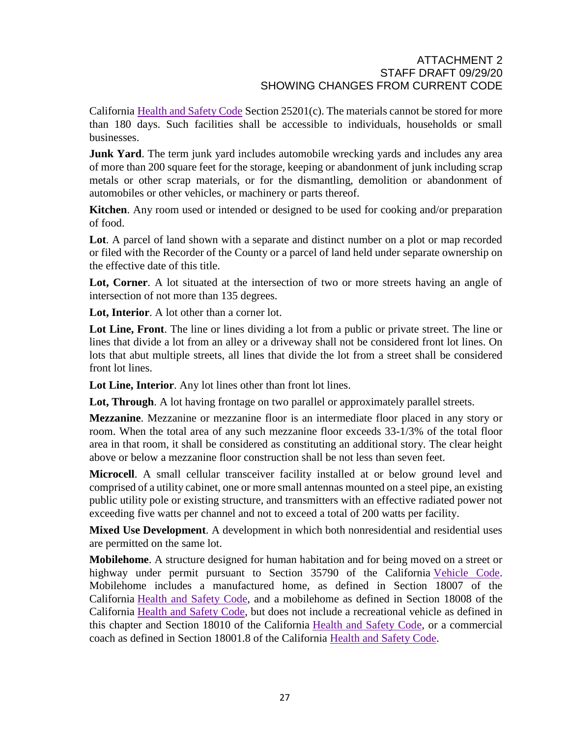California Health and Safety Code Section 25201(c). The materials cannot be stored for more than 180 days. Such facilities shall be accessible to individuals, households or small businesses.

**Junk Yard**. The term junk yard includes automobile wrecking yards and includes any area of more than 200 square feet for the storage, keeping or abandonment of junk including scrap metals or other scrap materials, or for the dismantling, demolition or abandonment of automobiles or other vehicles, or machinery or parts thereof.

**Kitchen**. Any room used or intended or designed to be used for cooking and/or preparation of food.

**Lot**. A parcel of land shown with a separate and distinct number on a plot or map recorded or filed with the Recorder of the County or a parcel of land held under separate ownership on the effective date of this title.

**Lot, Corner**. A lot situated at the intersection of two or more streets having an angle of intersection of not more than 135 degrees.

**Lot, Interior**. A lot other than a corner lot.

**Lot Line, Front**. The line or lines dividing a lot from a public or private street. The line or lines that divide a lot from an alley or a driveway shall not be considered front lot lines. On lots that abut multiple streets, all lines that divide the lot from a street shall be considered front lot lines.

**Lot Line, Interior**. Any lot lines other than front lot lines.

**Lot, Through**. A lot having frontage on two parallel or approximately parallel streets.

**Mezzanine**. Mezzanine or mezzanine floor is an intermediate floor placed in any story or room. When the total area of any such mezzanine floor exceeds 33-1/3% of the total floor area in that room, it shall be considered as constituting an additional story. The clear height above or below a mezzanine floor construction shall be not less than seven feet.

**Microcell**. A small cellular transceiver facility installed at or below ground level and comprised of a utility cabinet, one or more small antennas mounted on a steel pipe, an existing public utility pole or existing structure, and transmitters with an effective radiated power not exceeding five watts per channel and not to exceed a total of 200 watts per facility.

**Mixed Use Development**. A development in which both nonresidential and residential uses are permitted on the same lot.

**Mobilehome**. A structure designed for human habitation and for being moved on a street or highway under permit pursuant to Section 35790 of the California Vehicle Code. Mobilehome includes a manufactured home, as defined in Section 18007 of the California Health and Safety Code, and a mobilehome as defined in Section 18008 of the California Health and Safety Code, but does not include a recreational vehicle as defined in this chapter and Section 18010 of the California Health and Safety Code, or a commercial coach as defined in Section 18001.8 of the California Health and Safety Code.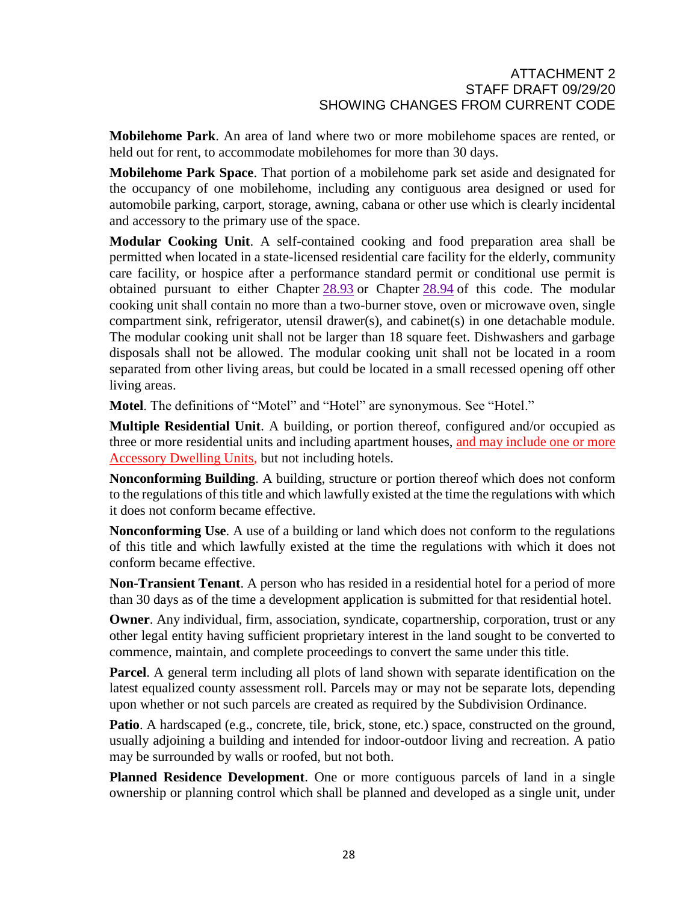**Mobilehome Park**. An area of land where two or more mobilehome spaces are rented, or held out for rent, to accommodate mobilehomes for more than 30 days.

**Mobilehome Park Space**. That portion of a mobilehome park set aside and designated for the occupancy of one mobilehome, including any contiguous area designed or used for automobile parking, carport, storage, awning, cabana or other use which is clearly incidental and accessory to the primary use of the space.

**Modular Cooking Unit**. A self-contained cooking and food preparation area shall be permitted when located in a state-licensed residential care facility for the elderly, community care facility, or hospice after a performance standard permit or conditional use permit is obtained pursuant to either Chapter 28.93 or Chapter 28.94 of this code. The modular cooking unit shall contain no more than a two-burner stove, oven or microwave oven, single compartment sink, refrigerator, utensil drawer(s), and cabinet(s) in one detachable module. The modular cooking unit shall not be larger than 18 square feet. Dishwashers and garbage disposals shall not be allowed. The modular cooking unit shall not be located in a room separated from other living areas, but could be located in a small recessed opening off other living areas.

**Motel**. The definitions of "Motel" and "Hotel" are synonymous. See "Hotel."

**Multiple Residential Unit**. A building, or portion thereof, configured and/or occupied as three or more residential units and including apartment houses, and may include one or more Accessory Dwelling Units, but not including hotels.

**Nonconforming Building**. A building, structure or portion thereof which does not conform to the regulations of this title and which lawfully existed at the time the regulations with which it does not conform became effective.

**Nonconforming Use**. A use of a building or land which does not conform to the regulations of this title and which lawfully existed at the time the regulations with which it does not conform became effective.

**Non-Transient Tenant**. A person who has resided in a residential hotel for a period of more than 30 days as of the time a development application is submitted for that residential hotel.

**Owner**. Any individual, firm, association, syndicate, copartnership, corporation, trust or any other legal entity having sufficient proprietary interest in the land sought to be converted to commence, maintain, and complete proceedings to convert the same under this title.

**Parcel**. A general term including all plots of land shown with separate identification on the latest equalized county assessment roll. Parcels may or may not be separate lots, depending upon whether or not such parcels are created as required by the Subdivision Ordinance.

**Patio**. A hardscaped (e.g., concrete, tile, brick, stone, etc.) space, constructed on the ground, usually adjoining a building and intended for indoor-outdoor living and recreation. A patio may be surrounded by walls or roofed, but not both.

**Planned Residence Development**. One or more contiguous parcels of land in a single ownership or planning control which shall be planned and developed as a single unit, under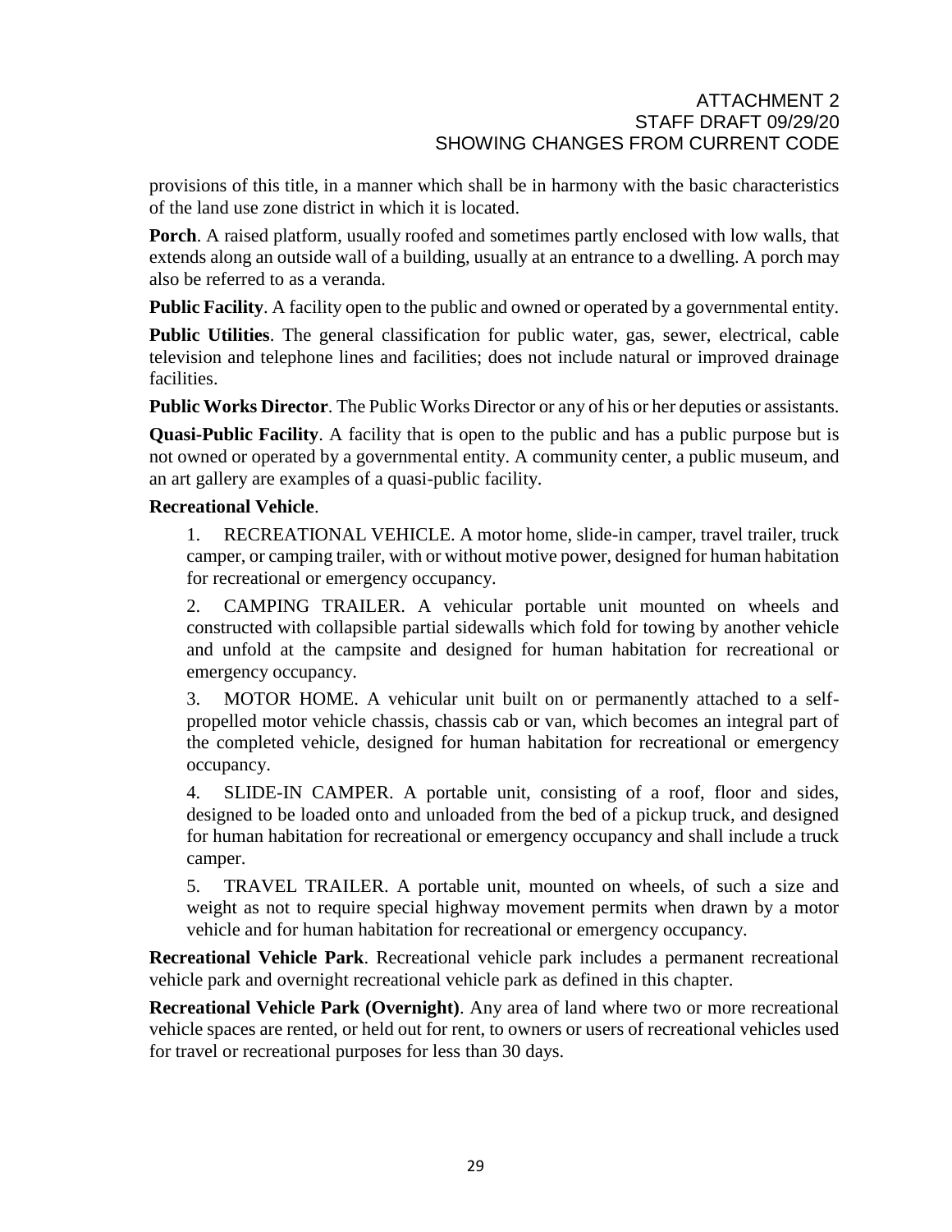provisions of this title, in a manner which shall be in harmony with the basic characteristics of the land use zone district in which it is located.

**Porch**. A raised platform, usually roofed and sometimes partly enclosed with low walls, that extends along an outside wall of a building, usually at an entrance to a dwelling. A porch may also be referred to as a veranda.

**Public Facility**. A facility open to the public and owned or operated by a governmental entity.

**Public Utilities**. The general classification for public water, gas, sewer, electrical, cable television and telephone lines and facilities; does not include natural or improved drainage facilities.

**Public Works Director**. The Public Works Director or any of his or her deputies or assistants.

**Quasi-Public Facility**. A facility that is open to the public and has a public purpose but is not owned or operated by a governmental entity. A community center, a public museum, and an art gallery are examples of a quasi-public facility.

**Recreational Vehicle**.

1. RECREATIONAL VEHICLE. A motor home, slide-in camper, travel trailer, truck camper, or camping trailer, with or without motive power, designed for human habitation for recreational or emergency occupancy.

2. CAMPING TRAILER. A vehicular portable unit mounted on wheels and constructed with collapsible partial sidewalls which fold for towing by another vehicle and unfold at the campsite and designed for human habitation for recreational or emergency occupancy.

3. MOTOR HOME. A vehicular unit built on or permanently attached to a self-propelled motor vehicle chassis, chassis cab or van, which becomes an integral part of the completed vehicle, designed for human habitation for recreational or emergency occupancy.

4. SLIDE-IN CAMPER. A portable unit, consisting of a roof, floor and sides, designed to be loaded onto and unloaded from the bed of a pickup truck, and designed for human habitation for recreational or emergency occupancy and shall include a truck camper.

5. TRAVEL TRAILER. A portable unit, mounted on wheels, of such a size and weight as not to require special highway movement permits when drawn by a motor vehicle and for human habitation for recreational or emergency occupancy.

**Recreational Vehicle Park**. Recreational vehicle park includes a permanent recreational vehicle park and overnight recreational vehicle park as defined in this chapter.

**Recreational Vehicle Park (Overnight)**. Any area of land where two or more recreational vehicle spaces are rented, or held out for rent, to owners or users of recreational vehicles used for travel or recreational purposes for less than 30 days.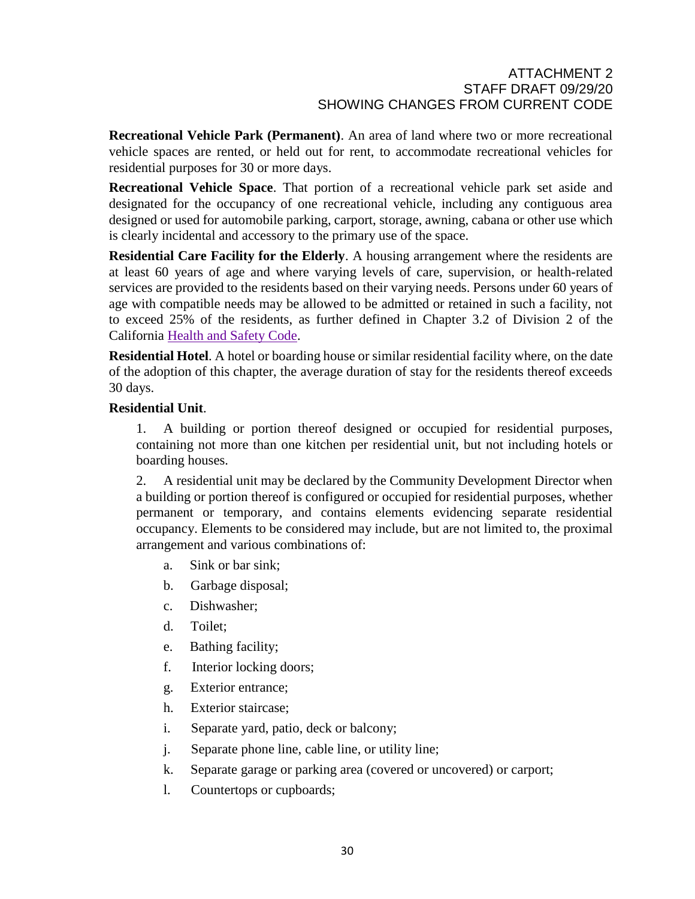ATTACHMENT 2
STAFF DRAFT 09/29/20
SHOWING CHANGES FROM CURRENT CODE

**Recreational Vehicle Park (Permanent)**. An area of land where two or more recreational vehicle spaces are rented, or held out for rent, to accommodate recreational vehicles for residential purposes for 30 or more days.

**Recreational Vehicle Space**. That portion of a recreational vehicle park set aside and designated for the occupancy of one recreational vehicle, including any contiguous area designed or used for automobile parking, carport, storage, awning, cabana or other use which is clearly incidental and accessory to the primary use of the space.

**Residential Care Facility for the Elderly**. A housing arrangement where the residents are at least 60 years of age and where varying levels of care, supervision, or health-related services are provided to the residents based on their varying needs. Persons under 60 years of age with compatible needs may be allowed to be admitted or retained in such a facility, not to exceed 25% of the residents, as further defined in Chapter 3.2 of Division 2 of the California Health and Safety Code.

**Residential Hotel**. A hotel or boarding house or similar residential facility where, on the date of the adoption of this chapter, the average duration of stay for the residents thereof exceeds 30 days.

**Residential Unit**.

1. A building or portion thereof designed or occupied for residential purposes, containing not more than one kitchen per residential unit, but not including hotels or boarding houses.

2. A residential unit may be declared by the Community Development Director when a building or portion thereof is configured or occupied for residential purposes, whether permanent or temporary, and contains elements evidencing separate residential occupancy. Elements to be considered may include, but are not limited to, the proximal arrangement and various combinations of:

   a. Sink or bar sink;
   b. Garbage disposal;
   c. Dishwasher;
   d. Toilet;
   e. Bathing facility;
   f. Interior locking doors;
   g. Exterior entrance;
   h. Exterior staircase;
   i. Separate yard, patio, deck or balcony;
   j. Separate phone line, cable line, or utility line;
   k. Separate garage or parking area (covered or uncovered) or carport;
   l. Countertops or cupboards;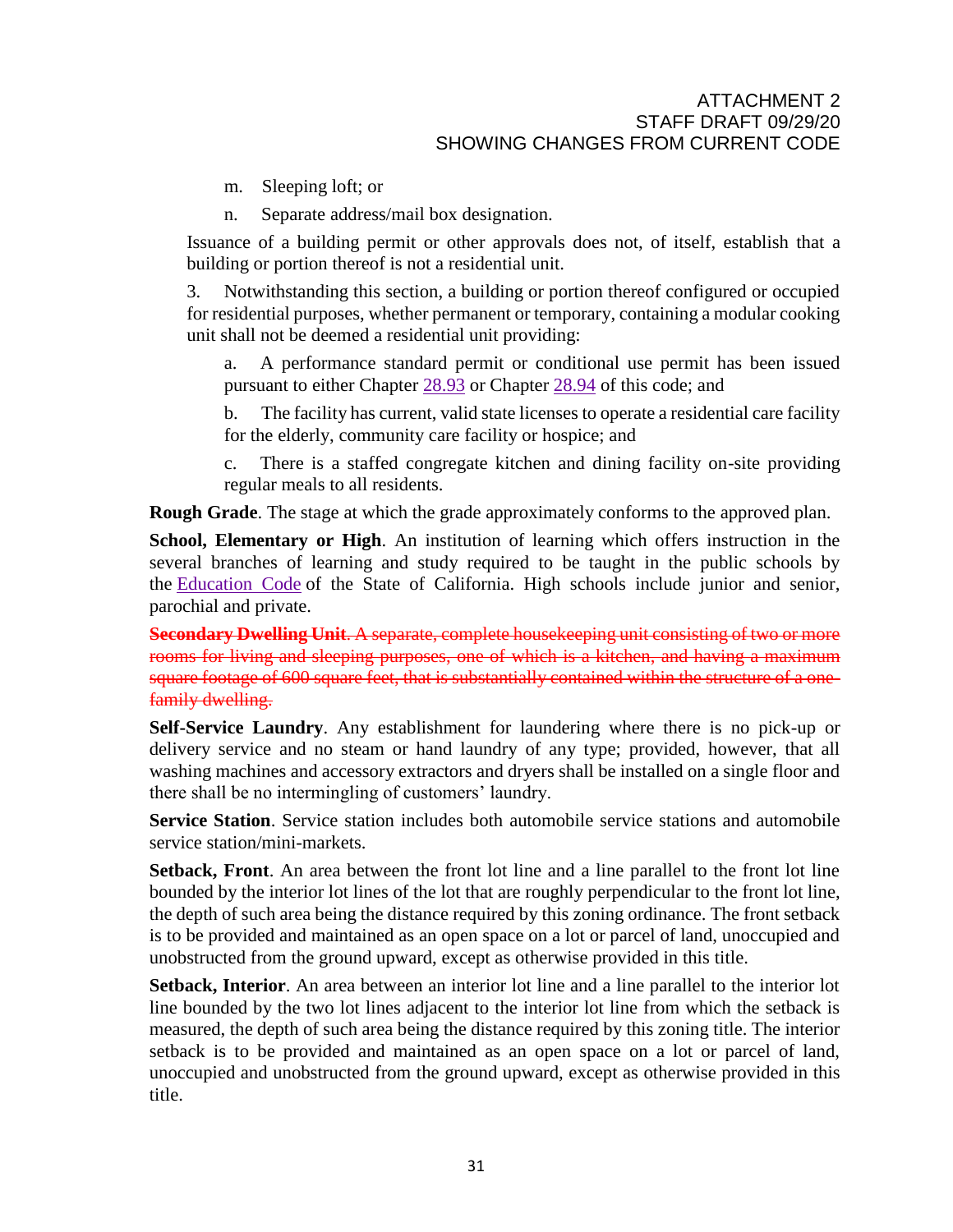m. Sleeping loft; or

n. Separate address/mail box designation.

Issuance of a building permit or other approvals does not, of itself, establish that a building or portion thereof is not a residential unit.

3. Notwithstanding this section, a building or portion thereof configured or occupied for residential purposes, whether permanent or temporary, containing a modular cooking unit shall not be deemed a residential unit providing:

a. A performance standard permit or conditional use permit has been issued pursuant to either Chapter 28.93 or Chapter 28.94 of this code; and

b. The facility has current, valid state licenses to operate a residential care facility for the elderly, community care facility or hospice; and

c. There is a staffed congregate kitchen and dining facility on-site providing regular meals to all residents.

**Rough Grade**. The stage at which the grade approximately conforms to the approved plan.

**School, Elementary or High**. An institution of learning which offers instruction in the several branches of learning and study required to be taught in the public schools by the Education Code of the State of California. High schools include junior and senior, parochial and private.

~~**Secondary Dwelling Unit**. A separate, complete housekeeping unit consisting of two or more rooms for living and sleeping purposes, one of which is a kitchen, and having a maximum square footage of 600 square feet, that is substantially contained within the structure of a one-family dwelling.~~

**Self-Service Laundry**. Any establishment for laundering where there is no pick-up or delivery service and no steam or hand laundry of any type; provided, however, that all washing machines and accessory extractors and dryers shall be installed on a single floor and there shall be no intermingling of customers' laundry.

**Service Station**. Service station includes both automobile service stations and automobile service station/mini-markets.

**Setback, Front**. An area between the front lot line and a line parallel to the front lot line bounded by the interior lot lines of the lot that are roughly perpendicular to the front lot line, the depth of such area being the distance required by this zoning ordinance. The front setback is to be provided and maintained as an open space on a lot or parcel of land, unoccupied and unobstructed from the ground upward, except as otherwise provided in this title.

**Setback, Interior**. An area between an interior lot line and a line parallel to the interior lot line bounded by the two lot lines adjacent to the interior lot line from which the setback is measured, the depth of such area being the distance required by this zoning title. The interior setback is to be provided and maintained as an open space on a lot or parcel of land, unoccupied and unobstructed from the ground upward, except as otherwise provided in this title.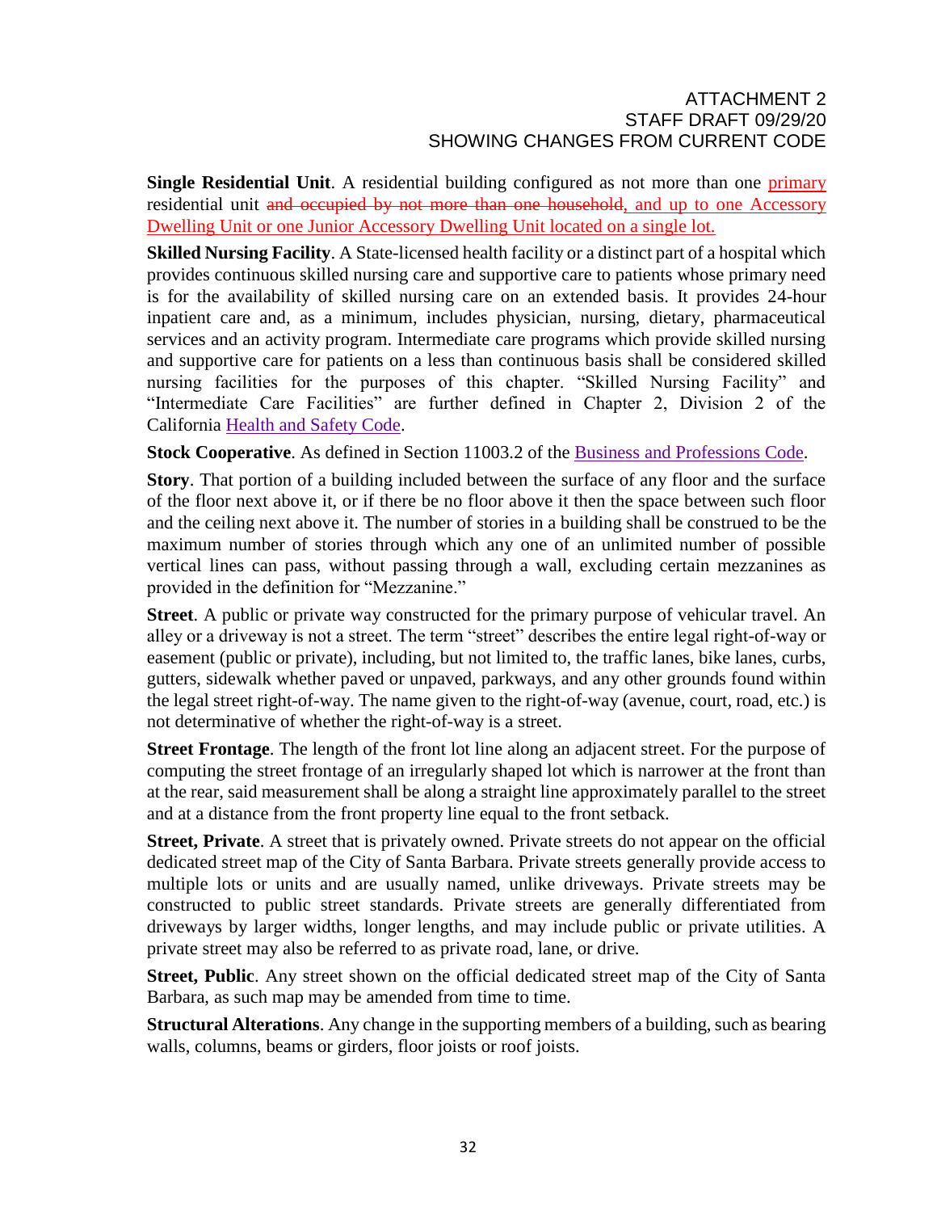**Single Residential Unit**. A residential building configured as not more than one <u>primary</u> residential unit ~~and occupied by not more than one household~~<u>, and up to one Accessory Dwelling Unit or one Junior Accessory Dwelling Unit located on a single lot.</u>

**Skilled Nursing Facility**. A State-licensed health facility or a distinct part of a hospital which provides continuous skilled nursing care and supportive care to patients whose primary need is for the availability of skilled nursing care on an extended basis. It provides 24-hour inpatient care and, as a minimum, includes physician, nursing, dietary, pharmaceutical services and an activity program. Intermediate care programs which provide skilled nursing and supportive care for patients on a less than continuous basis shall be considered skilled nursing facilities for the purposes of this chapter. "Skilled Nursing Facility" and "Intermediate Care Facilities" are further defined in Chapter 2, Division 2 of the California Health and Safety Code.

**Stock Cooperative**. As defined in Section 11003.2 of the Business and Professions Code.

**Story**. That portion of a building included between the surface of any floor and the surface of the floor next above it, or if there be no floor above it then the space between such floor and the ceiling next above it. The number of stories in a building shall be construed to be the maximum number of stories through which any one of an unlimited number of possible vertical lines can pass, without passing through a wall, excluding certain mezzanines as provided in the definition for "Mezzanine."

**Street**. A public or private way constructed for the primary purpose of vehicular travel. An alley or a driveway is not a street. The term "street" describes the entire legal right-of-way or easement (public or private), including, but not limited to, the traffic lanes, bike lanes, curbs, gutters, sidewalk whether paved or unpaved, parkways, and any other grounds found within the legal street right-of-way. The name given to the right-of-way (avenue, court, road, etc.) is not determinative of whether the right-of-way is a street.

**Street Frontage**. The length of the front lot line along an adjacent street. For the purpose of computing the street frontage of an irregularly shaped lot which is narrower at the front than at the rear, said measurement shall be along a straight line approximately parallel to the street and at a distance from the front property line equal to the front setback.

**Street, Private**. A street that is privately owned. Private streets do not appear on the official dedicated street map of the City of Santa Barbara. Private streets generally provide access to multiple lots or units and are usually named, unlike driveways. Private streets may be constructed to public street standards. Private streets are generally differentiated from driveways by larger widths, longer lengths, and may include public or private utilities. A private street may also be referred to as private road, lane, or drive.

**Street, Public**. Any street shown on the official dedicated street map of the City of Santa Barbara, as such map may be amended from time to time.

**Structural Alterations**. Any change in the supporting members of a building, such as bearing walls, columns, beams or girders, floor joists or roof joists.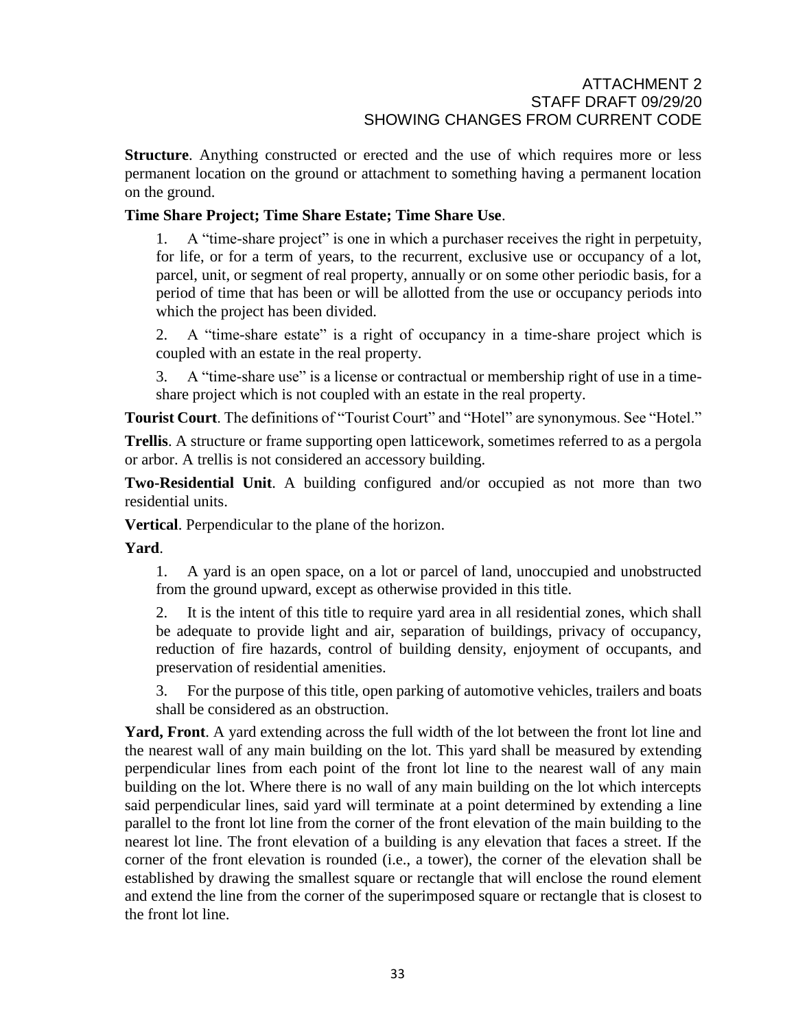ATTACHMENT 2
STAFF DRAFT 09/29/20
SHOWING CHANGES FROM CURRENT CODE

**Structure**. Anything constructed or erected and the use of which requires more or less permanent location on the ground or attachment to something having a permanent location on the ground.

**Time Share Project; Time Share Estate; Time Share Use**.

1. A "time-share project" is one in which a purchaser receives the right in perpetuity, for life, or for a term of years, to the recurrent, exclusive use or occupancy of a lot, parcel, unit, or segment of real property, annually or on some other periodic basis, for a period of time that has been or will be allotted from the use or occupancy periods into which the project has been divided.

2. A "time-share estate" is a right of occupancy in a time-share project which is coupled with an estate in the real property.

3. A "time-share use" is a license or contractual or membership right of use in a time-share project which is not coupled with an estate in the real property.

**Tourist Court**. The definitions of "Tourist Court" and "Hotel" are synonymous. See "Hotel."

**Trellis**. A structure or frame supporting open latticework, sometimes referred to as a pergola or arbor. A trellis is not considered an accessory building.

**Two-Residential Unit**. A building configured and/or occupied as not more than two residential units.

**Vertical**. Perpendicular to the plane of the horizon.

**Yard**.

1. A yard is an open space, on a lot or parcel of land, unoccupied and unobstructed from the ground upward, except as otherwise provided in this title.

2. It is the intent of this title to require yard area in all residential zones, which shall be adequate to provide light and air, separation of buildings, privacy of occupancy, reduction of fire hazards, control of building density, enjoyment of occupants, and preservation of residential amenities.

3. For the purpose of this title, open parking of automotive vehicles, trailers and boats shall be considered as an obstruction.

**Yard, Front**. A yard extending across the full width of the lot between the front lot line and the nearest wall of any main building on the lot. This yard shall be measured by extending perpendicular lines from each point of the front lot line to the nearest wall of any main building on the lot. Where there is no wall of any main building on the lot which intercepts said perpendicular lines, said yard will terminate at a point determined by extending a line parallel to the front lot line from the corner of the front elevation of the main building to the nearest lot line. The front elevation of a building is any elevation that faces a street. If the corner of the front elevation is rounded (i.e., a tower), the corner of the elevation shall be established by drawing the smallest square or rectangle that will enclose the round element and extend the line from the corner of the superimposed square or rectangle that is closest to the front lot line.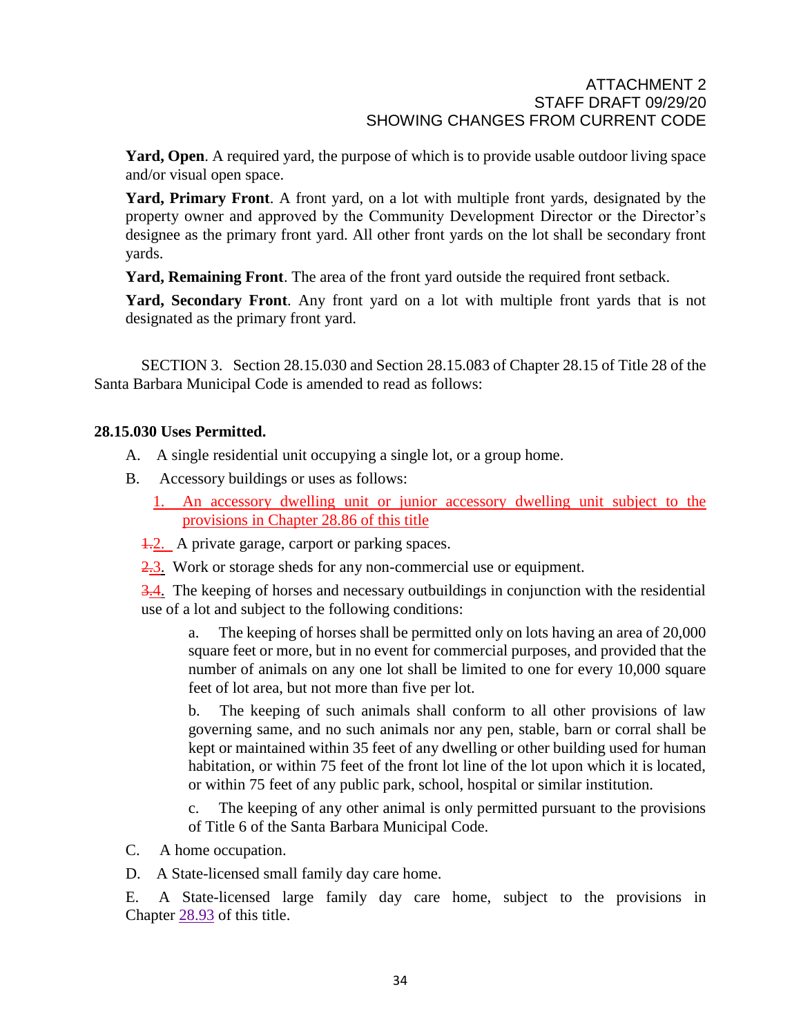ATTACHMENT 2
STAFF DRAFT 09/29/20
SHOWING CHANGES FROM CURRENT CODE

**Yard, Open**. A required yard, the purpose of which is to provide usable outdoor living space and/or visual open space.

**Yard, Primary Front**. A front yard, on a lot with multiple front yards, designated by the property owner and approved by the Community Development Director or the Director's designee as the primary front yard. All other front yards on the lot shall be secondary front yards.

**Yard, Remaining Front**. The area of the front yard outside the required front setback.

**Yard, Secondary Front**. Any front yard on a lot with multiple front yards that is not designated as the primary front yard.

SECTION 3. Section 28.15.030 and Section 28.15.083 of Chapter 28.15 of Title 28 of the Santa Barbara Municipal Code is amended to read as follows:

**28.15.030 Uses Permitted.**

A. A single residential unit occupying a single lot, or a group home.

B. Accessory buildings or uses as follows:

1. An accessory dwelling unit or junior accessory dwelling unit subject to the provisions in Chapter 28.86 of this title

~~1.~~2. A private garage, carport or parking spaces.

~~2.~~3. Work or storage sheds for any non-commercial use or equipment.

~~3.~~4. The keeping of horses and necessary outbuildings in conjunction with the residential use of a lot and subject to the following conditions:

a. The keeping of horses shall be permitted only on lots having an area of 20,000 square feet or more, but in no event for commercial purposes, and provided that the number of animals on any one lot shall be limited to one for every 10,000 square feet of lot area, but not more than five per lot.

b. The keeping of such animals shall conform to all other provisions of law governing same, and no such animals nor any pen, stable, barn or corral shall be kept or maintained within 35 feet of any dwelling or other building used for human habitation, or within 75 feet of the front lot line of the lot upon which it is located, or within 75 feet of any public park, school, hospital or similar institution.

c. The keeping of any other animal is only permitted pursuant to the provisions of Title 6 of the Santa Barbara Municipal Code.

C. A home occupation.

D. A State-licensed small family day care home.

E. A State-licensed large family day care home, subject to the provisions in Chapter 28.93 of this title.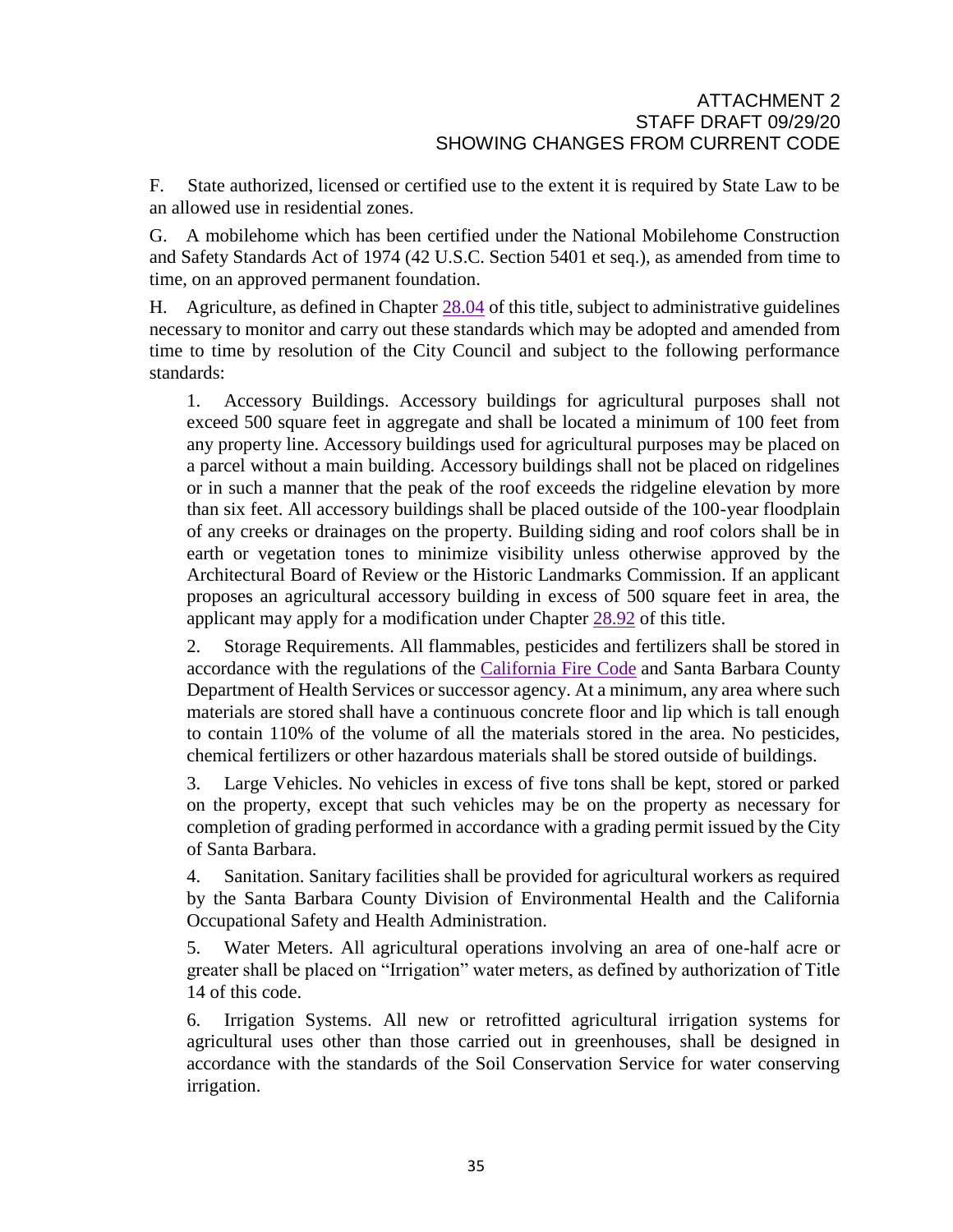ATTACHMENT 2
STAFF DRAFT 09/29/20
SHOWING CHANGES FROM CURRENT CODE

F. State authorized, licensed or certified use to the extent it is required by State Law to be an allowed use in residential zones.

G. A mobilehome which has been certified under the National Mobilehome Construction and Safety Standards Act of 1974 (42 U.S.C. Section 5401 et seq.), as amended from time to time, on an approved permanent foundation.

H. Agriculture, as defined in Chapter 28.04 of this title, subject to administrative guidelines necessary to monitor and carry out these standards which may be adopted and amended from time to time by resolution of the City Council and subject to the following performance standards:

1. Accessory Buildings. Accessory buildings for agricultural purposes shall not exceed 500 square feet in aggregate and shall be located a minimum of 100 feet from any property line. Accessory buildings used for agricultural purposes may be placed on a parcel without a main building. Accessory buildings shall not be placed on ridgelines or in such a manner that the peak of the roof exceeds the ridgeline elevation by more than six feet. All accessory buildings shall be placed outside of the 100-year floodplain of any creeks or drainages on the property. Building siding and roof colors shall be in earth or vegetation tones to minimize visibility unless otherwise approved by the Architectural Board of Review or the Historic Landmarks Commission. If an applicant proposes an agricultural accessory building in excess of 500 square feet in area, the applicant may apply for a modification under Chapter 28.92 of this title.

2. Storage Requirements. All flammables, pesticides and fertilizers shall be stored in accordance with the regulations of the California Fire Code and Santa Barbara County Department of Health Services or successor agency. At a minimum, any area where such materials are stored shall have a continuous concrete floor and lip which is tall enough to contain 110% of the volume of all the materials stored in the area. No pesticides, chemical fertilizers or other hazardous materials shall be stored outside of buildings.

3. Large Vehicles. No vehicles in excess of five tons shall be kept, stored or parked on the property, except that such vehicles may be on the property as necessary for completion of grading performed in accordance with a grading permit issued by the City of Santa Barbara.

4. Sanitation. Sanitary facilities shall be provided for agricultural workers as required by the Santa Barbara County Division of Environmental Health and the California Occupational Safety and Health Administration.

5. Water Meters. All agricultural operations involving an area of one-half acre or greater shall be placed on "Irrigation" water meters, as defined by authorization of Title 14 of this code.

6. Irrigation Systems. All new or retrofitted agricultural irrigation systems for agricultural uses other than those carried out in greenhouses, shall be designed in accordance with the standards of the Soil Conservation Service for water conserving irrigation.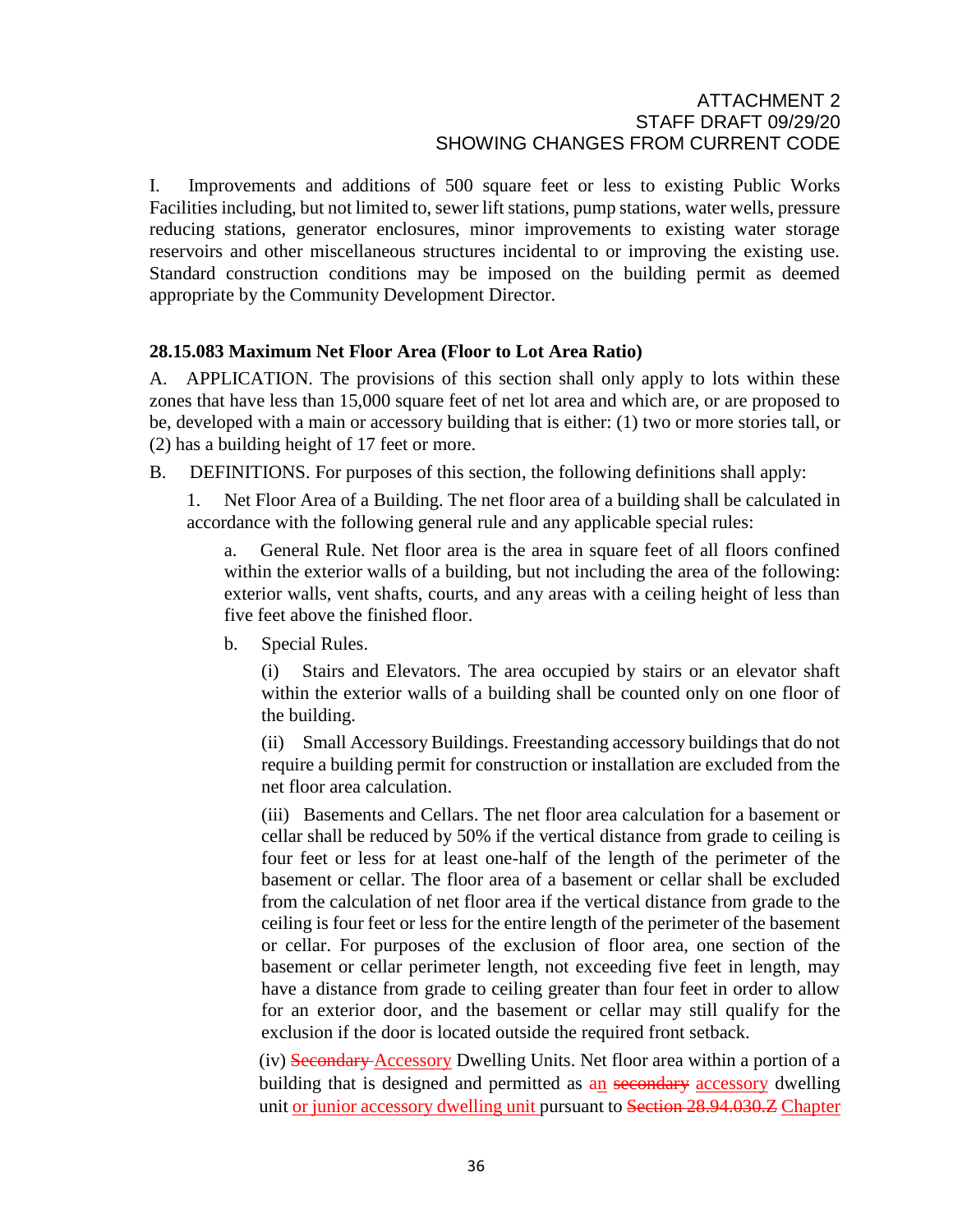I. Improvements and additions of 500 square feet or less to existing Public Works Facilities including, but not limited to, sewer lift stations, pump stations, water wells, pressure reducing stations, generator enclosures, minor improvements to existing water storage reservoirs and other miscellaneous structures incidental to or improving the existing use. Standard construction conditions may be imposed on the building permit as deemed appropriate by the Community Development Director.

### 28.15.083 Maximum Net Floor Area (Floor to Lot Area Ratio)

A. APPLICATION. The provisions of this section shall only apply to lots within these zones that have less than 15,000 square feet of net lot area and which are, or are proposed to be, developed with a main or accessory building that is either: (1) two or more stories tall, or (2) has a building height of 17 feet or more.

B. DEFINITIONS. For purposes of this section, the following definitions shall apply:

1. Net Floor Area of a Building. The net floor area of a building shall be calculated in accordance with the following general rule and any applicable special rules:

   a. General Rule. Net floor area is the area in square feet of all floors confined within the exterior walls of a building, but not including the area of the following: exterior walls, vent shafts, courts, and any areas with a ceiling height of less than five feet above the finished floor.

   b. Special Rules.

      (i) Stairs and Elevators. The area occupied by stairs or an elevator shaft within the exterior walls of a building shall be counted only on one floor of the building.

      (ii) Small Accessory Buildings. Freestanding accessory buildings that do not require a building permit for construction or installation are excluded from the net floor area calculation.

      (iii) Basements and Cellars. The net floor area calculation for a basement or cellar shall be reduced by 50% if the vertical distance from grade to ceiling is four feet or less for at least one-half of the length of the perimeter of the basement or cellar. The floor area of a basement or cellar shall be excluded from the calculation of net floor area if the vertical distance from grade to the ceiling is four feet or less for the entire length of the perimeter of the basement or cellar. For purposes of the exclusion of floor area, one section of the basement or cellar perimeter length, not exceeding five feet in length, may have a distance from grade to ceiling greater than four feet in order to allow for an exterior door, and the basement or cellar may still qualify for the exclusion if the door is located outside the required front setback.

      (iv) ~~Secondary~~ Accessory Dwelling Units. Net floor area within a portion of a building that is designed and permitted as an ~~secondary~~ accessory dwelling unit or junior accessory dwelling unit pursuant to ~~Section 28.94.030.Z~~ Chapter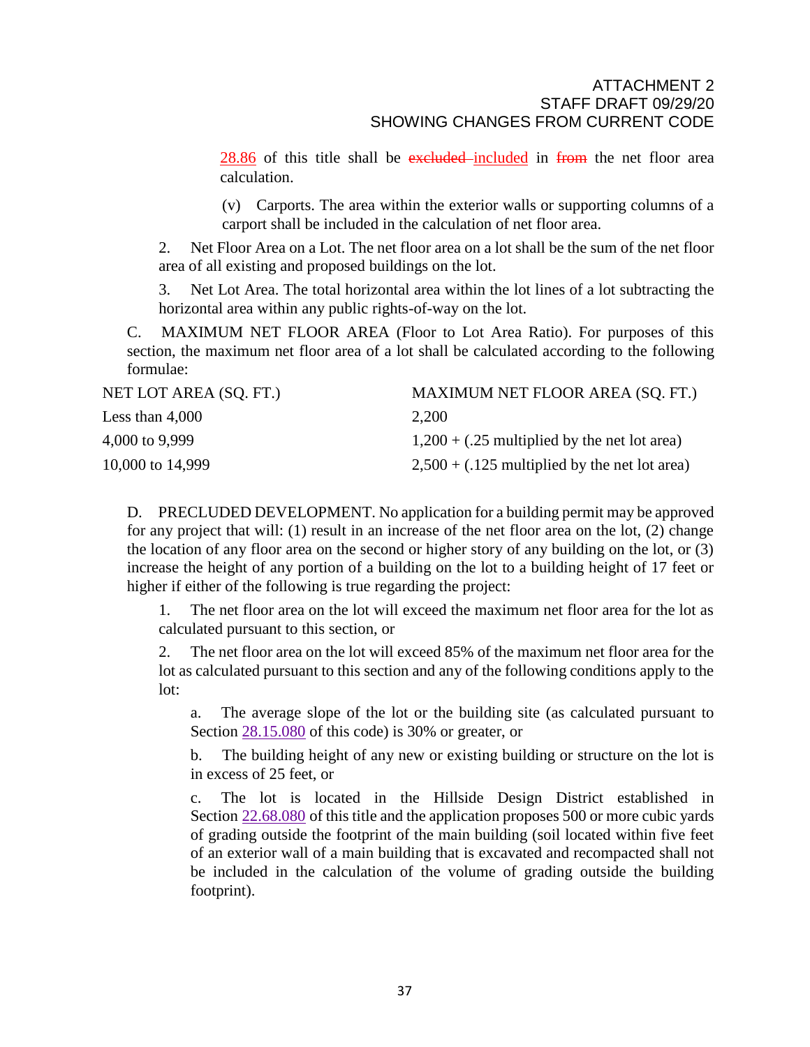ATTACHMENT 2
STAFF DRAFT 09/29/20
SHOWING CHANGES FROM CURRENT CODE

28.86 of this title shall be ~~excluded~~ included in ~~from~~ the net floor area calculation.

(v) Carports. The area within the exterior walls or supporting columns of a carport shall be included in the calculation of net floor area.

2. Net Floor Area on a Lot. The net floor area on a lot shall be the sum of the net floor area of all existing and proposed buildings on the lot.

3. Net Lot Area. The total horizontal area within the lot lines of a lot subtracting the horizontal area within any public rights-of-way on the lot.

C. MAXIMUM NET FLOOR AREA (Floor to Lot Area Ratio). For purposes of this section, the maximum net floor area of a lot shall be calculated according to the following formulae:

| NET LOT AREA (SQ. FT.) | MAXIMUM NET FLOOR AREA (SQ. FT.) |
|---|---|
| Less than 4,000 | 2,200 |
| 4,000 to 9,999 | 1,200 + (.25 multiplied by the net lot area) |
| 10,000 to 14,999 | 2,500 + (.125 multiplied by the net lot area) |

D. PRECLUDED DEVELOPMENT. No application for a building permit may be approved for any project that will: (1) result in an increase of the net floor area on the lot, (2) change the location of any floor area on the second or higher story of any building on the lot, or (3) increase the height of any portion of a building on the lot to a building height of 17 feet or higher if either of the following is true regarding the project:

1. The net floor area on the lot will exceed the maximum net floor area for the lot as calculated pursuant to this section, or

2. The net floor area on the lot will exceed 85% of the maximum net floor area for the lot as calculated pursuant to this section and any of the following conditions apply to the lot:

a. The average slope of the lot or the building site (as calculated pursuant to Section 28.15.080 of this code) is 30% or greater, or

b. The building height of any new or existing building or structure on the lot is in excess of 25 feet, or

c. The lot is located in the Hillside Design District established in Section 22.68.080 of this title and the application proposes 500 or more cubic yards of grading outside the footprint of the main building (soil located within five feet of an exterior wall of a main building that is excavated and recompacted shall not be included in the calculation of the volume of grading outside the building footprint).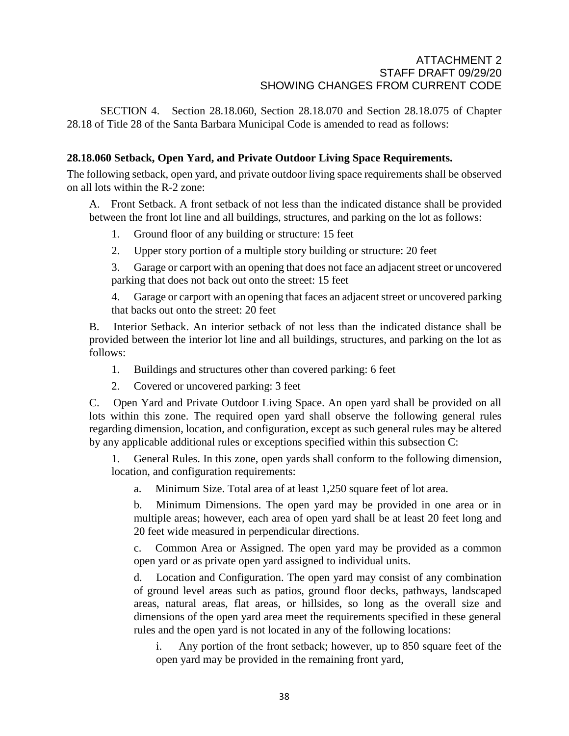ATTACHMENT 2
STAFF DRAFT 09/29/20
SHOWING CHANGES FROM CURRENT CODE

SECTION 4. Section 28.18.060, Section 28.18.070 and Section 28.18.075 of Chapter 28.18 of Title 28 of the Santa Barbara Municipal Code is amended to read as follows:

**28.18.060 Setback, Open Yard, and Private Outdoor Living Space Requirements.**

The following setback, open yard, and private outdoor living space requirements shall be observed on all lots within the R-2 zone:

A. Front Setback. A front setback of not less than the indicated distance shall be provided between the front lot line and all buildings, structures, and parking on the lot as follows:

1. Ground floor of any building or structure: 15 feet

2. Upper story portion of a multiple story building or structure: 20 feet

3. Garage or carport with an opening that does not face an adjacent street or uncovered parking that does not back out onto the street: 15 feet

4. Garage or carport with an opening that faces an adjacent street or uncovered parking that backs out onto the street: 20 feet

B. Interior Setback. An interior setback of not less than the indicated distance shall be provided between the interior lot line and all buildings, structures, and parking on the lot as follows:

1. Buildings and structures other than covered parking: 6 feet

2. Covered or uncovered parking: 3 feet

C. Open Yard and Private Outdoor Living Space. An open yard shall be provided on all lots within this zone. The required open yard shall observe the following general rules regarding dimension, location, and configuration, except as such general rules may be altered by any applicable additional rules or exceptions specified within this subsection C:

1. General Rules. In this zone, open yards shall conform to the following dimension, location, and configuration requirements:

a. Minimum Size. Total area of at least 1,250 square feet of lot area.

b. Minimum Dimensions. The open yard may be provided in one area or in multiple areas; however, each area of open yard shall be at least 20 feet long and 20 feet wide measured in perpendicular directions.

c. Common Area or Assigned. The open yard may be provided as a common open yard or as private open yard assigned to individual units.

d. Location and Configuration. The open yard may consist of any combination of ground level areas such as patios, ground floor decks, pathways, landscaped areas, natural areas, flat areas, or hillsides, so long as the overall size and dimensions of the open yard area meet the requirements specified in these general rules and the open yard is not located in any of the following locations:

i. Any portion of the front setback; however, up to 850 square feet of the open yard may be provided in the remaining front yard,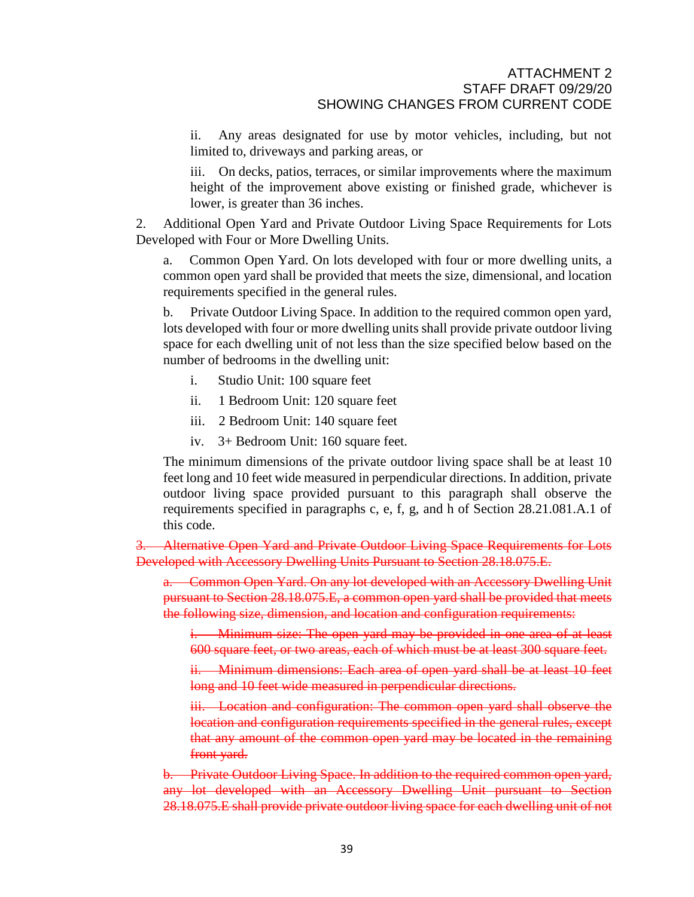ii. Any areas designated for use by motor vehicles, including, but not limited to, driveways and parking areas, or

iii. On decks, patios, terraces, or similar improvements where the maximum height of the improvement above existing or finished grade, whichever is lower, is greater than 36 inches.

2. Additional Open Yard and Private Outdoor Living Space Requirements for Lots Developed with Four or More Dwelling Units.

a. Common Open Yard. On lots developed with four or more dwelling units, a common open yard shall be provided that meets the size, dimensional, and location requirements specified in the general rules.

b. Private Outdoor Living Space. In addition to the required common open yard, lots developed with four or more dwelling units shall provide private outdoor living space for each dwelling unit of not less than the size specified below based on the number of bedrooms in the dwelling unit:

i. Studio Unit: 100 square feet

ii. 1 Bedroom Unit: 120 square feet

iii. 2 Bedroom Unit: 140 square feet

iv. 3+ Bedroom Unit: 160 square feet.

The minimum dimensions of the private outdoor living space shall be at least 10 feet long and 10 feet wide measured in perpendicular directions. In addition, private outdoor living space provided pursuant to this paragraph shall observe the requirements specified in paragraphs c, e, f, g, and h of Section 28.21.081.A.1 of this code.

~~3. Alternative Open Yard and Private Outdoor Living Space Requirements for Lots Developed with Accessory Dwelling Units Pursuant to Section 28.18.075.E.~~

~~a. Common Open Yard. On any lot developed with an Accessory Dwelling Unit pursuant to Section 28.18.075.E, a common open yard shall be provided that meets the following size, dimension, and location and configuration requirements:~~

~~i. Minimum size: The open yard may be provided in one area of at least 600 square feet, or two areas, each of which must be at least 300 square feet.~~

~~ii. Minimum dimensions: Each area of open yard shall be at least 10 feet long and 10 feet wide measured in perpendicular directions.~~

~~iii. Location and configuration: The common open yard shall observe the location and configuration requirements specified in the general rules, except that any amount of the common open yard may be located in the remaining front yard.~~

~~b. Private Outdoor Living Space. In addition to the required common open yard, any lot developed with an Accessory Dwelling Unit pursuant to Section 28.18.075.E shall provide private outdoor living space for each dwelling unit of not~~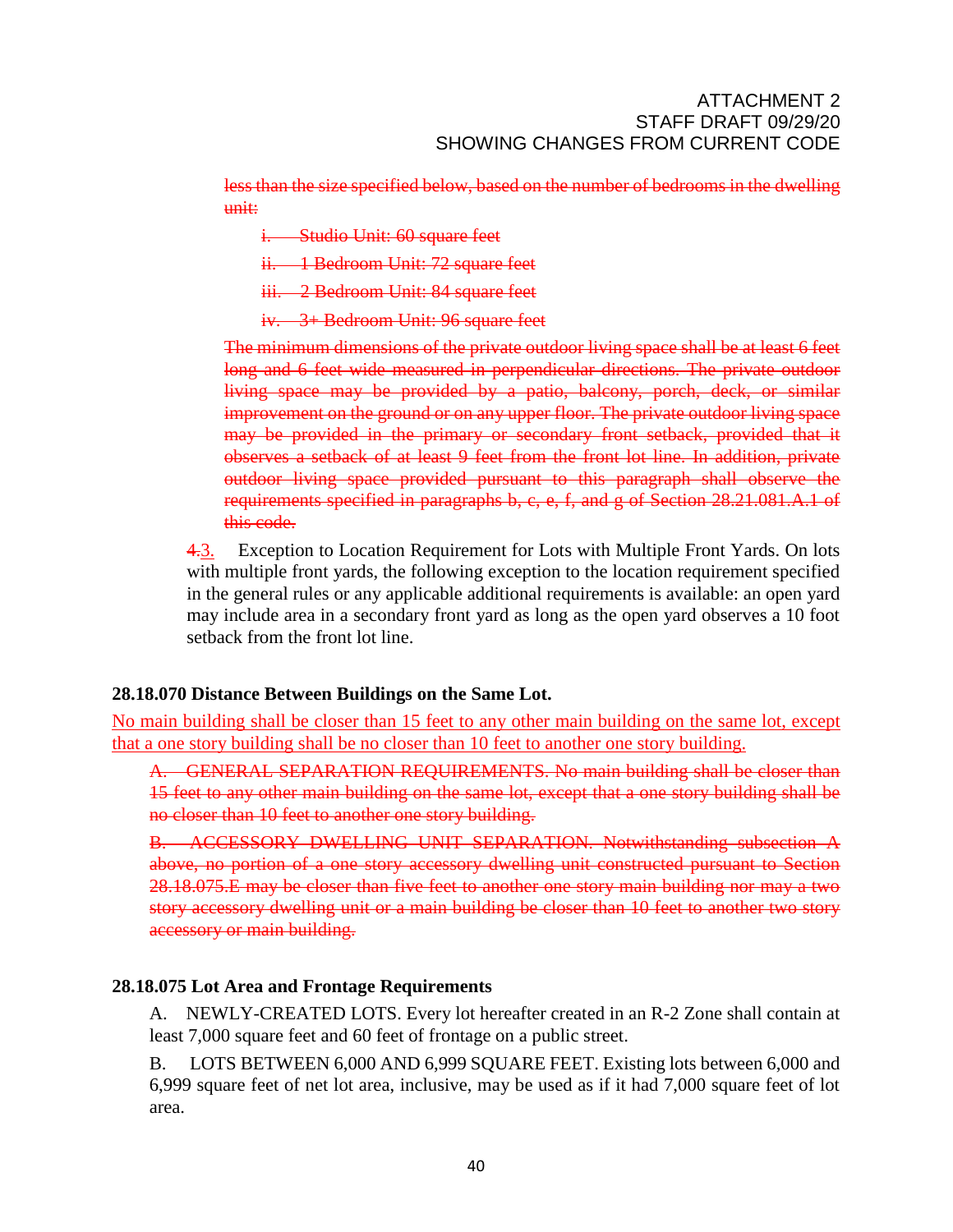~~less than the size specified below, based on the number of bedrooms in the dwelling unit:~~

~~i. Studio Unit: 60 square feet~~

~~ii. 1 Bedroom Unit: 72 square feet~~

~~iii. 2 Bedroom Unit: 84 square feet~~

~~iv. 3+ Bedroom Unit: 96 square feet~~

~~The minimum dimensions of the private outdoor living space shall be at least 6 feet long and 6 feet wide measured in perpendicular directions. The private outdoor living space may be provided by a patio, balcony, porch, deck, or similar improvement on the ground or on any upper floor. The private outdoor living space may be provided in the primary or secondary front setback, provided that it observes a setback of at least 9 feet from the front lot line. In addition, private outdoor living space provided pursuant to this paragraph shall observe the requirements specified in paragraphs b, c, e, f, and g of Section 28.21.081.A.1 of this code.~~

~~4.~~<u>3.</u> Exception to Location Requirement for Lots with Multiple Front Yards. On lots with multiple front yards, the following exception to the location requirement specified in the general rules or any applicable additional requirements is available: an open yard may include area in a secondary front yard as long as the open yard observes a 10 foot setback from the front lot line.

**28.18.070 Distance Between Buildings on the Same Lot.**

<u>No main building shall be closer than 15 feet to any other main building on the same lot, except that a one story building shall be no closer than 10 feet to another one story building.</u>

~~A. GENERAL SEPARATION REQUIREMENTS. No main building shall be closer than 15 feet to any other main building on the same lot, except that a one story building shall be no closer than 10 feet to another one story building.~~

~~B. ACCESSORY DWELLING UNIT SEPARATION. Notwithstanding subsection A above, no portion of a one story accessory dwelling unit constructed pursuant to Section 28.18.075.E may be closer than five feet to another one story main building nor may a two story accessory dwelling unit or a main building be closer than 10 feet to another two story accessory or main building.~~

**28.18.075 Lot Area and Frontage Requirements**

A. NEWLY-CREATED LOTS. Every lot hereafter created in an R-2 Zone shall contain at least 7,000 square feet and 60 feet of frontage on a public street.

B. LOTS BETWEEN 6,000 AND 6,999 SQUARE FEET. Existing lots between 6,000 and 6,999 square feet of net lot area, inclusive, may be used as if it had 7,000 square feet of lot area.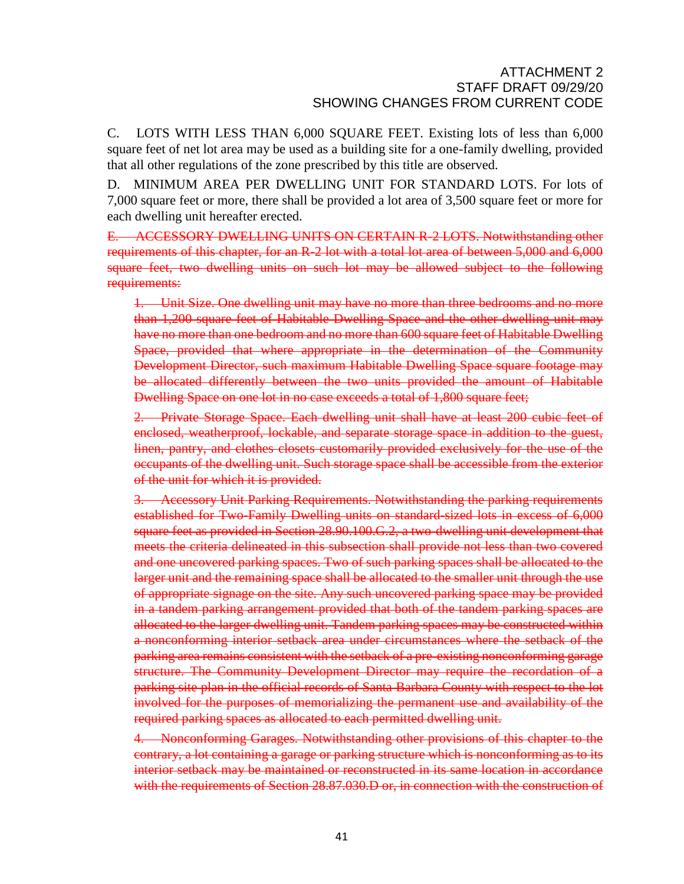ATTACHMENT 2
STAFF DRAFT 09/29/20
SHOWING CHANGES FROM CURRENT CODE

C. LOTS WITH LESS THAN 6,000 SQUARE FEET. Existing lots of less than 6,000 square feet of net lot area may be used as a building site for a one-family dwelling, provided that all other regulations of the zone prescribed by this title are observed.

D. MINIMUM AREA PER DWELLING UNIT FOR STANDARD LOTS. For lots of 7,000 square feet or more, there shall be provided a lot area of 3,500 square feet or more for each dwelling unit hereafter erected.

~~E. ACCESSORY DWELLING UNITS ON CERTAIN R-2 LOTS. Notwithstanding other requirements of this chapter, for an R-2 lot with a total lot area of between 5,000 and 6,000 square feet, two dwelling units on such lot may be allowed subject to the following requirements:~~

~~1. Unit Size. One dwelling unit may have no more than three bedrooms and no more than 1,200 square feet of Habitable Dwelling Space and the other dwelling unit may have no more than one bedroom and no more than 600 square feet of Habitable Dwelling Space, provided that where appropriate in the determination of the Community Development Director, such maximum Habitable Dwelling Space square footage may be allocated differently between the two units provided the amount of Habitable Dwelling Space on one lot in no case exceeds a total of 1,800 square feet;~~

~~2. Private Storage Space. Each dwelling unit shall have at least 200 cubic feet of enclosed, weatherproof, lockable, and separate storage space in addition to the guest, linen, pantry, and clothes closets customarily provided exclusively for the use of the occupants of the dwelling unit. Such storage space shall be accessible from the exterior of the unit for which it is provided.~~

~~3. Accessory Unit Parking Requirements. Notwithstanding the parking requirements established for Two-Family Dwelling units on standard-sized lots in excess of 6,000 square feet as provided in Section 28.90.100.G.2, a two-dwelling unit development that meets the criteria delineated in this subsection shall provide not less than two covered and one uncovered parking spaces. Two of such parking spaces shall be allocated to the larger unit and the remaining space shall be allocated to the smaller unit through the use of appropriate signage on the site. Any such uncovered parking space may be provided in a tandem parking arrangement provided that both of the tandem parking spaces are allocated to the larger dwelling unit. Tandem parking spaces may be constructed within a nonconforming interior setback area under circumstances where the setback of the parking area remains consistent with the setback of a pre-existing nonconforming garage structure. The Community Development Director may require the recordation of a parking site plan in the official records of Santa Barbara County with respect to the lot involved for the purposes of memorializing the permanent use and availability of the required parking spaces as allocated to each permitted dwelling unit.~~

~~4. Nonconforming Garages. Notwithstanding other provisions of this chapter to the contrary, a lot containing a garage or parking structure which is nonconforming as to its interior setback may be maintained or reconstructed in its same location in accordance with the requirements of Section 28.87.030.D or, in connection with the construction of~~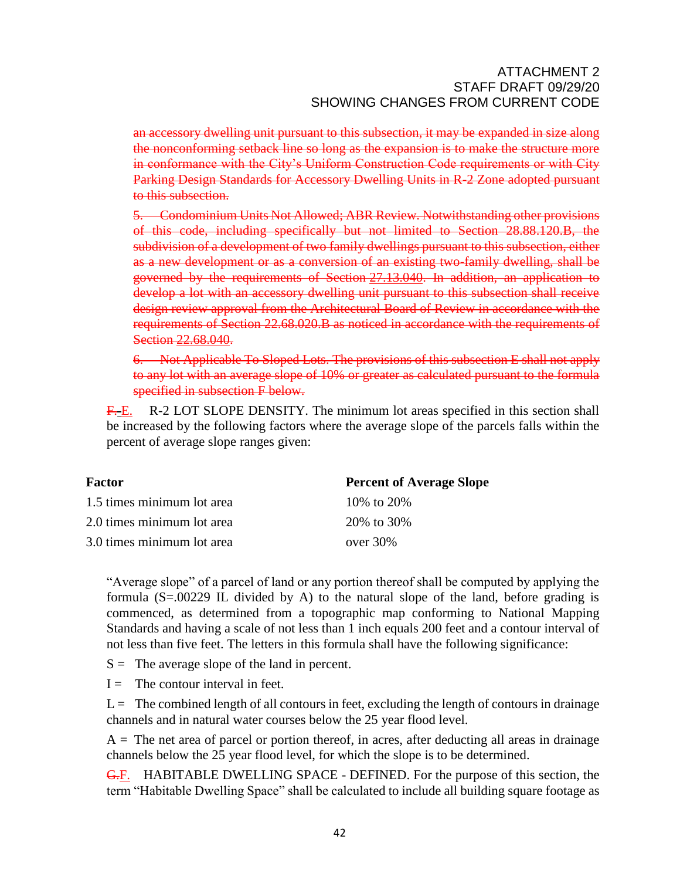~~an accessory dwelling unit pursuant to this subsection, it may be expanded in size along the nonconforming setback line so long as the expansion is to make the structure more in conformance with the City's Uniform Construction Code requirements or with City Parking Design Standards for Accessory Dwelling Units in R-2 Zone adopted pursuant to this subsection.~~

~~5. Condominium Units Not Allowed; ABR Review. Notwithstanding other provisions of this code, including specifically but not limited to Section 28.88.120.B, the subdivision of a development of two family dwellings pursuant to this subsection, either as a new development or as a conversion of an existing two-family dwelling, shall be governed by the requirements of Section 27.13.040. In addition, an application to develop a lot with an accessory dwelling unit pursuant to this subsection shall receive design review approval from the Architectural Board of Review in accordance with the requirements of Section 22.68.020.B as noticed in accordance with the requirements of Section 22.68.040.~~

~~6. Not Applicable To Sloped Lots. The provisions of this subsection E shall not apply to any lot with an average slope of 10% or greater as calculated pursuant to the formula specified in subsection F below.~~

~~F.~~ E. R-2 LOT SLOPE DENSITY. The minimum lot areas specified in this section shall be increased by the following factors where the average slope of the parcels falls within the percent of average slope ranges given:

| **Factor** | **Percent of Average Slope** |
|---|---|
| 1.5 times minimum lot area | 10% to 20% |
| 2.0 times minimum lot area | 20% to 30% |
| 3.0 times minimum lot area | over 30% |

"Average slope" of a parcel of land or any portion thereof shall be computed by applying the formula (S=.00229 IL divided by A) to the natural slope of the land, before grading is commenced, as determined from a topographic map conforming to National Mapping Standards and having a scale of not less than 1 inch equals 200 feet and a contour interval of not less than five feet. The letters in this formula shall have the following significance:

S = The average slope of the land in percent.

I = The contour interval in feet.

L = The combined length of all contours in feet, excluding the length of contours in drainage channels and in natural water courses below the 25 year flood level.

A = The net area of parcel or portion thereof, in acres, after deducting all areas in drainage channels below the 25 year flood level, for which the slope is to be determined.

~~G.~~ F. HABITABLE DWELLING SPACE - DEFINED. For the purpose of this section, the term "Habitable Dwelling Space" shall be calculated to include all building square footage as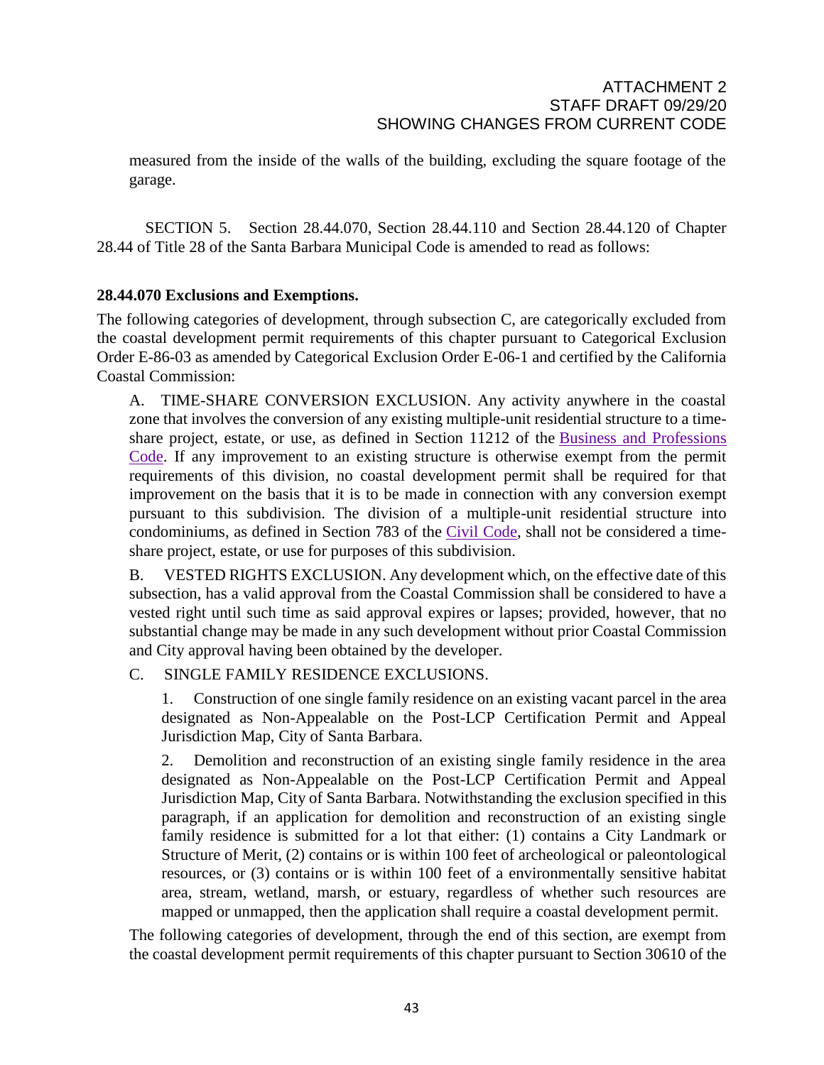measured from the inside of the walls of the building, excluding the square footage of the garage.

SECTION 5. Section 28.44.070, Section 28.44.110 and Section 28.44.120 of Chapter 28.44 of Title 28 of the Santa Barbara Municipal Code is amended to read as follows:

**28.44.070 Exclusions and Exemptions.**

The following categories of development, through subsection C, are categorically excluded from the coastal development permit requirements of this chapter pursuant to Categorical Exclusion Order E-86-03 as amended by Categorical Exclusion Order E-06-1 and certified by the California Coastal Commission:

A. TIME-SHARE CONVERSION EXCLUSION. Any activity anywhere in the coastal zone that involves the conversion of any existing multiple-unit residential structure to a time-share project, estate, or use, as defined in Section 11212 of the Business and Professions Code. If any improvement to an existing structure is otherwise exempt from the permit requirements of this division, no coastal development permit shall be required for that improvement on the basis that it is to be made in connection with any conversion exempt pursuant to this subdivision. The division of a multiple-unit residential structure into condominiums, as defined in Section 783 of the Civil Code, shall not be considered a time-share project, estate, or use for purposes of this subdivision.

B. VESTED RIGHTS EXCLUSION. Any development which, on the effective date of this subsection, has a valid approval from the Coastal Commission shall be considered to have a vested right until such time as said approval expires or lapses; provided, however, that no substantial change may be made in any such development without prior Coastal Commission and City approval having been obtained by the developer.

C. SINGLE FAMILY RESIDENCE EXCLUSIONS.

1. Construction of one single family residence on an existing vacant parcel in the area designated as Non-Appealable on the Post-LCP Certification Permit and Appeal Jurisdiction Map, City of Santa Barbara.

2. Demolition and reconstruction of an existing single family residence in the area designated as Non-Appealable on the Post-LCP Certification Permit and Appeal Jurisdiction Map, City of Santa Barbara. Notwithstanding the exclusion specified in this paragraph, if an application for demolition and reconstruction of an existing single family residence is submitted for a lot that either: (1) contains a City Landmark or Structure of Merit, (2) contains or is within 100 feet of archeological or paleontological resources, or (3) contains or is within 100 feet of a environmentally sensitive habitat area, stream, wetland, marsh, or estuary, regardless of whether such resources are mapped or unmapped, then the application shall require a coastal development permit.

The following categories of development, through the end of this section, are exempt from the coastal development permit requirements of this chapter pursuant to Section 30610 of the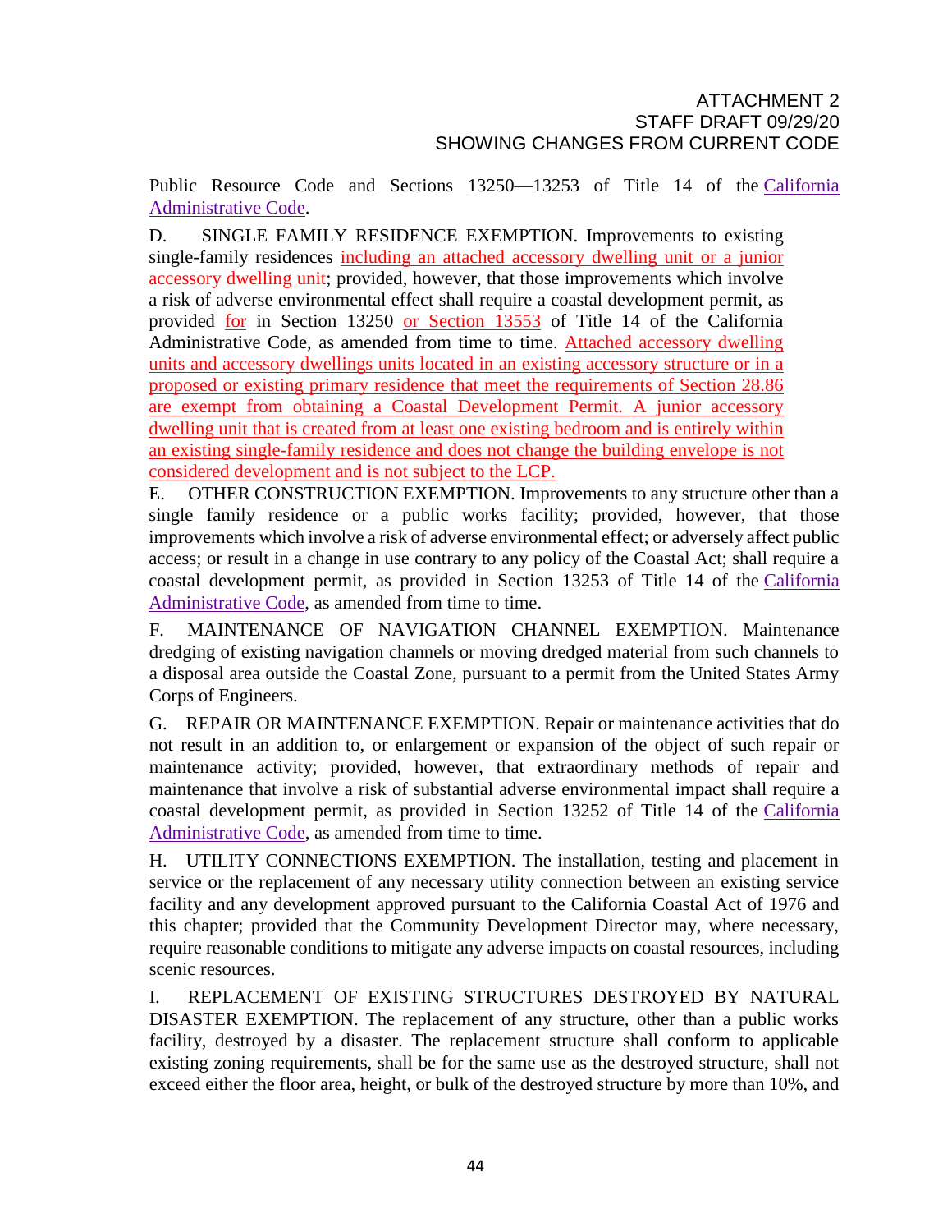Public Resource Code and Sections 13250—13253 of Title 14 of the California Administrative Code.

D. SINGLE FAMILY RESIDENCE EXEMPTION. Improvements to existing single-family residences <u>including an attached accessory dwelling unit or a junior accessory dwelling unit</u>; provided, however, that those improvements which involve a risk of adverse environmental effect shall require a coastal development permit, as provided <u>for</u> in Section 13250 <u>or Section 13553</u> of Title 14 of the California Administrative Code, as amended from time to time. <u>Attached accessory dwelling units and accessory dwellings units located in an existing accessory structure or in a proposed or existing primary residence that meet the requirements of Section 28.86 are exempt from obtaining a Coastal Development Permit. A junior accessory dwelling unit that is created from at least one existing bedroom and is entirely within an existing single-family residence and does not change the building envelope is not considered development and is not subject to the LCP.</u>

E. OTHER CONSTRUCTION EXEMPTION. Improvements to any structure other than a single family residence or a public works facility; provided, however, that those improvements which involve a risk of adverse environmental effect; or adversely affect public access; or result in a change in use contrary to any policy of the Coastal Act; shall require a coastal development permit, as provided in Section 13253 of Title 14 of the California Administrative Code, as amended from time to time.

F. MAINTENANCE OF NAVIGATION CHANNEL EXEMPTION. Maintenance dredging of existing navigation channels or moving dredged material from such channels to a disposal area outside the Coastal Zone, pursuant to a permit from the United States Army Corps of Engineers.

G. REPAIR OR MAINTENANCE EXEMPTION. Repair or maintenance activities that do not result in an addition to, or enlargement or expansion of the object of such repair or maintenance activity; provided, however, that extraordinary methods of repair and maintenance that involve a risk of substantial adverse environmental impact shall require a coastal development permit, as provided in Section 13252 of Title 14 of the California Administrative Code, as amended from time to time.

H. UTILITY CONNECTIONS EXEMPTION. The installation, testing and placement in service or the replacement of any necessary utility connection between an existing service facility and any development approved pursuant to the California Coastal Act of 1976 and this chapter; provided that the Community Development Director may, where necessary, require reasonable conditions to mitigate any adverse impacts on coastal resources, including scenic resources.

I. REPLACEMENT OF EXISTING STRUCTURES DESTROYED BY NATURAL DISASTER EXEMPTION. The replacement of any structure, other than a public works facility, destroyed by a disaster. The replacement structure shall conform to applicable existing zoning requirements, shall be for the same use as the destroyed structure, shall not exceed either the floor area, height, or bulk of the destroyed structure by more than 10%, and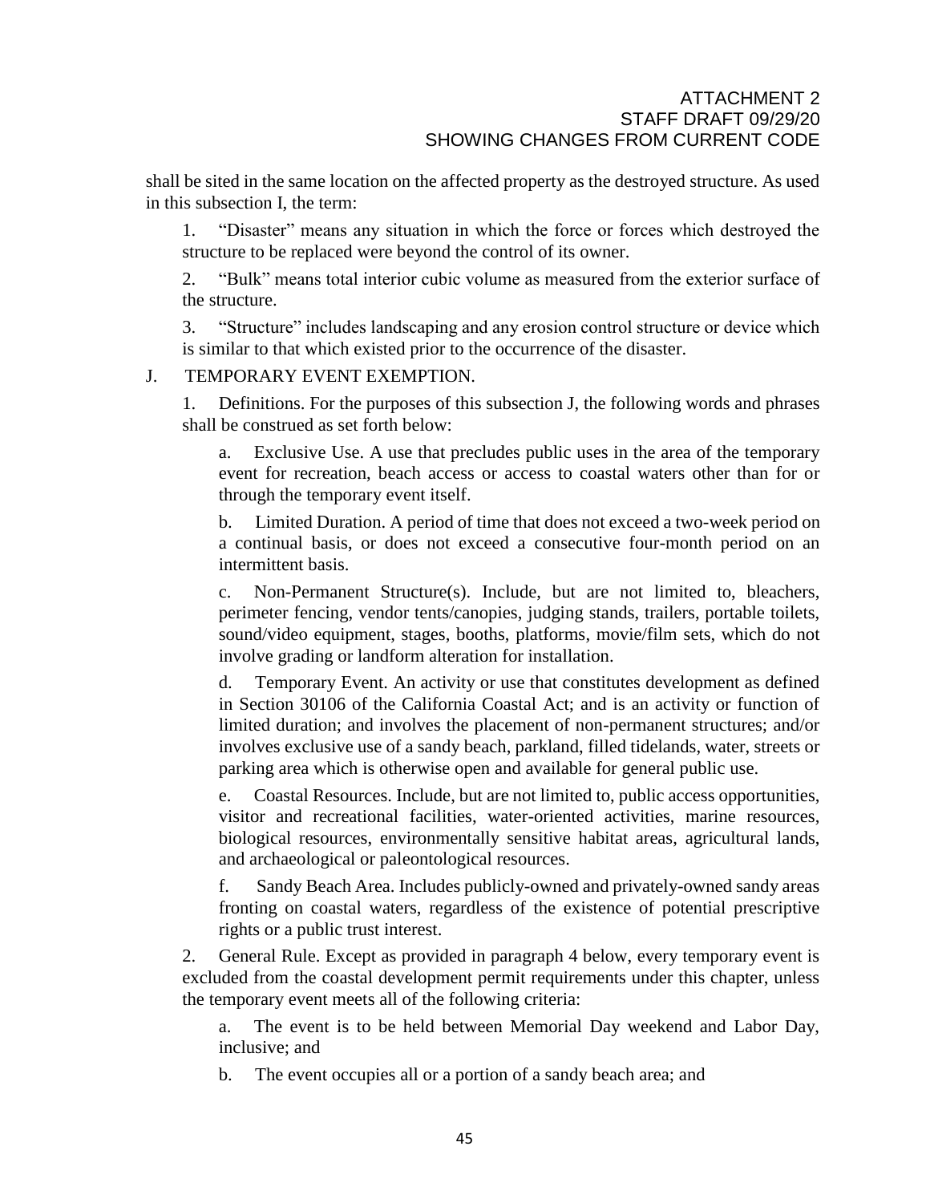shall be sited in the same location on the affected property as the destroyed structure. As used in this subsection I, the term:

1. "Disaster" means any situation in which the force or forces which destroyed the structure to be replaced were beyond the control of its owner.

2. "Bulk" means total interior cubic volume as measured from the exterior surface of the structure.

3. "Structure" includes landscaping and any erosion control structure or device which is similar to that which existed prior to the occurrence of the disaster.

J. TEMPORARY EVENT EXEMPTION.

1. Definitions. For the purposes of this subsection J, the following words and phrases shall be construed as set forth below:

a. Exclusive Use. A use that precludes public uses in the area of the temporary event for recreation, beach access or access to coastal waters other than for or through the temporary event itself.

b. Limited Duration. A period of time that does not exceed a two-week period on a continual basis, or does not exceed a consecutive four-month period on an intermittent basis.

c. Non-Permanent Structure(s). Include, but are not limited to, bleachers, perimeter fencing, vendor tents/canopies, judging stands, trailers, portable toilets, sound/video equipment, stages, booths, platforms, movie/film sets, which do not involve grading or landform alteration for installation.

d. Temporary Event. An activity or use that constitutes development as defined in Section 30106 of the California Coastal Act; and is an activity or function of limited duration; and involves the placement of non-permanent structures; and/or involves exclusive use of a sandy beach, parkland, filled tidelands, water, streets or parking area which is otherwise open and available for general public use.

e. Coastal Resources. Include, but are not limited to, public access opportunities, visitor and recreational facilities, water-oriented activities, marine resources, biological resources, environmentally sensitive habitat areas, agricultural lands, and archaeological or paleontological resources.

f. Sandy Beach Area. Includes publicly-owned and privately-owned sandy areas fronting on coastal waters, regardless of the existence of potential prescriptive rights or a public trust interest.

2. General Rule. Except as provided in paragraph 4 below, every temporary event is excluded from the coastal development permit requirements under this chapter, unless the temporary event meets all of the following criteria:

a. The event is to be held between Memorial Day weekend and Labor Day, inclusive; and

b. The event occupies all or a portion of a sandy beach area; and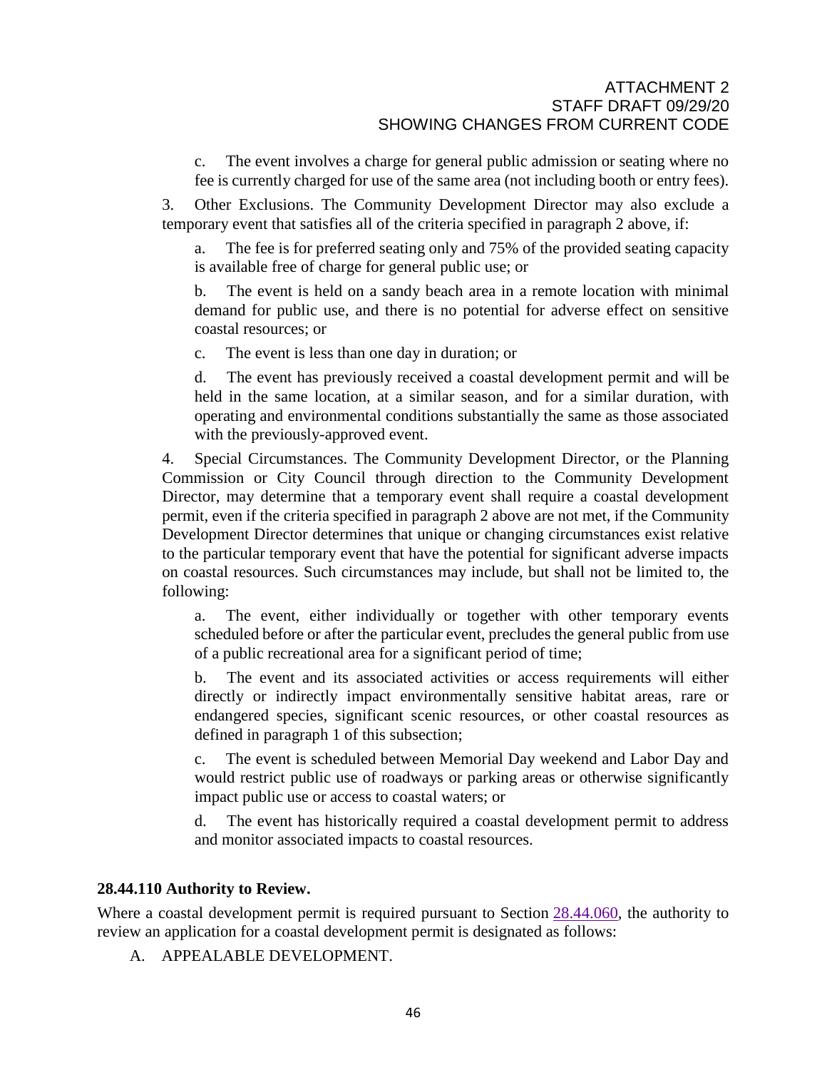c. The event involves a charge for general public admission or seating where no fee is currently charged for use of the same area (not including booth or entry fees).

3. Other Exclusions. The Community Development Director may also exclude a temporary event that satisfies all of the criteria specified in paragraph 2 above, if:

a. The fee is for preferred seating only and 75% of the provided seating capacity is available free of charge for general public use; or

b. The event is held on a sandy beach area in a remote location with minimal demand for public use, and there is no potential for adverse effect on sensitive coastal resources; or

c. The event is less than one day in duration; or

d. The event has previously received a coastal development permit and will be held in the same location, at a similar season, and for a similar duration, with operating and environmental conditions substantially the same as those associated with the previously-approved event.

4. Special Circumstances. The Community Development Director, or the Planning Commission or City Council through direction to the Community Development Director, may determine that a temporary event shall require a coastal development permit, even if the criteria specified in paragraph 2 above are not met, if the Community Development Director determines that unique or changing circumstances exist relative to the particular temporary event that have the potential for significant adverse impacts on coastal resources. Such circumstances may include, but shall not be limited to, the following:

a. The event, either individually or together with other temporary events scheduled before or after the particular event, precludes the general public from use of a public recreational area for a significant period of time;

b. The event and its associated activities or access requirements will either directly or indirectly impact environmentally sensitive habitat areas, rare or endangered species, significant scenic resources, or other coastal resources as defined in paragraph 1 of this subsection;

c. The event is scheduled between Memorial Day weekend and Labor Day and would restrict public use of roadways or parking areas or otherwise significantly impact public use or access to coastal waters; or

d. The event has historically required a coastal development permit to address and monitor associated impacts to coastal resources.

### 28.44.110 Authority to Review.

Where a coastal development permit is required pursuant to Section 28.44.060, the authority to review an application for a coastal development permit is designated as follows:

A. APPEALABLE DEVELOPMENT.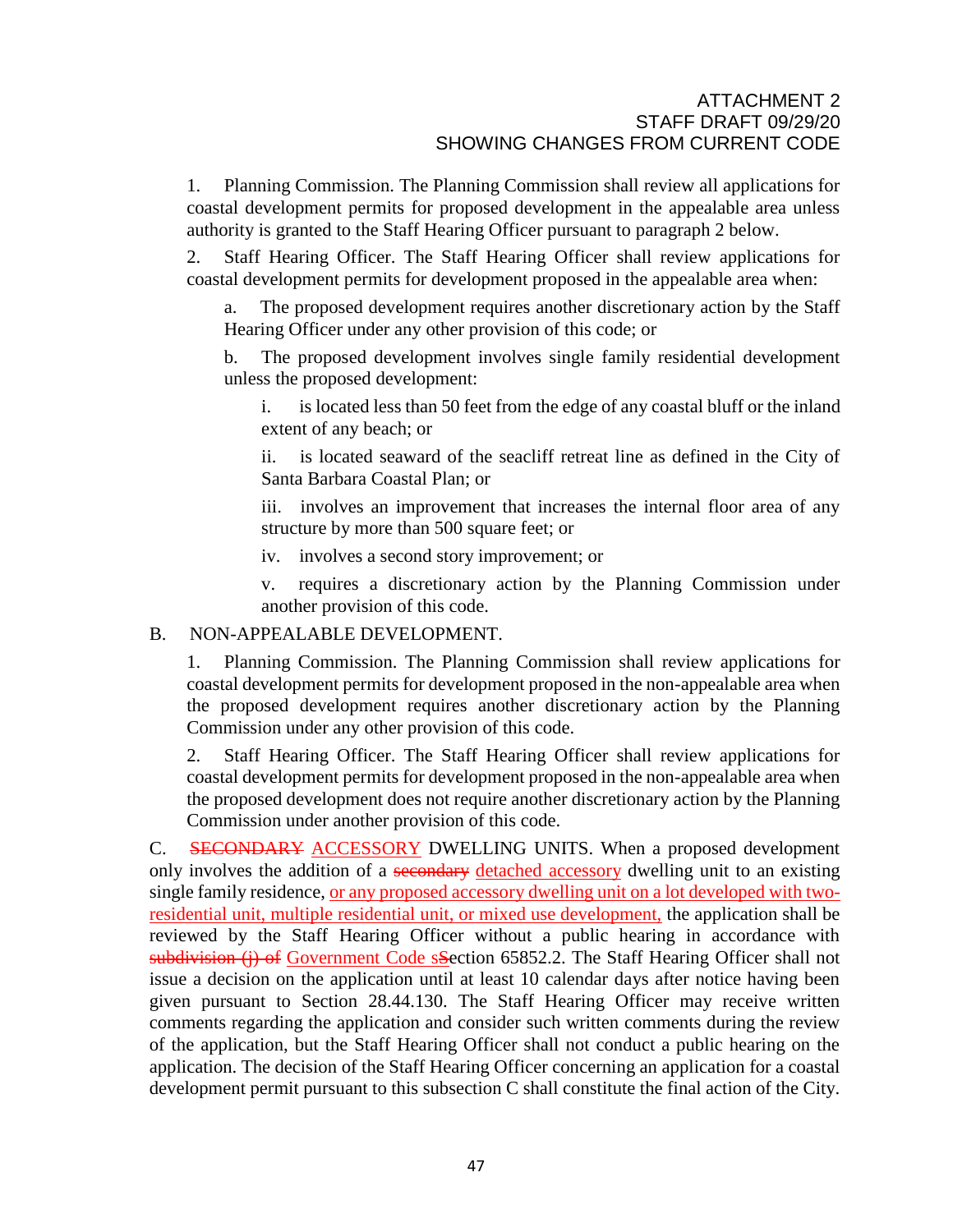1. Planning Commission. The Planning Commission shall review all applications for coastal development permits for proposed development in the appealable area unless authority is granted to the Staff Hearing Officer pursuant to paragraph 2 below.

2. Staff Hearing Officer. The Staff Hearing Officer shall review applications for coastal development permits for development proposed in the appealable area when:

   a. The proposed development requires another discretionary action by the Staff Hearing Officer under any other provision of this code; or

   b. The proposed development involves single family residential development unless the proposed development:

      i. is located less than 50 feet from the edge of any coastal bluff or the inland extent of any beach; or

      ii. is located seaward of the seacliff retreat line as defined in the City of Santa Barbara Coastal Plan; or

      iii. involves an improvement that increases the internal floor area of any structure by more than 500 square feet; or

      iv. involves a second story improvement; or

      v. requires a discretionary action by the Planning Commission under another provision of this code.

B. NON-APPEALABLE DEVELOPMENT.

1. Planning Commission. The Planning Commission shall review applications for coastal development permits for development proposed in the non-appealable area when the proposed development requires another discretionary action by the Planning Commission under any other provision of this code.

2. Staff Hearing Officer. The Staff Hearing Officer shall review applications for coastal development permits for development proposed in the non-appealable area when the proposed development does not require another discretionary action by the Planning Commission under another provision of this code.

C. ~~SECONDARY~~ <u>ACCESSORY</u> DWELLING UNITS. When a proposed development only involves the addition of a ~~secondary~~ <u>detached accessory</u> dwelling unit to an existing single family residence, <u>or any proposed accessory dwelling unit on a lot developed with two-residential unit, multiple residential unit, or mixed use development,</u> the application shall be reviewed by the Staff Hearing Officer without a public hearing in accordance with ~~subdivision (j) of~~ <u>Government Code s</u>~~S~~ection 65852.2. The Staff Hearing Officer shall not issue a decision on the application until at least 10 calendar days after notice having been given pursuant to Section 28.44.130. The Staff Hearing Officer may receive written comments regarding the application and consider such written comments during the review of the application, but the Staff Hearing Officer shall not conduct a public hearing on the application. The decision of the Staff Hearing Officer concerning an application for a coastal development permit pursuant to this subsection C shall constitute the final action of the City.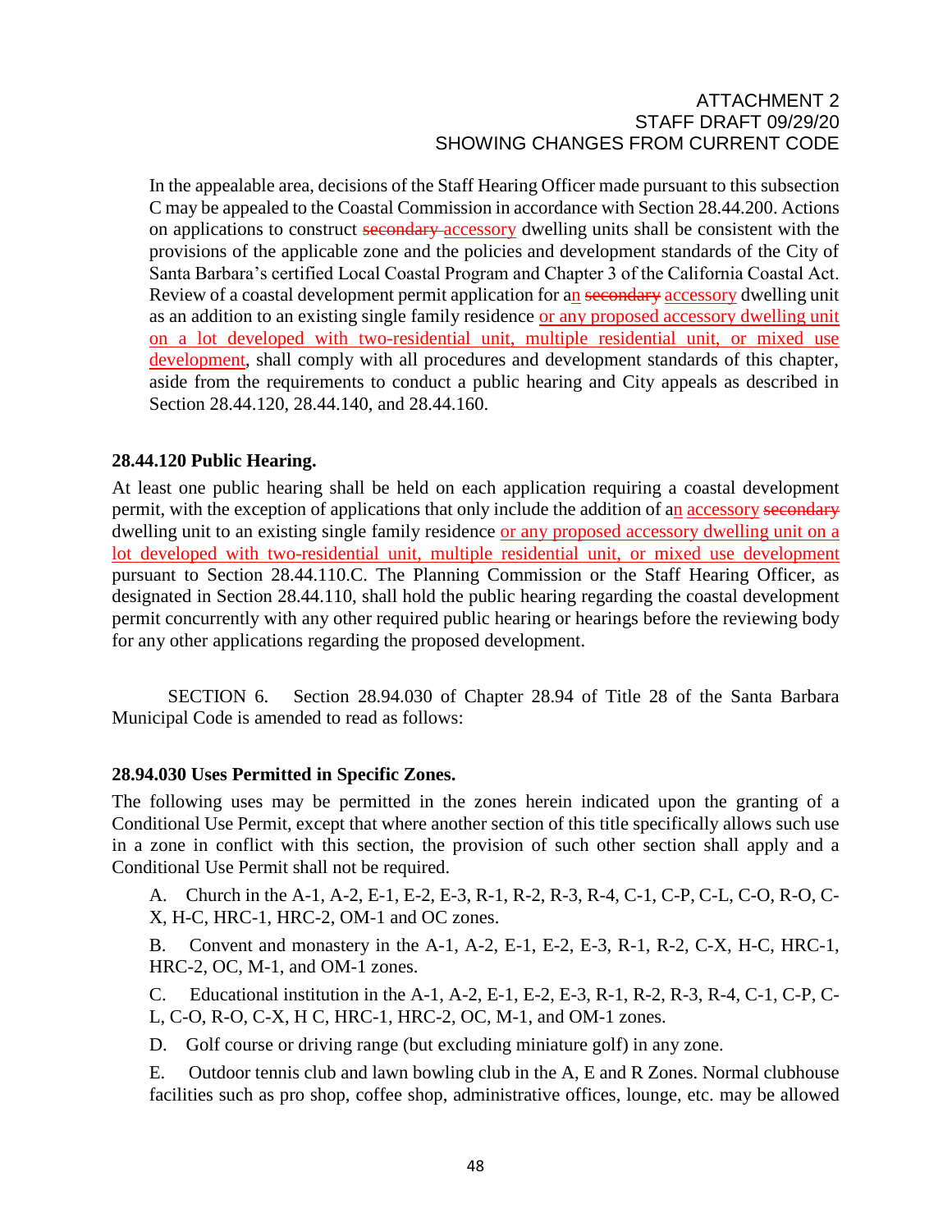In the appealable area, decisions of the Staff Hearing Officer made pursuant to this subsection C may be appealed to the Coastal Commission in accordance with Section 28.44.200. Actions on applications to construct ~~secondary~~ <u>accessory</u> dwelling units shall be consistent with the provisions of the applicable zone and the policies and development standards of the City of Santa Barbara's certified Local Coastal Program and Chapter 3 of the California Coastal Act. Review of a coastal development permit application for a<u>n</u> ~~secondary~~ <u>accessory</u> dwelling unit as an addition to an existing single family residence <u>or any proposed accessory dwelling unit on a lot developed with two-residential unit, multiple residential unit, or mixed use development</u>, shall comply with all procedures and development standards of this chapter, aside from the requirements to conduct a public hearing and City appeals as described in Section 28.44.120, 28.44.140, and 28.44.160.

**28.44.120 Public Hearing.**

At least one public hearing shall be held on each application requiring a coastal development permit, with the exception of applications that only include the addition of a<u>n</u> <u>accessory</u> ~~secondary~~ dwelling unit to an existing single family residence <u>or any proposed accessory dwelling unit on a lot developed with two-residential unit, multiple residential unit, or mixed use development</u> pursuant to Section 28.44.110.C. The Planning Commission or the Staff Hearing Officer, as designated in Section 28.44.110, shall hold the public hearing regarding the coastal development permit concurrently with any other required public hearing or hearings before the reviewing body for any other applications regarding the proposed development.

SECTION 6. Section 28.94.030 of Chapter 28.94 of Title 28 of the Santa Barbara Municipal Code is amended to read as follows:

**28.94.030 Uses Permitted in Specific Zones.**

The following uses may be permitted in the zones herein indicated upon the granting of a Conditional Use Permit, except that where another section of this title specifically allows such use in a zone in conflict with this section, the provision of such other section shall apply and a Conditional Use Permit shall not be required.

A. Church in the A-1, A-2, E-1, E-2, E-3, R-1, R-2, R-3, R-4, C-1, C-P, C-L, C-O, R-O, C-X, H-C, HRC-1, HRC-2, OM-1 and OC zones.

B. Convent and monastery in the A-1, A-2, E-1, E-2, E-3, R-1, R-2, C-X, H-C, HRC-1, HRC-2, OC, M-1, and OM-1 zones.

C. Educational institution in the A-1, A-2, E-1, E-2, E-3, R-1, R-2, R-3, R-4, C-1, C-P, C-L, C-O, R-O, C-X, H C, HRC-1, HRC-2, OC, M-1, and OM-1 zones.

D. Golf course or driving range (but excluding miniature golf) in any zone.

E. Outdoor tennis club and lawn bowling club in the A, E and R Zones. Normal clubhouse facilities such as pro shop, coffee shop, administrative offices, lounge, etc. may be allowed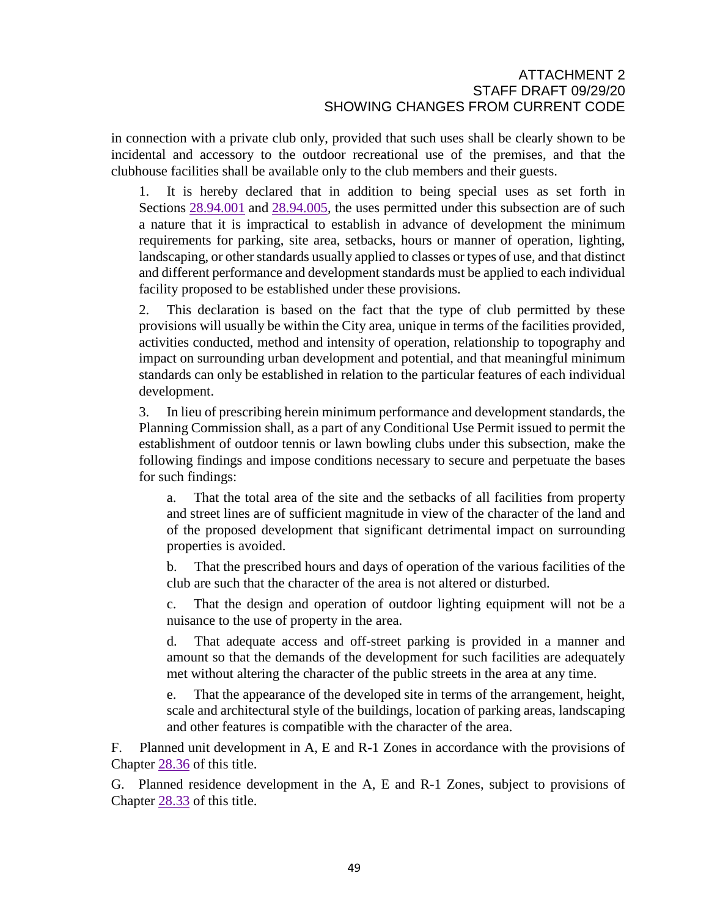in connection with a private club only, provided that such uses shall be clearly shown to be incidental and accessory to the outdoor recreational use of the premises, and that the clubhouse facilities shall be available only to the club members and their guests.

1. It is hereby declared that in addition to being special uses as set forth in Sections 28.94.001 and 28.94.005, the uses permitted under this subsection are of such a nature that it is impractical to establish in advance of development the minimum requirements for parking, site area, setbacks, hours or manner of operation, lighting, landscaping, or other standards usually applied to classes or types of use, and that distinct and different performance and development standards must be applied to each individual facility proposed to be established under these provisions.

2. This declaration is based on the fact that the type of club permitted by these provisions will usually be within the City area, unique in terms of the facilities provided, activities conducted, method and intensity of operation, relationship to topography and impact on surrounding urban development and potential, and that meaningful minimum standards can only be established in relation to the particular features of each individual development.

3. In lieu of prescribing herein minimum performance and development standards, the Planning Commission shall, as a part of any Conditional Use Permit issued to permit the establishment of outdoor tennis or lawn bowling clubs under this subsection, make the following findings and impose conditions necessary to secure and perpetuate the bases for such findings:

   a. That the total area of the site and the setbacks of all facilities from property and street lines are of sufficient magnitude in view of the character of the land and of the proposed development that significant detrimental impact on surrounding properties is avoided.

   b. That the prescribed hours and days of operation of the various facilities of the club are such that the character of the area is not altered or disturbed.

   c. That the design and operation of outdoor lighting equipment will not be a nuisance to the use of property in the area.

   d. That adequate access and off-street parking is provided in a manner and amount so that the demands of the development for such facilities are adequately met without altering the character of the public streets in the area at any time.

   e. That the appearance of the developed site in terms of the arrangement, height, scale and architectural style of the buildings, location of parking areas, landscaping and other features is compatible with the character of the area.

F. Planned unit development in A, E and R-1 Zones in accordance with the provisions of Chapter 28.36 of this title.

G. Planned residence development in the A, E and R-1 Zones, subject to provisions of Chapter 28.33 of this title.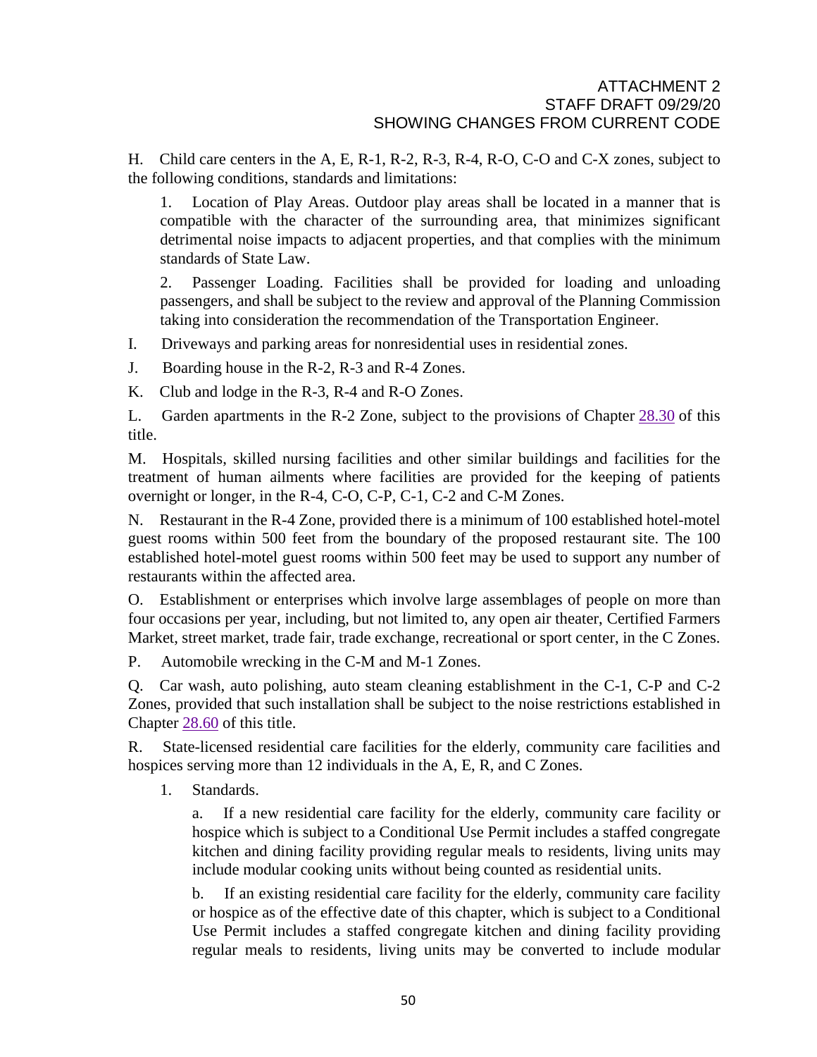H. Child care centers in the A, E, R-1, R-2, R-3, R-4, R-O, C-O and C-X zones, subject to the following conditions, standards and limitations:

1. Location of Play Areas. Outdoor play areas shall be located in a manner that is compatible with the character of the surrounding area, that minimizes significant detrimental noise impacts to adjacent properties, and that complies with the minimum standards of State Law.

2. Passenger Loading. Facilities shall be provided for loading and unloading passengers, and shall be subject to the review and approval of the Planning Commission taking into consideration the recommendation of the Transportation Engineer.

I. Driveways and parking areas for nonresidential uses in residential zones.

J. Boarding house in the R-2, R-3 and R-4 Zones.

K. Club and lodge in the R-3, R-4 and R-O Zones.

L. Garden apartments in the R-2 Zone, subject to the provisions of Chapter 28.30 of this title.

M. Hospitals, skilled nursing facilities and other similar buildings and facilities for the treatment of human ailments where facilities are provided for the keeping of patients overnight or longer, in the R-4, C-O, C-P, C-1, C-2 and C-M Zones.

N. Restaurant in the R-4 Zone, provided there is a minimum of 100 established hotel-motel guest rooms within 500 feet from the boundary of the proposed restaurant site. The 100 established hotel-motel guest rooms within 500 feet may be used to support any number of restaurants within the affected area.

O. Establishment or enterprises which involve large assemblages of people on more than four occasions per year, including, but not limited to, any open air theater, Certified Farmers Market, street market, trade fair, trade exchange, recreational or sport center, in the C Zones.

P. Automobile wrecking in the C-M and M-1 Zones.

Q. Car wash, auto polishing, auto steam cleaning establishment in the C-1, C-P and C-2 Zones, provided that such installation shall be subject to the noise restrictions established in Chapter 28.60 of this title.

R. State-licensed residential care facilities for the elderly, community care facilities and hospices serving more than 12 individuals in the A, E, R, and C Zones.

1. Standards.

   a. If a new residential care facility for the elderly, community care facility or hospice which is subject to a Conditional Use Permit includes a staffed congregate kitchen and dining facility providing regular meals to residents, living units may include modular cooking units without being counted as residential units.

   b. If an existing residential care facility for the elderly, community care facility or hospice as of the effective date of this chapter, which is subject to a Conditional Use Permit includes a staffed congregate kitchen and dining facility providing regular meals to residents, living units may be converted to include modular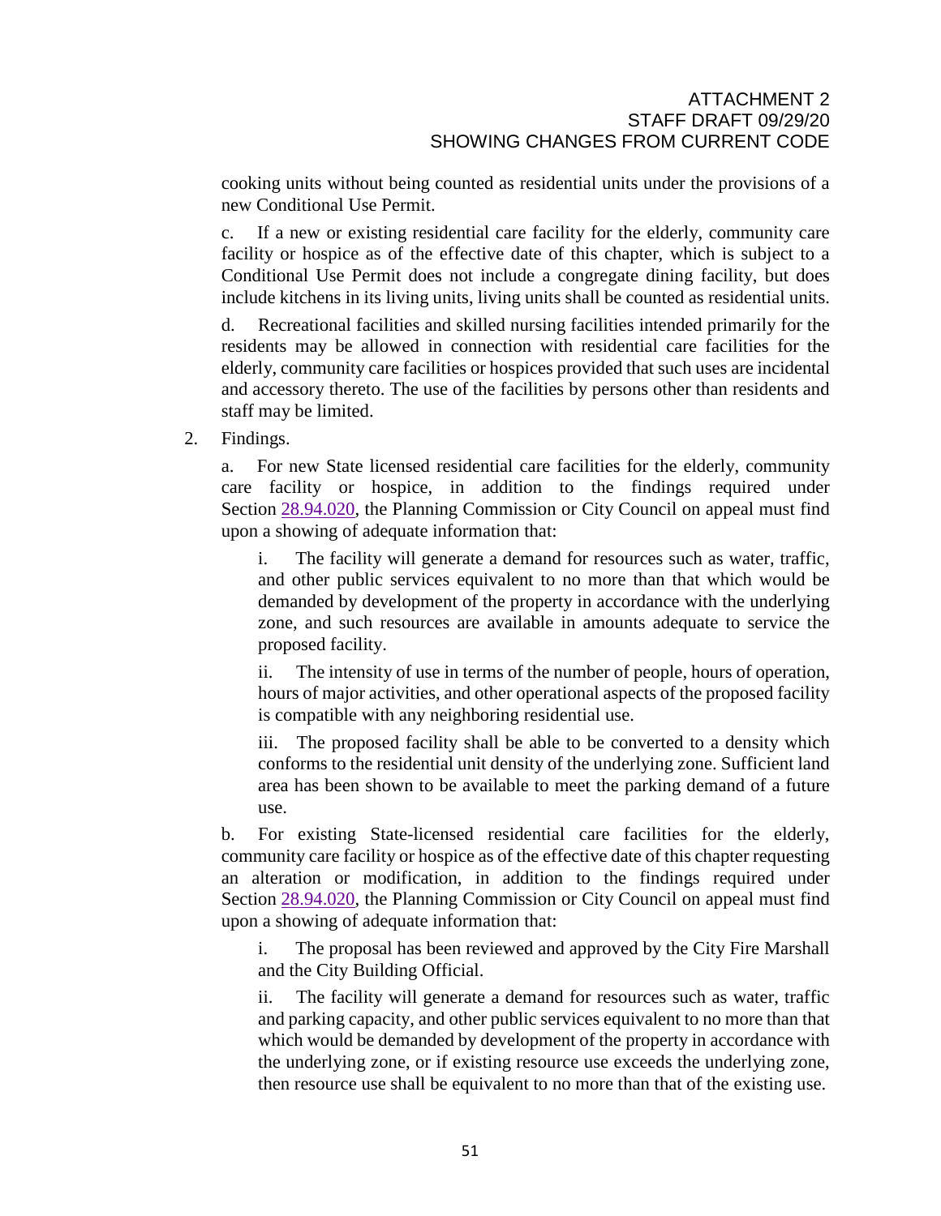cooking units without being counted as residential units under the provisions of a new Conditional Use Permit.

c. If a new or existing residential care facility for the elderly, community care facility or hospice as of the effective date of this chapter, which is subject to a Conditional Use Permit does not include a congregate dining facility, but does include kitchens in its living units, living units shall be counted as residential units.

d. Recreational facilities and skilled nursing facilities intended primarily for the residents may be allowed in connection with residential care facilities for the elderly, community care facilities or hospices provided that such uses are incidental and accessory thereto. The use of the facilities by persons other than residents and staff may be limited.

2. Findings.

   a. For new State licensed residential care facilities for the elderly, community care facility or hospice, in addition to the findings required under Section 28.94.020, the Planning Commission or City Council on appeal must find upon a showing of adequate information that:

      i. The facility will generate a demand for resources such as water, traffic, and other public services equivalent to no more than that which would be demanded by development of the property in accordance with the underlying zone, and such resources are available in amounts adequate to service the proposed facility.

      ii. The intensity of use in terms of the number of people, hours of operation, hours of major activities, and other operational aspects of the proposed facility is compatible with any neighboring residential use.

      iii. The proposed facility shall be able to be converted to a density which conforms to the residential unit density of the underlying zone. Sufficient land area has been shown to be available to meet the parking demand of a future use.

   b. For existing State-licensed residential care facilities for the elderly, community care facility or hospice as of the effective date of this chapter requesting an alteration or modification, in addition to the findings required under Section 28.94.020, the Planning Commission or City Council on appeal must find upon a showing of adequate information that:

      i. The proposal has been reviewed and approved by the City Fire Marshall and the City Building Official.

      ii. The facility will generate a demand for resources such as water, traffic and parking capacity, and other public services equivalent to no more than that which would be demanded by development of the property in accordance with the underlying zone, or if existing resource use exceeds the underlying zone, then resource use shall be equivalent to no more than that of the existing use.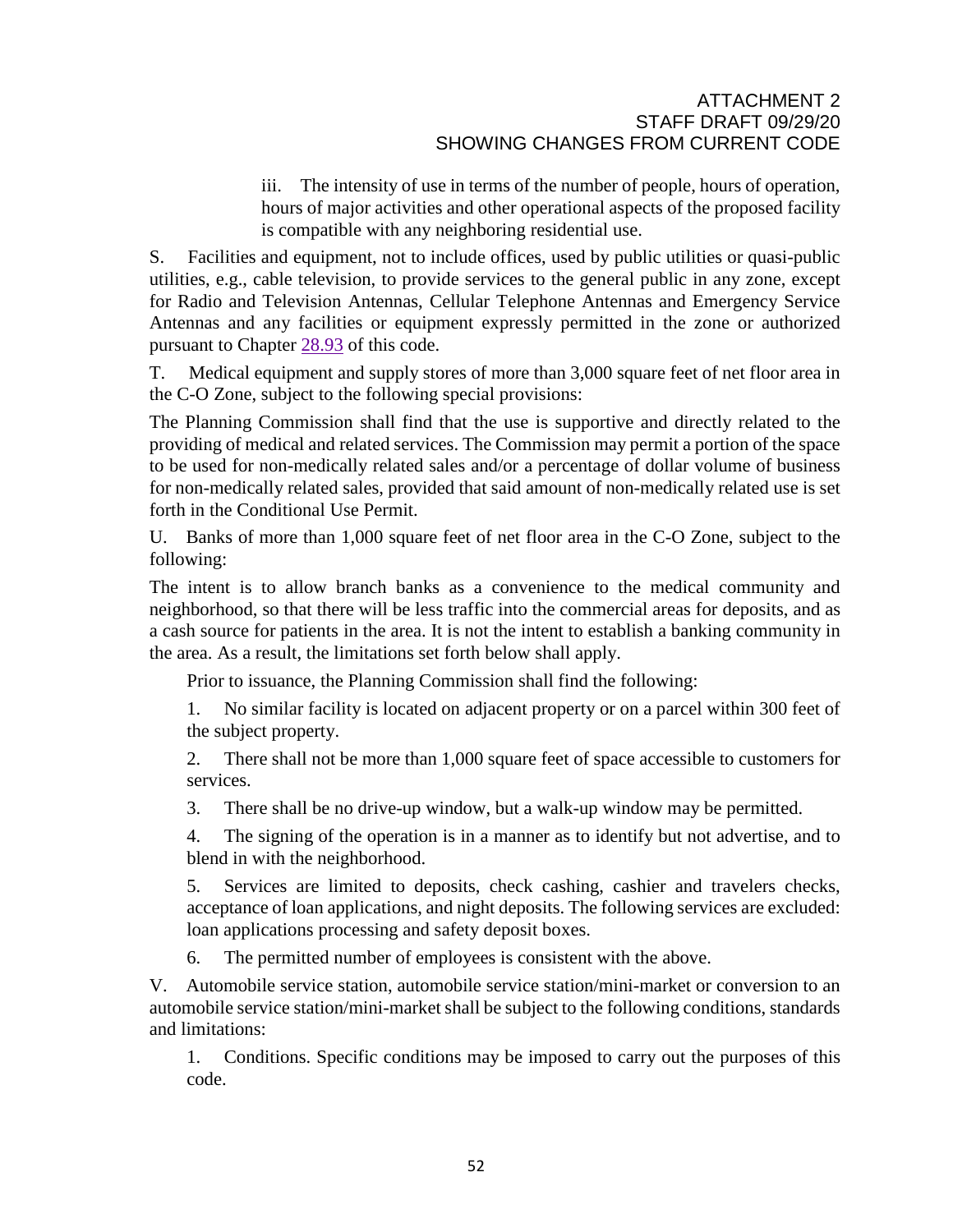iii. The intensity of use in terms of the number of people, hours of operation, hours of major activities and other operational aspects of the proposed facility is compatible with any neighboring residential use.

S. Facilities and equipment, not to include offices, used by public utilities or quasi-public utilities, e.g., cable television, to provide services to the general public in any zone, except for Radio and Television Antennas, Cellular Telephone Antennas and Emergency Service Antennas and any facilities or equipment expressly permitted in the zone or authorized pursuant to Chapter 28.93 of this code.

T. Medical equipment and supply stores of more than 3,000 square feet of net floor area in the C-O Zone, subject to the following special provisions:

The Planning Commission shall find that the use is supportive and directly related to the providing of medical and related services. The Commission may permit a portion of the space to be used for non-medically related sales and/or a percentage of dollar volume of business for non-medically related sales, provided that said amount of non-medically related use is set forth in the Conditional Use Permit.

U. Banks of more than 1,000 square feet of net floor area in the C-O Zone, subject to the following:

The intent is to allow branch banks as a convenience to the medical community and neighborhood, so that there will be less traffic into the commercial areas for deposits, and as a cash source for patients in the area. It is not the intent to establish a banking community in the area. As a result, the limitations set forth below shall apply.

Prior to issuance, the Planning Commission shall find the following:

1. No similar facility is located on adjacent property or on a parcel within 300 feet of the subject property.

2. There shall not be more than 1,000 square feet of space accessible to customers for services.

3. There shall be no drive-up window, but a walk-up window may be permitted.

4. The signing of the operation is in a manner as to identify but not advertise, and to blend in with the neighborhood.

5. Services are limited to deposits, check cashing, cashier and travelers checks, acceptance of loan applications, and night deposits. The following services are excluded: loan applications processing and safety deposit boxes.

6. The permitted number of employees is consistent with the above.

V. Automobile service station, automobile service station/mini-market or conversion to an automobile service station/mini-market shall be subject to the following conditions, standards and limitations:

1. Conditions. Specific conditions may be imposed to carry out the purposes of this code.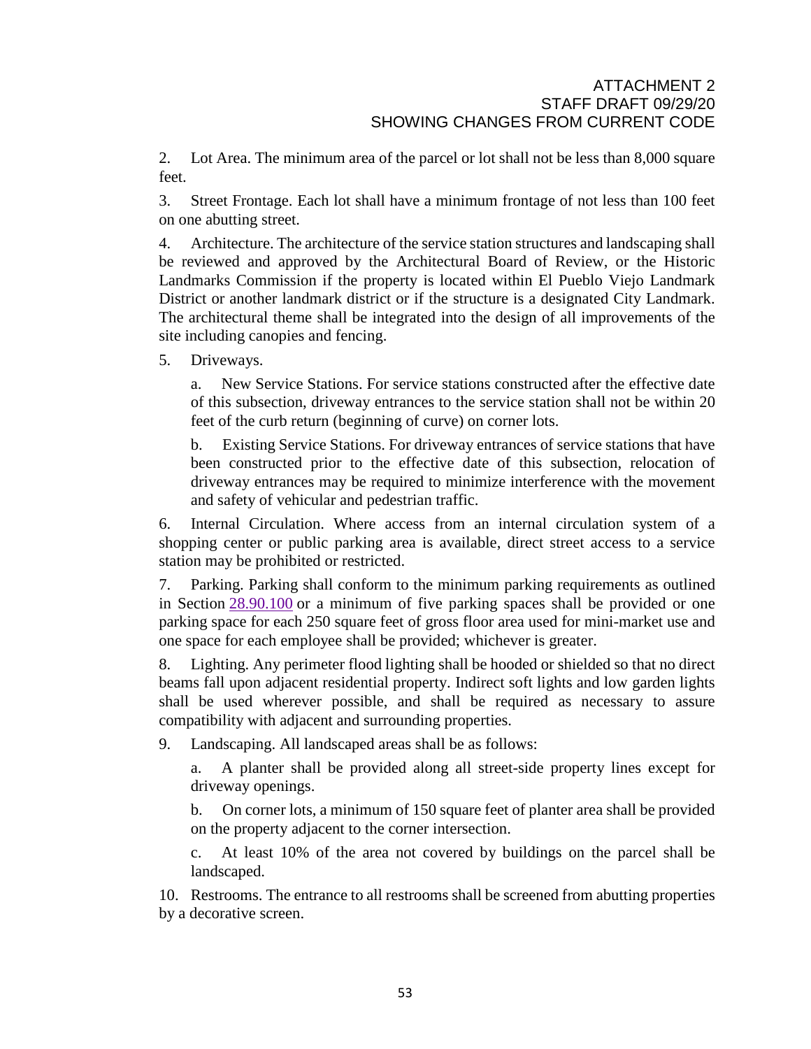2. Lot Area. The minimum area of the parcel or lot shall not be less than 8,000 square feet.

3. Street Frontage. Each lot shall have a minimum frontage of not less than 100 feet on one abutting street.

4. Architecture. The architecture of the service station structures and landscaping shall be reviewed and approved by the Architectural Board of Review, or the Historic Landmarks Commission if the property is located within El Pueblo Viejo Landmark District or another landmark district or if the structure is a designated City Landmark. The architectural theme shall be integrated into the design of all improvements of the site including canopies and fencing.

5. Driveways.

    a. New Service Stations. For service stations constructed after the effective date of this subsection, driveway entrances to the service station shall not be within 20 feet of the curb return (beginning of curve) on corner lots.

    b. Existing Service Stations. For driveway entrances of service stations that have been constructed prior to the effective date of this subsection, relocation of driveway entrances may be required to minimize interference with the movement and safety of vehicular and pedestrian traffic.

6. Internal Circulation. Where access from an internal circulation system of a shopping center or public parking area is available, direct street access to a service station may be prohibited or restricted.

7. Parking. Parking shall conform to the minimum parking requirements as outlined in Section 28.90.100 or a minimum of five parking spaces shall be provided or one parking space for each 250 square feet of gross floor area used for mini-market use and one space for each employee shall be provided; whichever is greater.

8. Lighting. Any perimeter flood lighting shall be hooded or shielded so that no direct beams fall upon adjacent residential property. Indirect soft lights and low garden lights shall be used wherever possible, and shall be required as necessary to assure compatibility with adjacent and surrounding properties.

9. Landscaping. All landscaped areas shall be as follows:

    a. A planter shall be provided along all street-side property lines except for driveway openings.

    b. On corner lots, a minimum of 150 square feet of planter area shall be provided on the property adjacent to the corner intersection.

    c. At least 10% of the area not covered by buildings on the parcel shall be landscaped.

10. Restrooms. The entrance to all restrooms shall be screened from abutting properties by a decorative screen.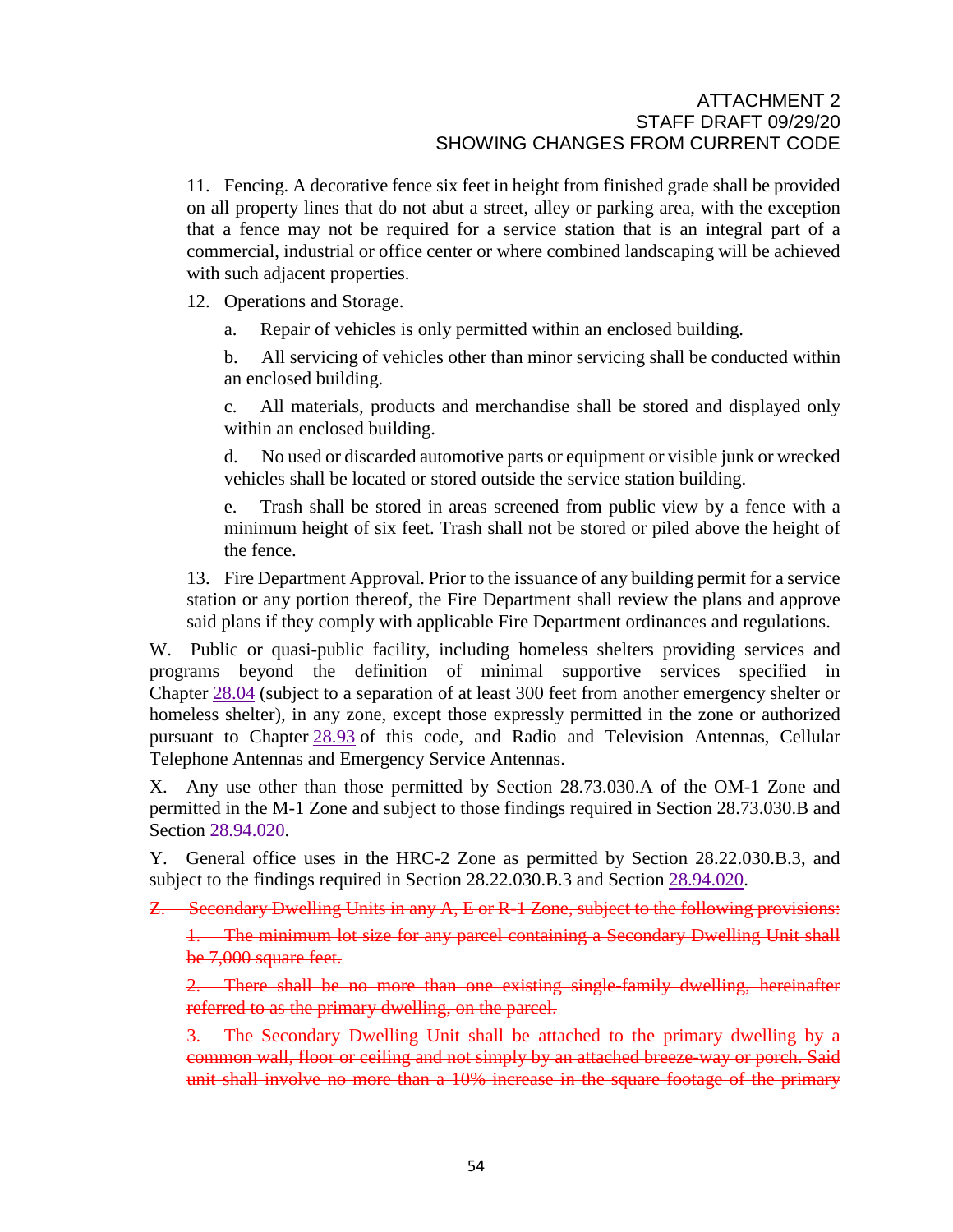ATTACHMENT 2
STAFF DRAFT 09/29/20
SHOWING CHANGES FROM CURRENT CODE

11. Fencing. A decorative fence six feet in height from finished grade shall be provided on all property lines that do not abut a street, alley or parking area, with the exception that a fence may not be required for a service station that is an integral part of a commercial, industrial or office center or where combined landscaping will be achieved with such adjacent properties.

12. Operations and Storage.

   a. Repair of vehicles is only permitted within an enclosed building.

   b. All servicing of vehicles other than minor servicing shall be conducted within an enclosed building.

   c. All materials, products and merchandise shall be stored and displayed only within an enclosed building.

   d. No used or discarded automotive parts or equipment or visible junk or wrecked vehicles shall be located or stored outside the service station building.

   e. Trash shall be stored in areas screened from public view by a fence with a minimum height of six feet. Trash shall not be stored or piled above the height of the fence.

13. Fire Department Approval. Prior to the issuance of any building permit for a service station or any portion thereof, the Fire Department shall review the plans and approve said plans if they comply with applicable Fire Department ordinances and regulations.

W. Public or quasi-public facility, including homeless shelters providing services and programs beyond the definition of minimal supportive services specified in Chapter 28.04 (subject to a separation of at least 300 feet from another emergency shelter or homeless shelter), in any zone, except those expressly permitted in the zone or authorized pursuant to Chapter 28.93 of this code, and Radio and Television Antennas, Cellular Telephone Antennas and Emergency Service Antennas.

X. Any use other than those permitted by Section 28.73.030.A of the OM-1 Zone and permitted in the M-1 Zone and subject to those findings required in Section 28.73.030.B and Section 28.94.020.

Y. General office uses in the HRC-2 Zone as permitted by Section 28.22.030.B.3, and subject to the findings required in Section 28.22.030.B.3 and Section 28.94.020.

~~Z. Secondary Dwelling Units in any A, E or R-1 Zone, subject to the following provisions:~~

   ~~1. The minimum lot size for any parcel containing a Secondary Dwelling Unit shall be 7,000 square feet.~~

   ~~2. There shall be no more than one existing single-family dwelling, hereinafter referred to as the primary dwelling, on the parcel.~~

   ~~3. The Secondary Dwelling Unit shall be attached to the primary dwelling by a common wall, floor or ceiling and not simply by an attached breeze-way or porch. Said unit shall involve no more than a 10% increase in the square footage of the primary~~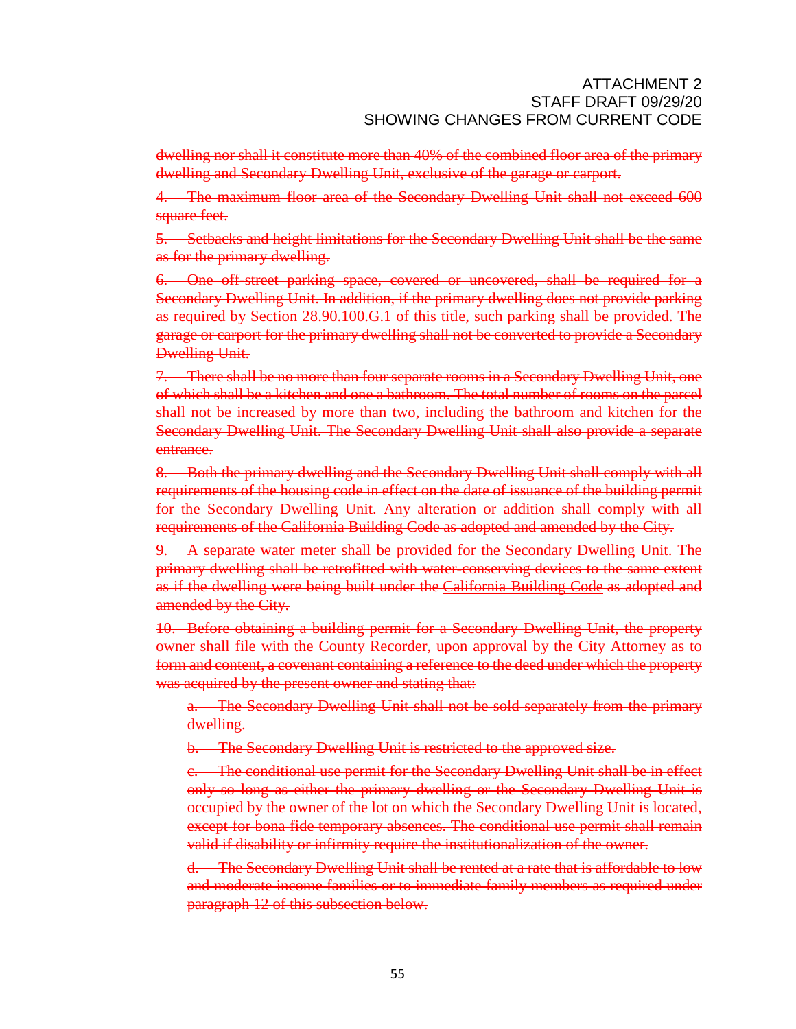~~dwelling nor shall it constitute more than 40% of the combined floor area of the primary dwelling and Secondary Dwelling Unit, exclusive of the garage or carport.~~

~~4. The maximum floor area of the Secondary Dwelling Unit shall not exceed 600 square feet.~~

~~5. Setbacks and height limitations for the Secondary Dwelling Unit shall be the same as for the primary dwelling.~~

~~6. One off-street parking space, covered or uncovered, shall be required for a Secondary Dwelling Unit. In addition, if the primary dwelling does not provide parking as required by Section 28.90.100.G.1 of this title, such parking shall be provided. The garage or carport for the primary dwelling shall not be converted to provide a Secondary Dwelling Unit.~~

~~7. There shall be no more than four separate rooms in a Secondary Dwelling Unit, one of which shall be a kitchen and one a bathroom. The total number of rooms on the parcel shall not be increased by more than two, including the bathroom and kitchen for the Secondary Dwelling Unit. The Secondary Dwelling Unit shall also provide a separate entrance.~~

~~8. Both the primary dwelling and the Secondary Dwelling Unit shall comply with all requirements of the housing code in effect on the date of issuance of the building permit for the Secondary Dwelling Unit. Any alteration or addition shall comply with all requirements of the California Building Code as adopted and amended by the City.~~

~~9. A separate water meter shall be provided for the Secondary Dwelling Unit. The primary dwelling shall be retrofitted with water-conserving devices to the same extent as if the dwelling were being built under the California Building Code as adopted and amended by the City.~~

~~10. Before obtaining a building permit for a Secondary Dwelling Unit, the property owner shall file with the County Recorder, upon approval by the City Attorney as to form and content, a covenant containing a reference to the deed under which the property was acquired by the present owner and stating that:~~

> ~~a. The Secondary Dwelling Unit shall not be sold separately from the primary dwelling.~~
>
> ~~b. The Secondary Dwelling Unit is restricted to the approved size.~~
>
> ~~c. The conditional use permit for the Secondary Dwelling Unit shall be in effect only so long as either the primary dwelling or the Secondary Dwelling Unit is occupied by the owner of the lot on which the Secondary Dwelling Unit is located, except for bona fide temporary absences. The conditional use permit shall remain valid if disability or infirmity require the institutionalization of the owner.~~
>
> ~~d. The Secondary Dwelling Unit shall be rented at a rate that is affordable to low and moderate income families or to immediate family members as required under paragraph 12 of this subsection below.~~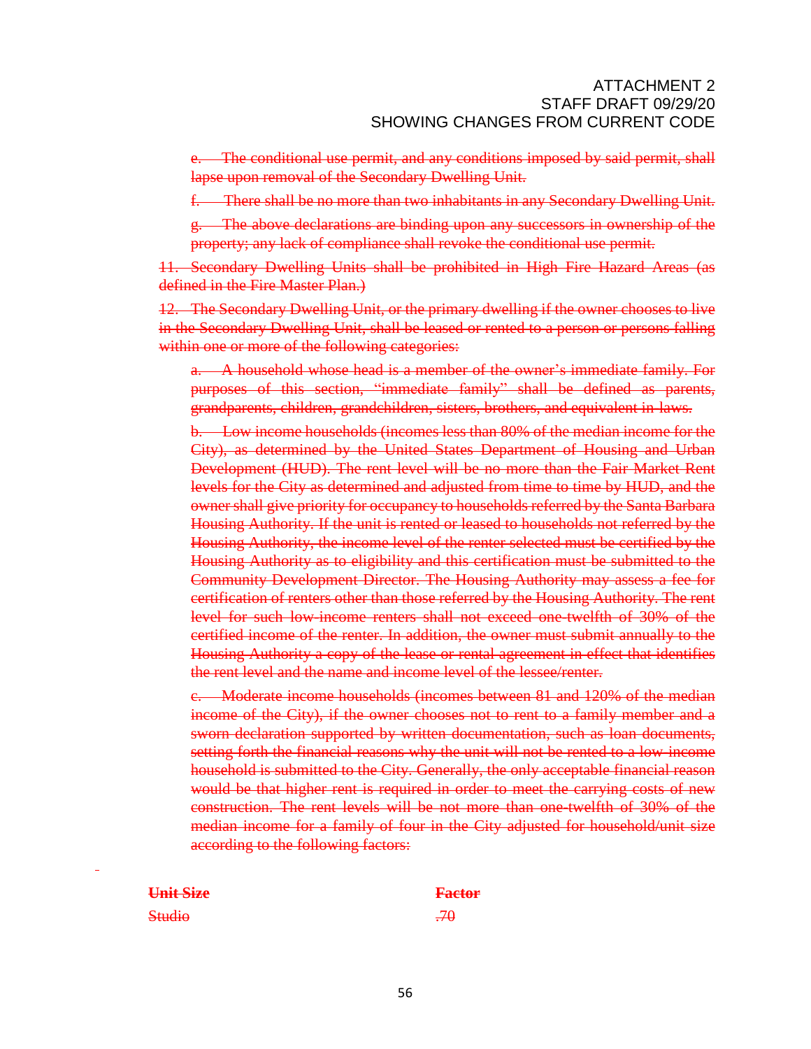~~e. The conditional use permit, and any conditions imposed by said permit, shall lapse upon removal of the Secondary Dwelling Unit.~~

~~f. There shall be no more than two inhabitants in any Secondary Dwelling Unit.~~

~~g. The above declarations are binding upon any successors in ownership of the property; any lack of compliance shall revoke the conditional use permit.~~

~~11. Secondary Dwelling Units shall be prohibited in High Fire Hazard Areas (as defined in the Fire Master Plan.)~~

~~12. The Secondary Dwelling Unit, or the primary dwelling if the owner chooses to live in the Secondary Dwelling Unit, shall be leased or rented to a person or persons falling within one or more of the following categories:~~

~~a. A household whose head is a member of the owner's immediate family. For purposes of this section, "immediate family" shall be defined as parents, grandparents, children, grandchildren, sisters, brothers, and equivalent in-laws.~~

~~b. Low income households (incomes less than 80% of the median income for the City), as determined by the United States Department of Housing and Urban Development (HUD). The rent level will be no more than the Fair Market Rent levels for the City as determined and adjusted from time to time by HUD, and the owner shall give priority for occupancy to households referred by the Santa Barbara Housing Authority. If the unit is rented or leased to households not referred by the Housing Authority, the income level of the renter selected must be certified by the Housing Authority as to eligibility and this certification must be submitted to the Community Development Director. The Housing Authority may assess a fee for certification of renters other than those referred by the Housing Authority. The rent level for such low-income renters shall not exceed one-twelfth of 30% of the certified income of the renter. In addition, the owner must submit annually to the Housing Authority a copy of the lease or rental agreement in effect that identifies the rent level and the name and income level of the lessee/renter.~~

~~c. Moderate income households (incomes between 81 and 120% of the median income of the City), if the owner chooses not to rent to a family member and a sworn declaration supported by written documentation, such as loan documents, setting forth the financial reasons why the unit will not be rented to a low income household is submitted to the City. Generally, the only acceptable financial reason would be that higher rent is required in order to meet the carrying costs of new construction. The rent levels will be not more than one-twelfth of 30% of the median income for a family of four in the City adjusted for household/unit size according to the following factors:~~

| ~~**Unit Size**~~ | ~~**Factor**~~ |
|---|---|
| ~~Studio~~ | ~~.70~~ |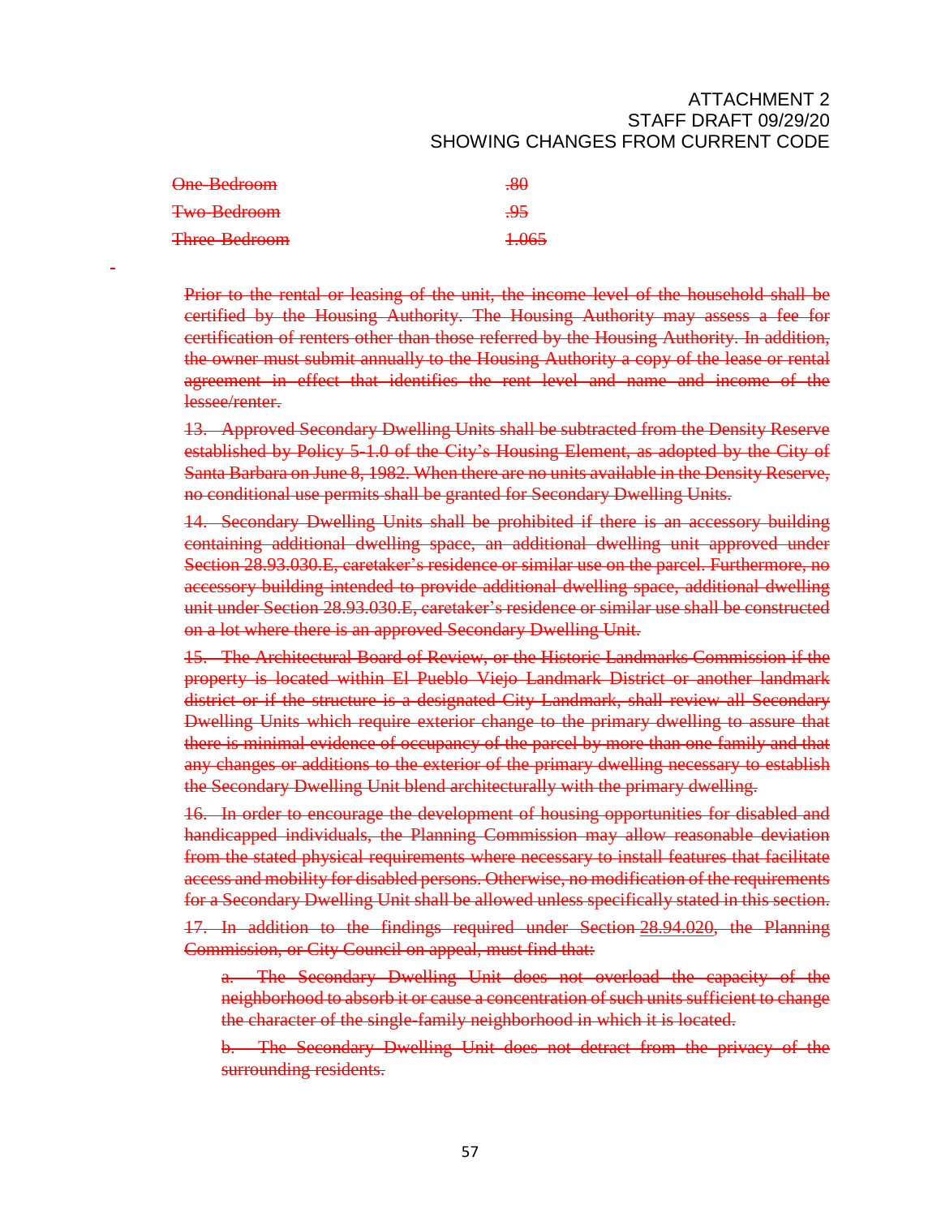ATTACHMENT 2
STAFF DRAFT 09/29/20
SHOWING CHANGES FROM CURRENT CODE

| ~~One-Bedroom~~ | ~~.80~~ |
|---|---|
| ~~Two-Bedroom~~ | ~~.95~~ |
| ~~Three-Bedroom~~ | ~~1.065~~ |

~~Prior to the rental or leasing of the unit, the income level of the household shall be certified by the Housing Authority. The Housing Authority may assess a fee for certification of renters other than those referred by the Housing Authority. In addition, the owner must submit annually to the Housing Authority a copy of the lease or rental agreement in effect that identifies the rent level and name and income of the lessee/renter.~~

~~13. Approved Secondary Dwelling Units shall be subtracted from the Density Reserve established by Policy 5-1.0 of the City's Housing Element, as adopted by the City of Santa Barbara on June 8, 1982. When there are no units available in the Density Reserve, no conditional use permits shall be granted for Secondary Dwelling Units.~~

~~14. Secondary Dwelling Units shall be prohibited if there is an accessory building containing additional dwelling space, an additional dwelling unit approved under Section 28.93.030.E, caretaker's residence or similar use on the parcel. Furthermore, no accessory building intended to provide additional dwelling space, additional dwelling unit under Section 28.93.030.E, caretaker's residence or similar use shall be constructed on a lot where there is an approved Secondary Dwelling Unit.~~

~~15. The Architectural Board of Review, or the Historic Landmarks Commission if the property is located within El Pueblo Viejo Landmark District or another landmark district or if the structure is a designated City Landmark, shall review all Secondary Dwelling Units which require exterior change to the primary dwelling to assure that there is minimal evidence of occupancy of the parcel by more than one family and that any changes or additions to the exterior of the primary dwelling necessary to establish the Secondary Dwelling Unit blend architecturally with the primary dwelling.~~

~~16. In order to encourage the development of housing opportunities for disabled and handicapped individuals, the Planning Commission may allow reasonable deviation from the stated physical requirements where necessary to install features that facilitate access and mobility for disabled persons. Otherwise, no modification of the requirements for a Secondary Dwelling Unit shall be allowed unless specifically stated in this section.~~

~~17. In addition to the findings required under Section 28.94.020, the Planning Commission, or City Council on appeal, must find that:~~

~~a. The Secondary Dwelling Unit does not overload the capacity of the neighborhood to absorb it or cause a concentration of such units sufficient to change the character of the single-family neighborhood in which it is located.~~

~~b. The Secondary Dwelling Unit does not detract from the privacy of the surrounding residents.~~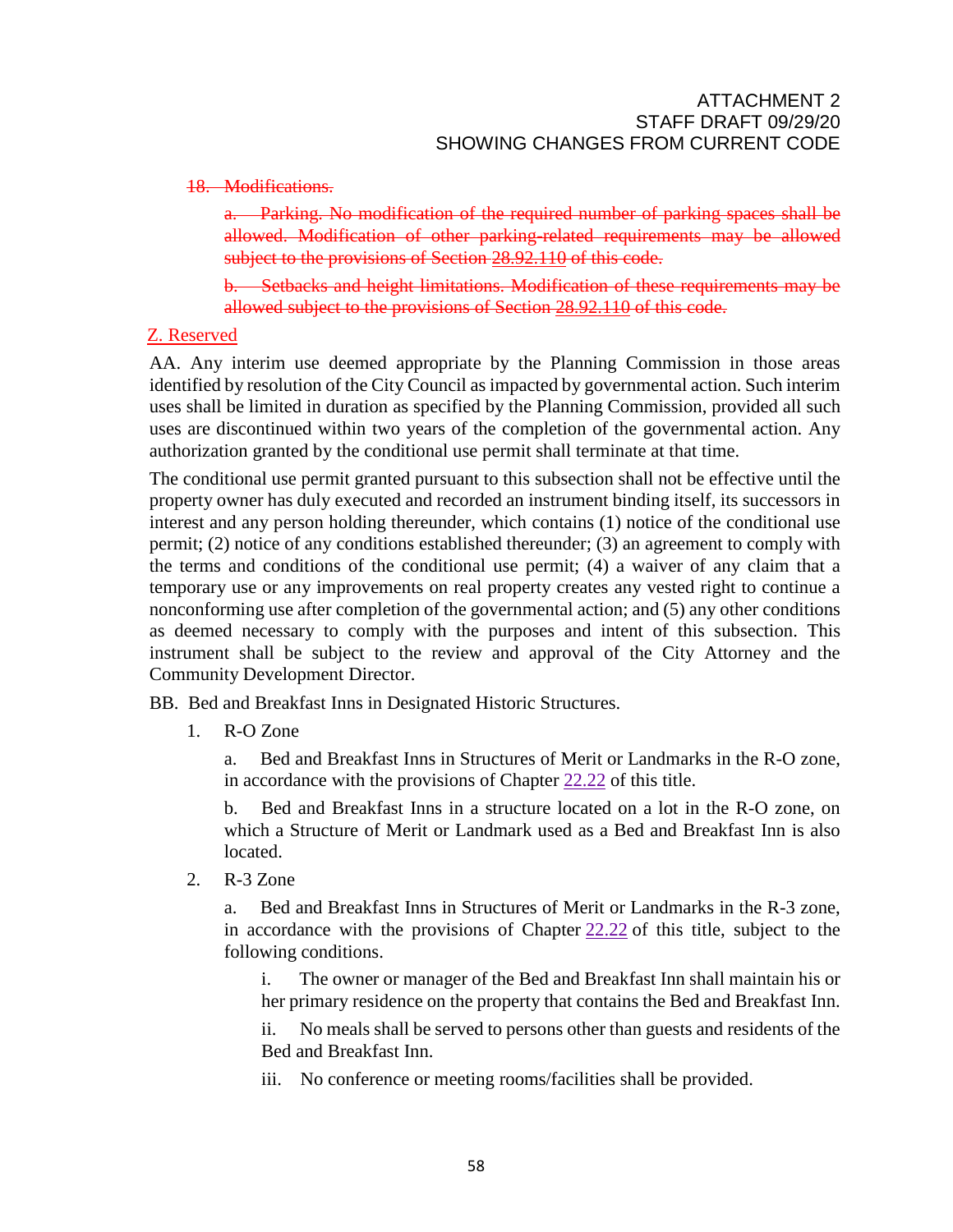~~18. Modifications.~~

~~a. Parking. No modification of the required number of parking spaces shall be allowed. Modification of other parking-related requirements may be allowed subject to the provisions of Section 28.92.110 of this code.~~

~~b. Setbacks and height limitations. Modification of these requirements may be allowed subject to the provisions of Section 28.92.110 of this code.~~

Z. Reserved

AA. Any interim use deemed appropriate by the Planning Commission in those areas identified by resolution of the City Council as impacted by governmental action. Such interim uses shall be limited in duration as specified by the Planning Commission, provided all such uses are discontinued within two years of the completion of the governmental action. Any authorization granted by the conditional use permit shall terminate at that time.

The conditional use permit granted pursuant to this subsection shall not be effective until the property owner has duly executed and recorded an instrument binding itself, its successors in interest and any person holding thereunder, which contains (1) notice of the conditional use permit; (2) notice of any conditions established thereunder; (3) an agreement to comply with the terms and conditions of the conditional use permit; (4) a waiver of any claim that a temporary use or any improvements on real property creates any vested right to continue a nonconforming use after completion of the governmental action; and (5) any other conditions as deemed necessary to comply with the purposes and intent of this subsection. This instrument shall be subject to the review and approval of the City Attorney and the Community Development Director.

BB. Bed and Breakfast Inns in Designated Historic Structures.

1. R-O Zone

   a. Bed and Breakfast Inns in Structures of Merit or Landmarks in the R-O zone, in accordance with the provisions of Chapter 22.22 of this title.

   b. Bed and Breakfast Inns in a structure located on a lot in the R-O zone, on which a Structure of Merit or Landmark used as a Bed and Breakfast Inn is also located.

2. R-3 Zone

   a. Bed and Breakfast Inns in Structures of Merit or Landmarks in the R-3 zone, in accordance with the provisions of Chapter 22.22 of this title, subject to the following conditions.

      i. The owner or manager of the Bed and Breakfast Inn shall maintain his or her primary residence on the property that contains the Bed and Breakfast Inn.

      ii. No meals shall be served to persons other than guests and residents of the Bed and Breakfast Inn.

      iii. No conference or meeting rooms/facilities shall be provided.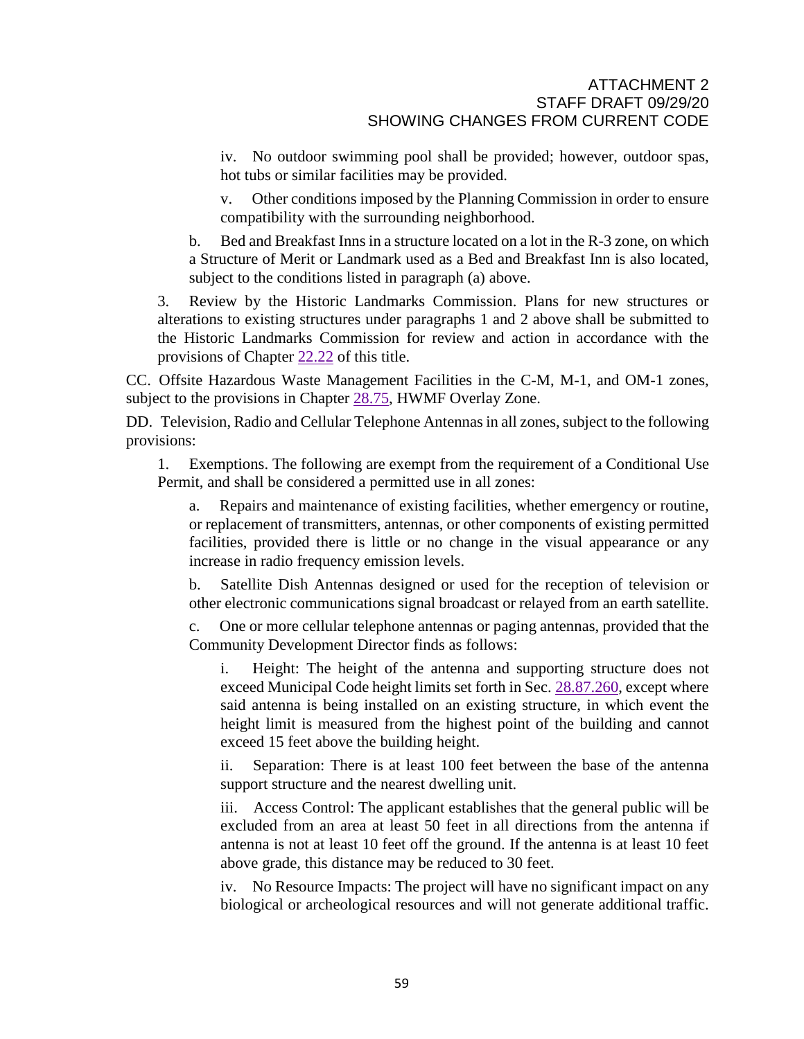iv. No outdoor swimming pool shall be provided; however, outdoor spas, hot tubs or similar facilities may be provided.

v. Other conditions imposed by the Planning Commission in order to ensure compatibility with the surrounding neighborhood.

b. Bed and Breakfast Inns in a structure located on a lot in the R-3 zone, on which a Structure of Merit or Landmark used as a Bed and Breakfast Inn is also located, subject to the conditions listed in paragraph (a) above.

3. Review by the Historic Landmarks Commission. Plans for new structures or alterations to existing structures under paragraphs 1 and 2 above shall be submitted to the Historic Landmarks Commission for review and action in accordance with the provisions of Chapter 22.22 of this title.

CC. Offsite Hazardous Waste Management Facilities in the C-M, M-1, and OM-1 zones, subject to the provisions in Chapter 28.75, HWMF Overlay Zone.

DD. Television, Radio and Cellular Telephone Antennas in all zones, subject to the following provisions:

1. Exemptions. The following are exempt from the requirement of a Conditional Use Permit, and shall be considered a permitted use in all zones:

a. Repairs and maintenance of existing facilities, whether emergency or routine, or replacement of transmitters, antennas, or other components of existing permitted facilities, provided there is little or no change in the visual appearance or any increase in radio frequency emission levels.

b. Satellite Dish Antennas designed or used for the reception of television or other electronic communications signal broadcast or relayed from an earth satellite.

c. One or more cellular telephone antennas or paging antennas, provided that the Community Development Director finds as follows:

i. Height: The height of the antenna and supporting structure does not exceed Municipal Code height limits set forth in Sec. 28.87.260, except where said antenna is being installed on an existing structure, in which event the height limit is measured from the highest point of the building and cannot exceed 15 feet above the building height.

ii. Separation: There is at least 100 feet between the base of the antenna support structure and the nearest dwelling unit.

iii. Access Control: The applicant establishes that the general public will be excluded from an area at least 50 feet in all directions from the antenna if antenna is not at least 10 feet off the ground. If the antenna is at least 10 feet above grade, this distance may be reduced to 30 feet.

iv. No Resource Impacts: The project will have no significant impact on any biological or archeological resources and will not generate additional traffic.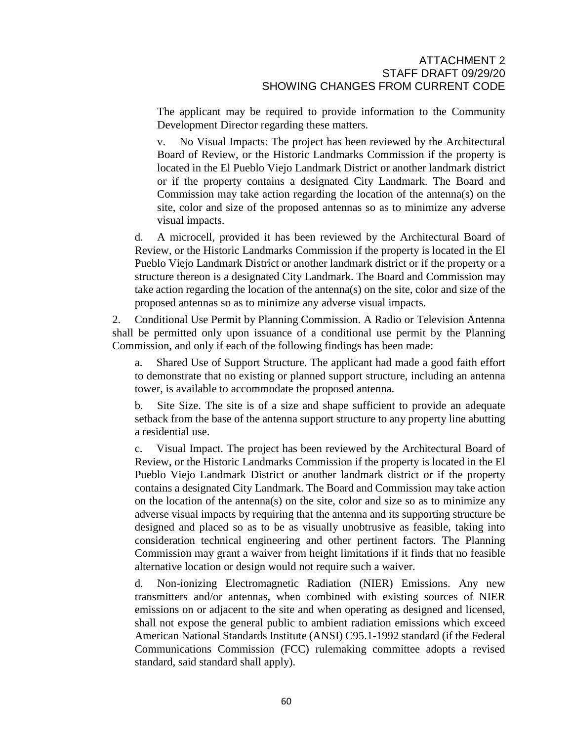The applicant may be required to provide information to the Community Development Director regarding these matters.

v. No Visual Impacts: The project has been reviewed by the Architectural Board of Review, or the Historic Landmarks Commission if the property is located in the El Pueblo Viejo Landmark District or another landmark district or if the property contains a designated City Landmark. The Board and Commission may take action regarding the location of the antenna(s) on the site, color and size of the proposed antennas so as to minimize any adverse visual impacts.

d. A microcell, provided it has been reviewed by the Architectural Board of Review, or the Historic Landmarks Commission if the property is located in the El Pueblo Viejo Landmark District or another landmark district or if the property or a structure thereon is a designated City Landmark. The Board and Commission may take action regarding the location of the antenna(s) on the site, color and size of the proposed antennas so as to minimize any adverse visual impacts.

2. Conditional Use Permit by Planning Commission. A Radio or Television Antenna shall be permitted only upon issuance of a conditional use permit by the Planning Commission, and only if each of the following findings has been made:

a. Shared Use of Support Structure. The applicant had made a good faith effort to demonstrate that no existing or planned support structure, including an antenna tower, is available to accommodate the proposed antenna.

b. Site Size. The site is of a size and shape sufficient to provide an adequate setback from the base of the antenna support structure to any property line abutting a residential use.

c. Visual Impact. The project has been reviewed by the Architectural Board of Review, or the Historic Landmarks Commission if the property is located in the El Pueblo Viejo Landmark District or another landmark district or if the property contains a designated City Landmark. The Board and Commission may take action on the location of the antenna(s) on the site, color and size so as to minimize any adverse visual impacts by requiring that the antenna and its supporting structure be designed and placed so as to be as visually unobtrusive as feasible, taking into consideration technical engineering and other pertinent factors. The Planning Commission may grant a waiver from height limitations if it finds that no feasible alternative location or design would not require such a waiver.

d. Non-ionizing Electromagnetic Radiation (NIER) Emissions. Any new transmitters and/or antennas, when combined with existing sources of NIER emissions on or adjacent to the site and when operating as designed and licensed, shall not expose the general public to ambient radiation emissions which exceed American National Standards Institute (ANSI) C95.1-1992 standard (if the Federal Communications Commission (FCC) rulemaking committee adopts a revised standard, said standard shall apply).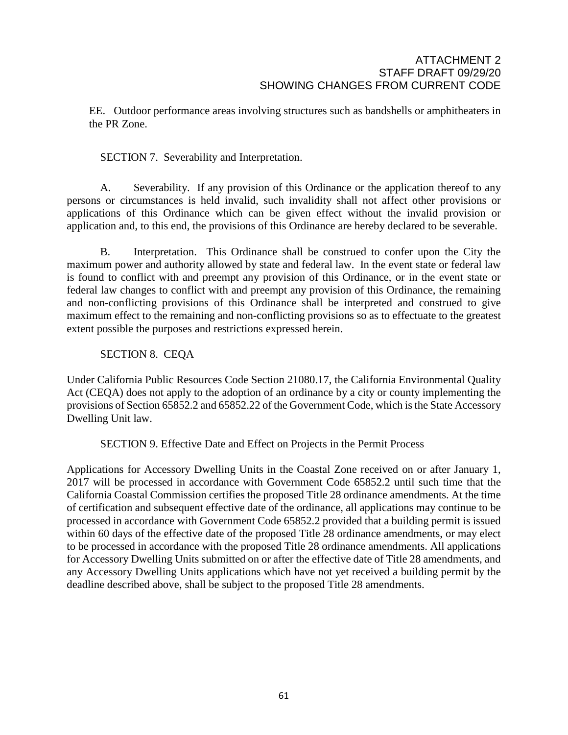EE. Outdoor performance areas involving structures such as bandshells or amphitheaters in the PR Zone.

SECTION 7. Severability and Interpretation.

A. Severability. If any provision of this Ordinance or the application thereof to any persons or circumstances is held invalid, such invalidity shall not affect other provisions or applications of this Ordinance which can be given effect without the invalid provision or application and, to this end, the provisions of this Ordinance are hereby declared to be severable.

B. Interpretation. This Ordinance shall be construed to confer upon the City the maximum power and authority allowed by state and federal law. In the event state or federal law is found to conflict with and preempt any provision of this Ordinance, or in the event state or federal law changes to conflict with and preempt any provision of this Ordinance, the remaining and non-conflicting provisions of this Ordinance shall be interpreted and construed to give maximum effect to the remaining and non-conflicting provisions so as to effectuate to the greatest extent possible the purposes and restrictions expressed herein.

SECTION 8. CEQA

Under California Public Resources Code Section 21080.17, the California Environmental Quality Act (CEQA) does not apply to the adoption of an ordinance by a city or county implementing the provisions of Section 65852.2 and 65852.22 of the Government Code, which is the State Accessory Dwelling Unit law.

SECTION 9. Effective Date and Effect on Projects in the Permit Process

Applications for Accessory Dwelling Units in the Coastal Zone received on or after January 1, 2017 will be processed in accordance with Government Code 65852.2 until such time that the California Coastal Commission certifies the proposed Title 28 ordinance amendments. At the time of certification and subsequent effective date of the ordinance, all applications may continue to be processed in accordance with Government Code 65852.2 provided that a building permit is issued within 60 days of the effective date of the proposed Title 28 ordinance amendments, or may elect to be processed in accordance with the proposed Title 28 ordinance amendments. All applications for Accessory Dwelling Units submitted on or after the effective date of Title 28 amendments, and any Accessory Dwelling Units applications which have not yet received a building permit by the deadline described above, shall be subject to the proposed Title 28 amendments.